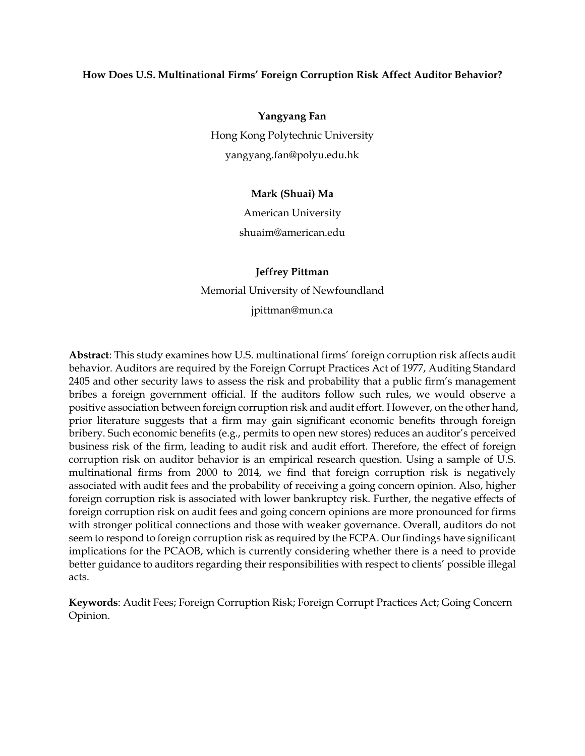**How Does U.S. Multinational Firms' Foreign Corruption Risk Affect Auditor Behavior?**

**Yangyang Fan**

Hong Kong Polytechnic University

yangyang.fan@polyu.edu.hk

**Mark (Shuai) Ma**

American University

shuaim@american.edu

**Jeffrey Pittman**

Memorial University of Newfoundland

jpittman@mun.ca

**Abstract**: This study examines how U.S. multinational firms' foreign corruption risk affects audit behavior. Auditors are required by the Foreign Corrupt Practices Act of 1977, Auditing Standard 2405 and other security laws to assess the risk and probability that a public firm's management bribes a foreign government official. If the auditors follow such rules, we would observe a positive association between foreign corruption risk and audit effort. However, on the other hand, prior literature suggests that a firm may gain significant economic benefits through foreign bribery. Such economic benefits (e.g., permits to open new stores) reduces an auditor's perceived business risk of the firm, leading to audit risk and audit effort. Therefore, the effect of foreign corruption risk on auditor behavior is an empirical research question. Using a sample of U.S. multinational firms from 2000 to 2014, we find that foreign corruption risk is negatively associated with audit fees and the probability of receiving a going concern opinion. Also, higher foreign corruption risk is associated with lower bankruptcy risk. Further, the negative effects of foreign corruption risk on audit fees and going concern opinions are more pronounced for firms with stronger political connections and those with weaker governance. Overall, auditors do not seem to respond to foreign corruption risk as required by the FCPA. Our findings have significant implications for the PCAOB, which is currently considering whether there is a need to provide better guidance to auditors regarding their responsibilities with respect to clients' possible illegal acts.

**Keywords**: Audit Fees; Foreign Corruption Risk; Foreign Corrupt Practices Act; Going Concern Opinion.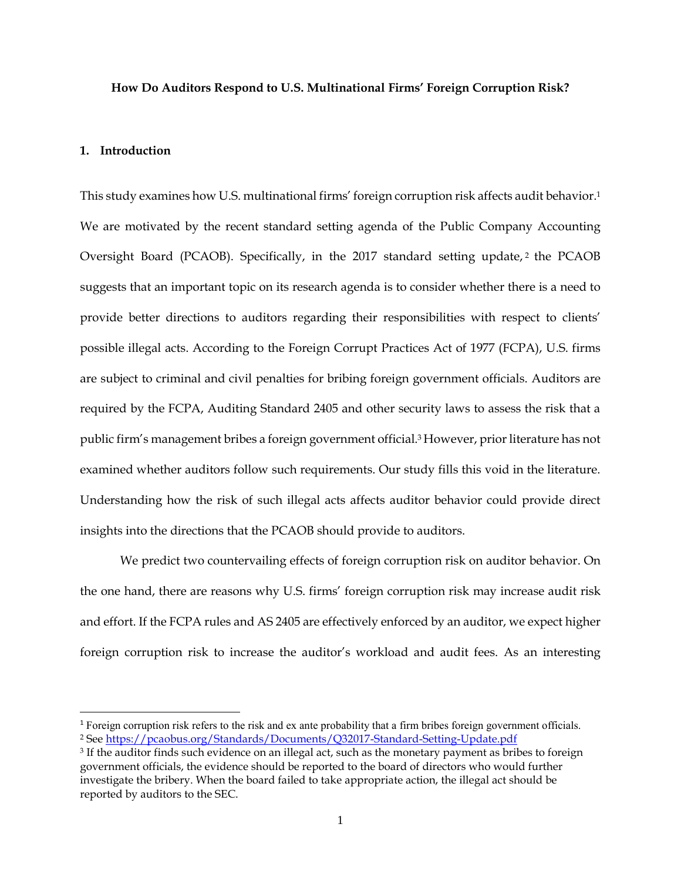**How Do Auditors Respond to U.S. Multinational Firms' Foreign Corruption Risk?**

## 1. Introduction

This study examines how U.S. multinational firms' foreign corruption risk affects audit behavior.[1] We are motivated by the recent standard setting agenda of the Public Company Accounting Oversight Board (PCAOB). Specifically, in the 2017 standard setting update,[2] the PCAOB suggests that an important topic on its research agenda is to consider whether there is a need to provide better directions to auditors regarding their responsibilities with respect to clients' possible illegal acts. According to the Foreign Corrupt Practices Act of 1977 (FCPA), U.S. firms are subject to criminal and civil penalties for bribing foreign government officials. Auditors are required by the FCPA, Auditing Standard 2405 and other security laws to assess the risk that a public firm's management bribes a foreign government official.[3] However, prior literature has not examined whether auditors follow such requirements. Our study fills this void in the literature. Understanding how the risk of such illegal acts affects auditor behavior could provide direct insights into the directions that the PCAOB should provide to auditors.

We predict two countervailing effects of foreign corruption risk on auditor behavior. On the one hand, there are reasons why U.S. firms' foreign corruption risk may increase audit risk and effort. If the FCPA rules and AS 2405 are effectively enforced by an auditor, we expect higher foreign corruption risk to increase the auditor's workload and audit fees. As an interesting

---

[1] Foreign corruption risk refers to the risk and ex ante probability that a firm bribes foreign government officials.

[2] See https://pcaobus.org/Standards/Documents/Q32017-Standard-Setting-Update.pdf

[3] If the auditor finds such evidence on an illegal act, such as the monetary payment as bribes to foreign government officials, the evidence should be reported to the board of directors who would further investigate the bribery. When the board failed to take appropriate action, the illegal act should be reported by auditors to the SEC.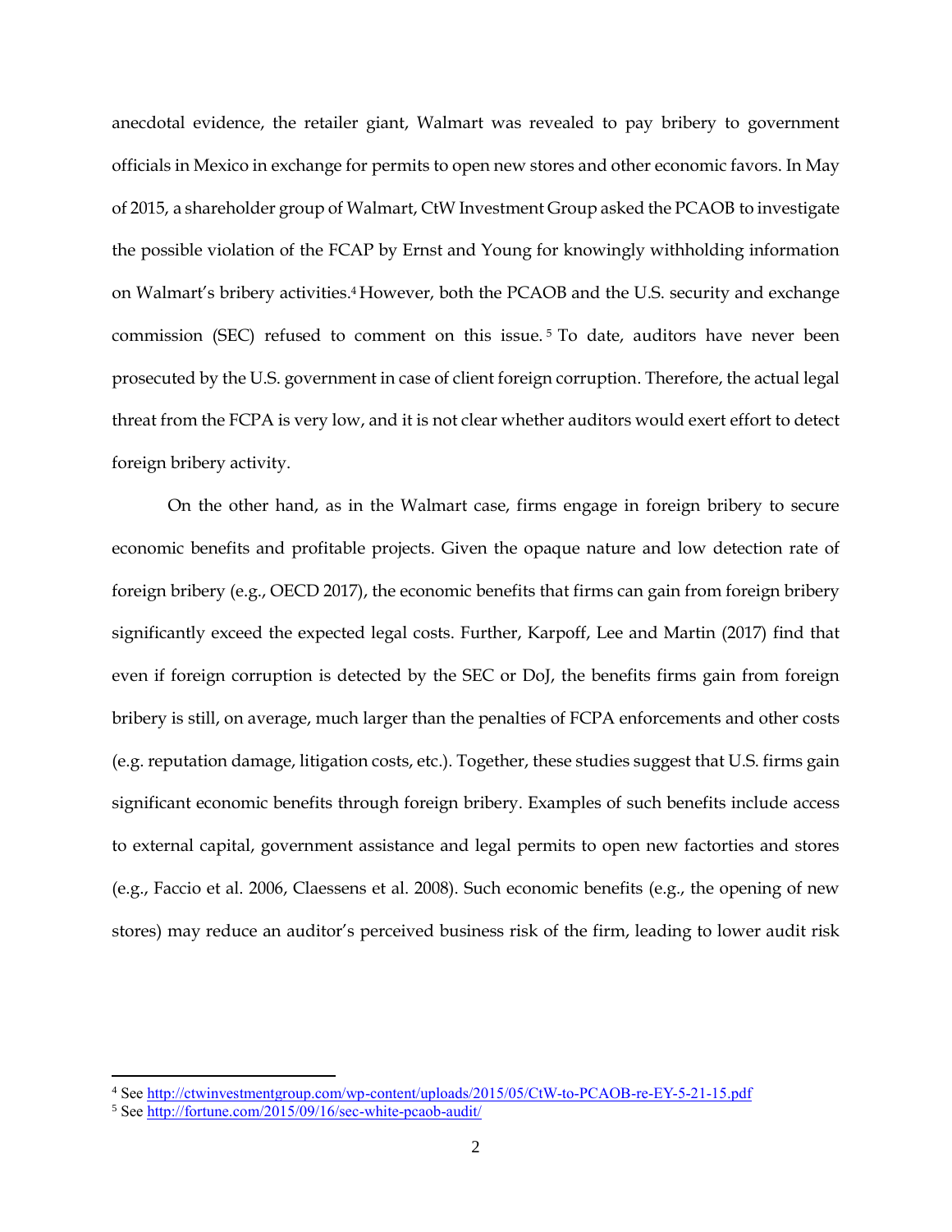anecdotal evidence, the retailer giant, Walmart was revealed to pay bribery to government officials in Mexico in exchange for permits to open new stores and other economic favors. In May of 2015, a shareholder group of Walmart, CtW Investment Group asked the PCAOB to investigate the possible violation of the FCAP by Ernst and Young for knowingly withholding information on Walmart's bribery activities.[4] However, both the PCAOB and the U.S. security and exchange commission (SEC) refused to comment on this issue.[5] To date, auditors have never been prosecuted by the U.S. government in case of client foreign corruption. Therefore, the actual legal threat from the FCPA is very low, and it is not clear whether auditors would exert effort to detect foreign bribery activity.

On the other hand, as in the Walmart case, firms engage in foreign bribery to secure economic benefits and profitable projects. Given the opaque nature and low detection rate of foreign bribery (e.g., OECD 2017), the economic benefits that firms can gain from foreign bribery significantly exceed the expected legal costs. Further, Karpoff, Lee and Martin (2017) find that even if foreign corruption is detected by the SEC or DoJ, the benefits firms gain from foreign bribery is still, on average, much larger than the penalties of FCPA enforcements and other costs (e.g. reputation damage, litigation costs, etc.). Together, these studies suggest that U.S. firms gain significant economic benefits through foreign bribery. Examples of such benefits include access to external capital, government assistance and legal permits to open new factorties and stores (e.g., Faccio et al. 2006, Claessens et al. 2008). Such economic benefits (e.g., the opening of new stores) may reduce an auditor's perceived business risk of the firm, leading to lower audit risk

---

[4] See http://ctwinvestmentgroup.com/wp-content/uploads/2015/05/CtW-to-PCAOB-re-EY-5-21-15.pdf

[5] See http://fortune.com/2015/09/16/sec-white-pcaob-audit/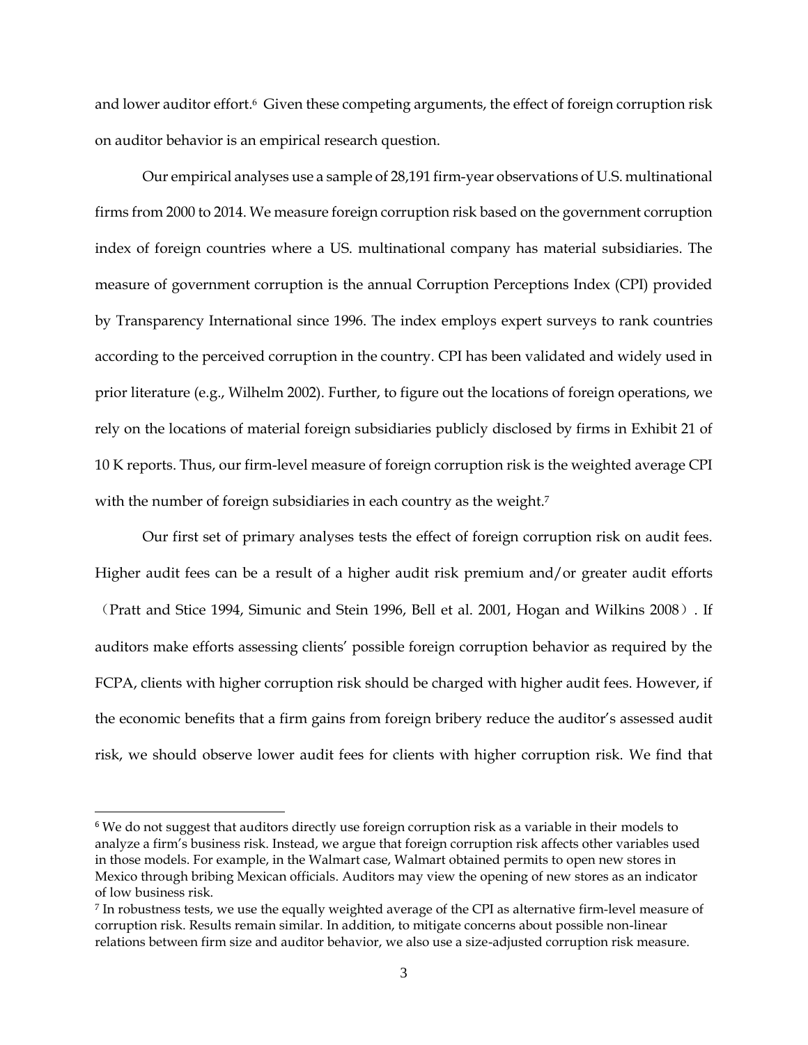and lower auditor effort.[6] Given these competing arguments, the effect of foreign corruption risk on auditor behavior is an empirical research question.

Our empirical analyses use a sample of 28,191 firm-year observations of U.S. multinational firms from 2000 to 2014. We measure foreign corruption risk based on the government corruption index of foreign countries where a US. multinational company has material subsidiaries. The measure of government corruption is the annual Corruption Perceptions Index (CPI) provided by Transparency International since 1996. The index employs expert surveys to rank countries according to the perceived corruption in the country. CPI has been validated and widely used in prior literature (e.g., Wilhelm 2002). Further, to figure out the locations of foreign operations, we rely on the locations of material foreign subsidiaries publicly disclosed by firms in Exhibit 21 of 10 K reports. Thus, our firm-level measure of foreign corruption risk is the weighted average CPI with the number of foreign subsidiaries in each country as the weight.[7]

Our first set of primary analyses tests the effect of foreign corruption risk on audit fees. Higher audit fees can be a result of a higher audit risk premium and/or greater audit efforts （Pratt and Stice 1994, Simunic and Stein 1996, Bell et al. 2001, Hogan and Wilkins 2008）. If auditors make efforts assessing clients' possible foreign corruption behavior as required by the FCPA, clients with higher corruption risk should be charged with higher audit fees. However, if the economic benefits that a firm gains from foreign bribery reduce the auditor's assessed audit risk, we should observe lower audit fees for clients with higher corruption risk. We find that

---

[6] We do not suggest that auditors directly use foreign corruption risk as a variable in their models to analyze a firm's business risk. Instead, we argue that foreign corruption risk affects other variables used in those models. For example, in the Walmart case, Walmart obtained permits to open new stores in Mexico through bribing Mexican officials. Auditors may view the opening of new stores as an indicator of low business risk.

[7] In robustness tests, we use the equally weighted average of the CPI as alternative firm-level measure of corruption risk. Results remain similar. In addition, to mitigate concerns about possible non-linear relations between firm size and auditor behavior, we also use a size-adjusted corruption risk measure.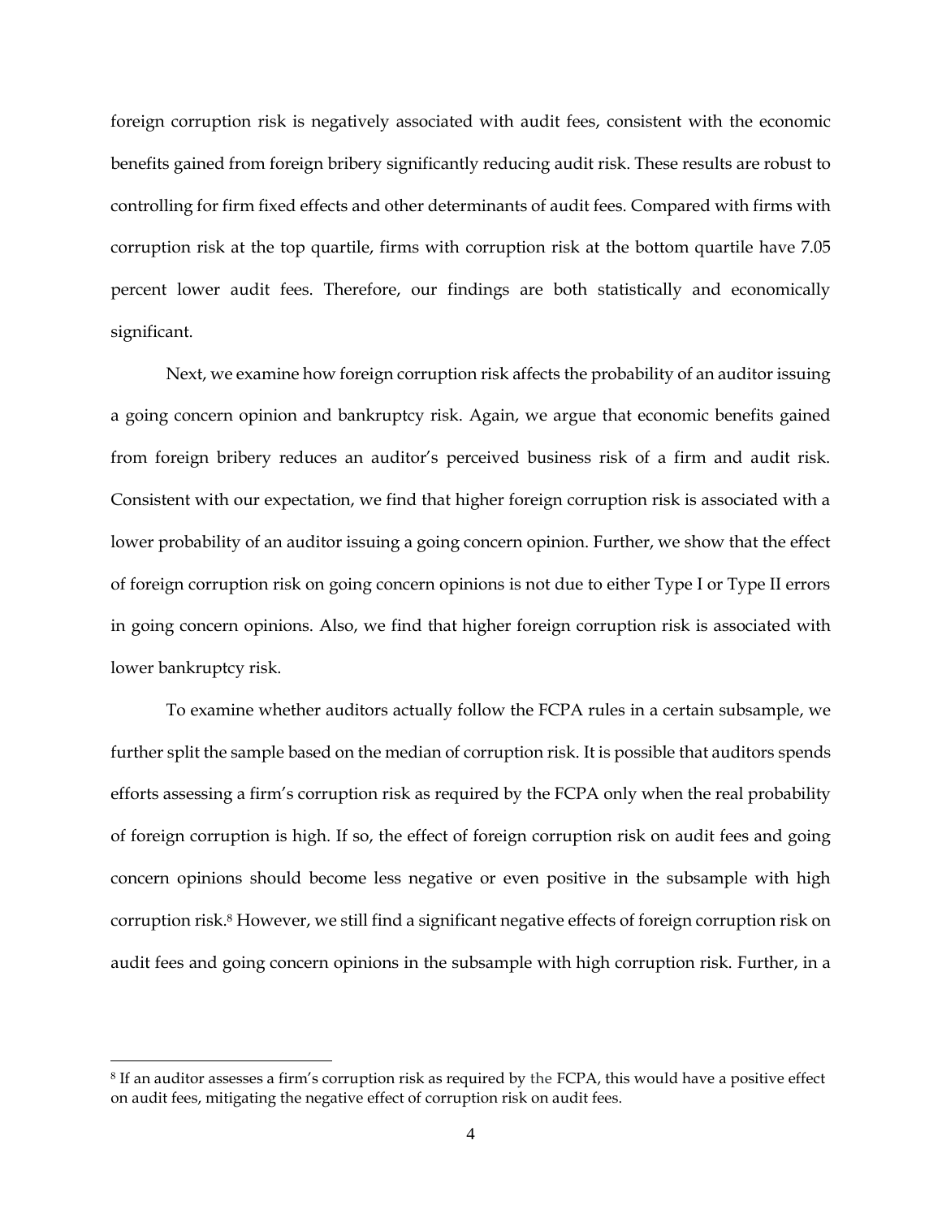foreign corruption risk is negatively associated with audit fees, consistent with the economic benefits gained from foreign bribery significantly reducing audit risk. These results are robust to controlling for firm fixed effects and other determinants of audit fees. Compared with firms with corruption risk at the top quartile, firms with corruption risk at the bottom quartile have 7.05 percent lower audit fees. Therefore, our findings are both statistically and economically significant.

Next, we examine how foreign corruption risk affects the probability of an auditor issuing a going concern opinion and bankruptcy risk. Again, we argue that economic benefits gained from foreign bribery reduces an auditor's perceived business risk of a firm and audit risk. Consistent with our expectation, we find that higher foreign corruption risk is associated with a lower probability of an auditor issuing a going concern opinion. Further, we show that the effect of foreign corruption risk on going concern opinions is not due to either Type I or Type II errors in going concern opinions. Also, we find that higher foreign corruption risk is associated with lower bankruptcy risk.

To examine whether auditors actually follow the FCPA rules in a certain subsample, we further split the sample based on the median of corruption risk. It is possible that auditors spends efforts assessing a firm's corruption risk as required by the FCPA only when the real probability of foreign corruption is high. If so, the effect of foreign corruption risk on audit fees and going concern opinions should become less negative or even positive in the subsample with high corruption risk.[8] However, we still find a significant negative effects of foreign corruption risk on audit fees and going concern opinions in the subsample with high corruption risk. Further, in a

[8] If an auditor assesses a firm's corruption risk as required by the FCPA, this would have a positive effect on audit fees, mitigating the negative effect of corruption risk on audit fees.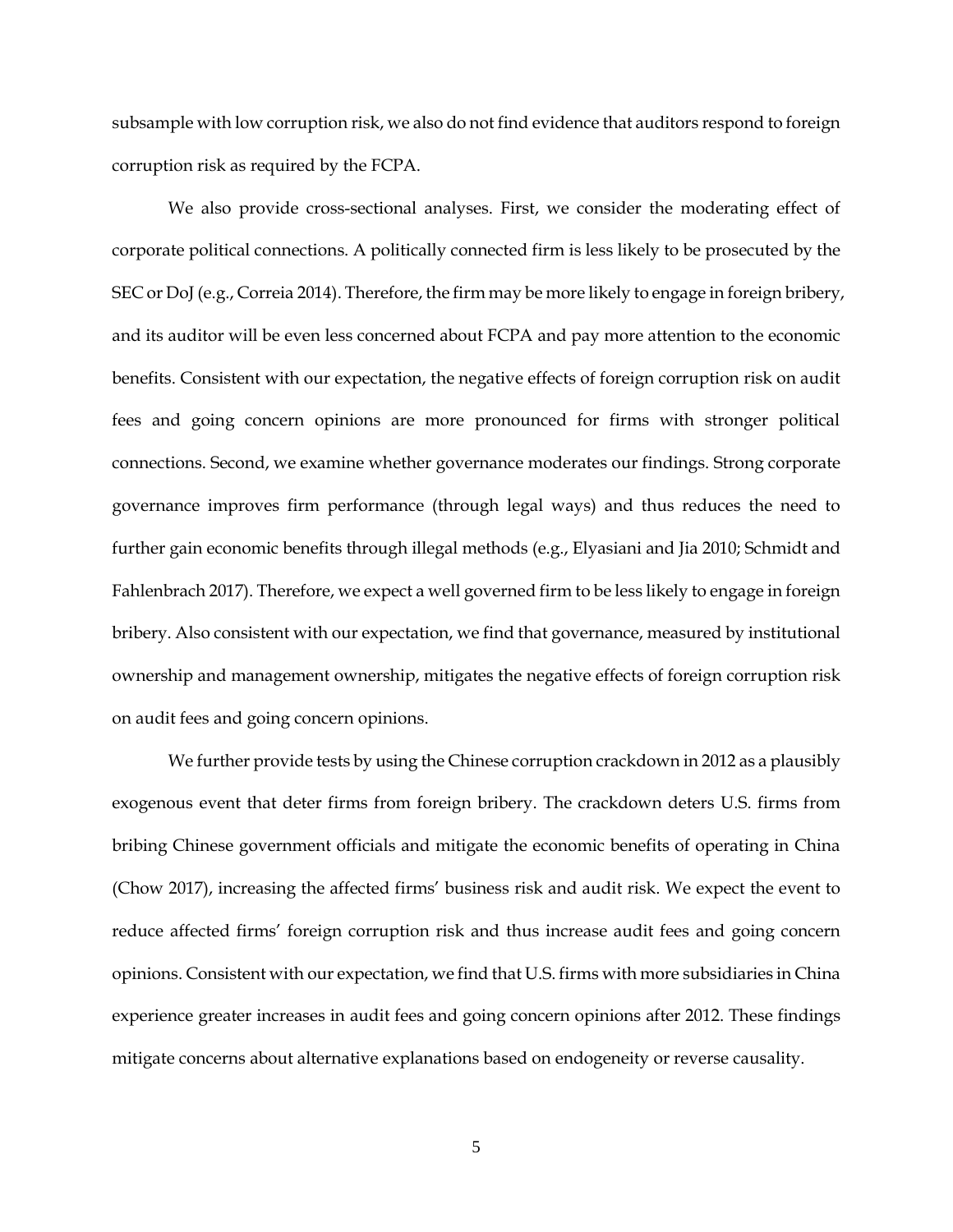subsample with low corruption risk, we also do not find evidence that auditors respond to foreign corruption risk as required by the FCPA.

We also provide cross-sectional analyses. First, we consider the moderating effect of corporate political connections. A politically connected firm is less likely to be prosecuted by the SEC or DoJ (e.g., Correia 2014). Therefore, the firm may be more likely to engage in foreign bribery, and its auditor will be even less concerned about FCPA and pay more attention to the economic benefits. Consistent with our expectation, the negative effects of foreign corruption risk on audit fees and going concern opinions are more pronounced for firms with stronger political connections. Second, we examine whether governance moderates our findings. Strong corporate governance improves firm performance (through legal ways) and thus reduces the need to further gain economic benefits through illegal methods (e.g., Elyasiani and Jia 2010; Schmidt and Fahlenbrach 2017). Therefore, we expect a well governed firm to be less likely to engage in foreign bribery. Also consistent with our expectation, we find that governance, measured by institutional ownership and management ownership, mitigates the negative effects of foreign corruption risk on audit fees and going concern opinions.

We further provide tests by using the Chinese corruption crackdown in 2012 as a plausibly exogenous event that deter firms from foreign bribery. The crackdown deters U.S. firms from bribing Chinese government officials and mitigate the economic benefits of operating in China (Chow 2017), increasing the affected firms' business risk and audit risk. We expect the event to reduce affected firms' foreign corruption risk and thus increase audit fees and going concern opinions. Consistent with our expectation, we find that U.S. firms with more subsidiaries in China experience greater increases in audit fees and going concern opinions after 2012. These findings mitigate concerns about alternative explanations based on endogeneity or reverse causality.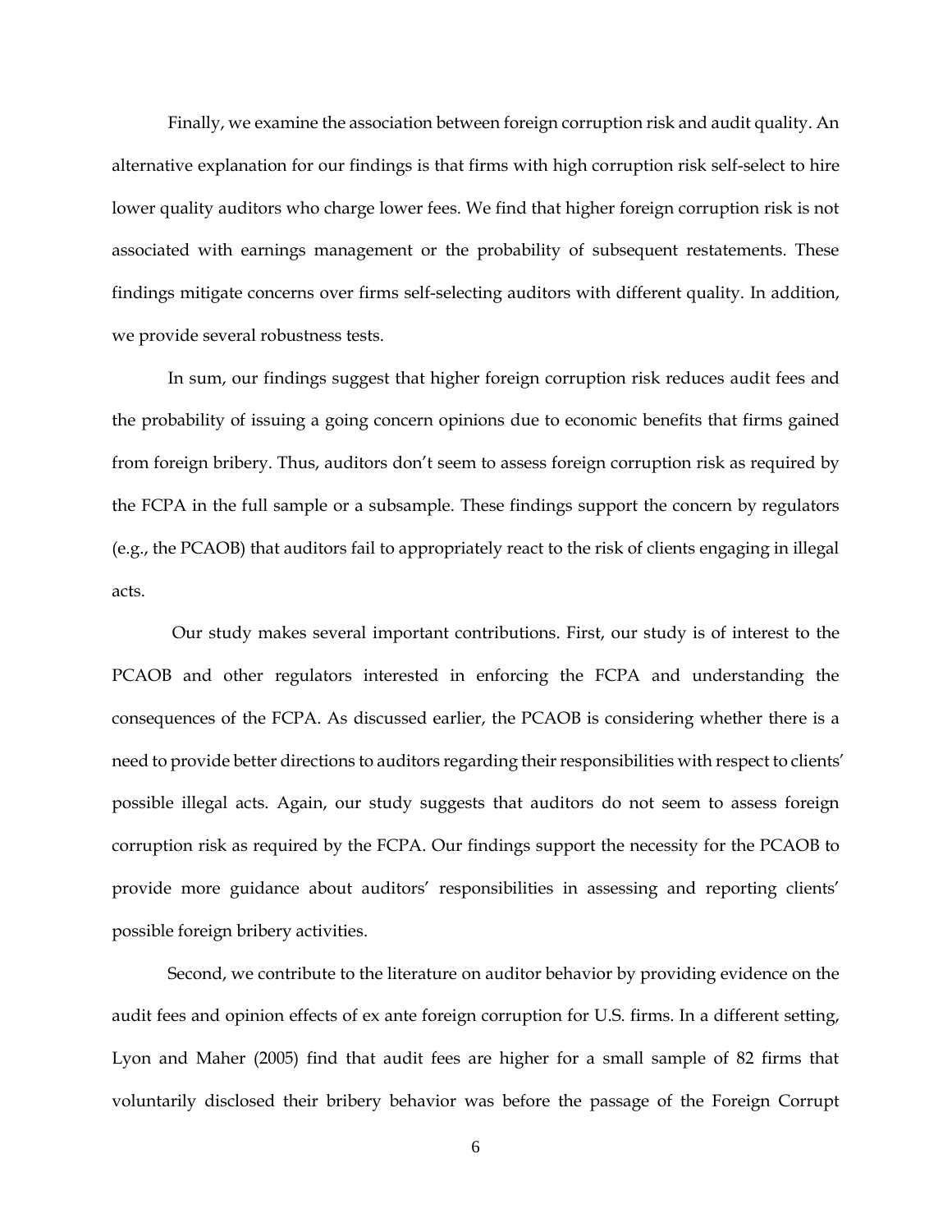Finally, we examine the association between foreign corruption risk and audit quality. An alternative explanation for our findings is that firms with high corruption risk self-select to hire lower quality auditors who charge lower fees. We find that higher foreign corruption risk is not associated with earnings management or the probability of subsequent restatements. These findings mitigate concerns over firms self-selecting auditors with different quality. In addition, we provide several robustness tests.

In sum, our findings suggest that higher foreign corruption risk reduces audit fees and the probability of issuing a going concern opinions due to economic benefits that firms gained from foreign bribery. Thus, auditors don't seem to assess foreign corruption risk as required by the FCPA in the full sample or a subsample. These findings support the concern by regulators (e.g., the PCAOB) that auditors fail to appropriately react to the risk of clients engaging in illegal acts.

Our study makes several important contributions. First, our study is of interest to the PCAOB and other regulators interested in enforcing the FCPA and understanding the consequences of the FCPA. As discussed earlier, the PCAOB is considering whether there is a need to provide better directions to auditors regarding their responsibilities with respect to clients' possible illegal acts. Again, our study suggests that auditors do not seem to assess foreign corruption risk as required by the FCPA. Our findings support the necessity for the PCAOB to provide more guidance about auditors' responsibilities in assessing and reporting clients' possible foreign bribery activities.

Second, we contribute to the literature on auditor behavior by providing evidence on the audit fees and opinion effects of ex ante foreign corruption for U.S. firms. In a different setting, Lyon and Maher (2005) find that audit fees are higher for a small sample of 82 firms that voluntarily disclosed their bribery behavior was before the passage of the Foreign Corrupt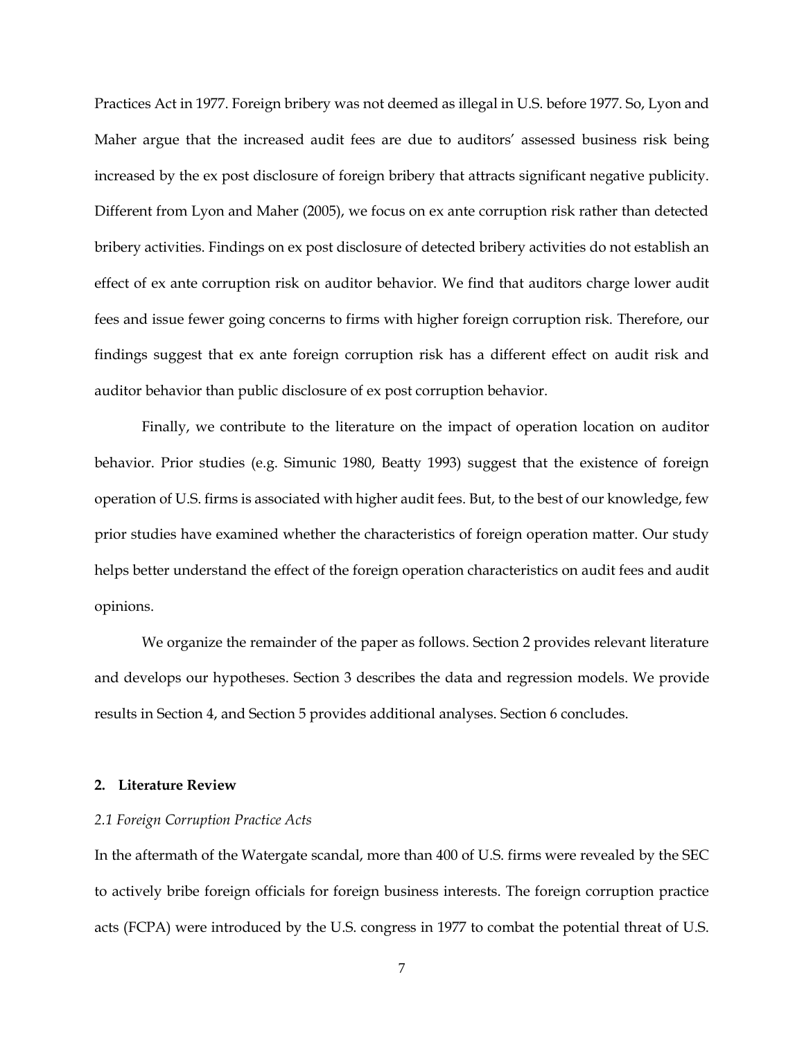Practices Act in 1977. Foreign bribery was not deemed as illegal in U.S. before 1977. So, Lyon and Maher argue that the increased audit fees are due to auditors' assessed business risk being increased by the ex post disclosure of foreign bribery that attracts significant negative publicity. Different from Lyon and Maher (2005), we focus on ex ante corruption risk rather than detected bribery activities. Findings on ex post disclosure of detected bribery activities do not establish an effect of ex ante corruption risk on auditor behavior. We find that auditors charge lower audit fees and issue fewer going concerns to firms with higher foreign corruption risk. Therefore, our findings suggest that ex ante foreign corruption risk has a different effect on audit risk and auditor behavior than public disclosure of ex post corruption behavior.

Finally, we contribute to the literature on the impact of operation location on auditor behavior. Prior studies (e.g. Simunic 1980, Beatty 1993) suggest that the existence of foreign operation of U.S. firms is associated with higher audit fees. But, to the best of our knowledge, few prior studies have examined whether the characteristics of foreign operation matter. Our study helps better understand the effect of the foreign operation characteristics on audit fees and audit opinions.

We organize the remainder of the paper as follows. Section 2 provides relevant literature and develops our hypotheses. Section 3 describes the data and regression models. We provide results in Section 4, and Section 5 provides additional analyses. Section 6 concludes.

## 2. Literature Review

### *2.1 Foreign Corruption Practice Acts*

In the aftermath of the Watergate scandal, more than 400 of U.S. firms were revealed by the SEC to actively bribe foreign officials for foreign business interests. The foreign corruption practice acts (FCPA) were introduced by the U.S. congress in 1977 to combat the potential threat of U.S.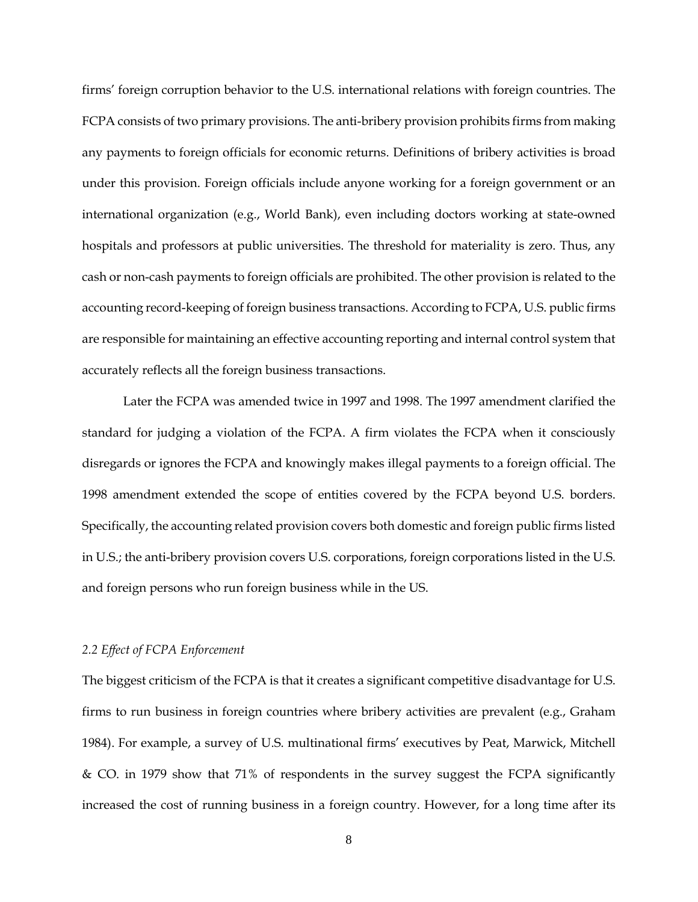firms' foreign corruption behavior to the U.S. international relations with foreign countries. The FCPA consists of two primary provisions. The anti-bribery provision prohibits firms from making any payments to foreign officials for economic returns. Definitions of bribery activities is broad under this provision. Foreign officials include anyone working for a foreign government or an international organization (e.g., World Bank), even including doctors working at state-owned hospitals and professors at public universities. The threshold for materiality is zero. Thus, any cash or non-cash payments to foreign officials are prohibited. The other provision is related to the accounting record-keeping of foreign business transactions. According to FCPA, U.S. public firms are responsible for maintaining an effective accounting reporting and internal control system that accurately reflects all the foreign business transactions.

Later the FCPA was amended twice in 1997 and 1998. The 1997 amendment clarified the standard for judging a violation of the FCPA. A firm violates the FCPA when it consciously disregards or ignores the FCPA and knowingly makes illegal payments to a foreign official. The 1998 amendment extended the scope of entities covered by the FCPA beyond U.S. borders. Specifically, the accounting related provision covers both domestic and foreign public firms listed in U.S.; the anti-bribery provision covers U.S. corporations, foreign corporations listed in the U.S. and foreign persons who run foreign business while in the US.

### *2.2 Effect of FCPA Enforcement*

The biggest criticism of the FCPA is that it creates a significant competitive disadvantage for U.S. firms to run business in foreign countries where bribery activities are prevalent (e.g., Graham 1984). For example, a survey of U.S. multinational firms' executives by Peat, Marwick, Mitchell & CO. in 1979 show that 71% of respondents in the survey suggest the FCPA significantly increased the cost of running business in a foreign country. However, for a long time after its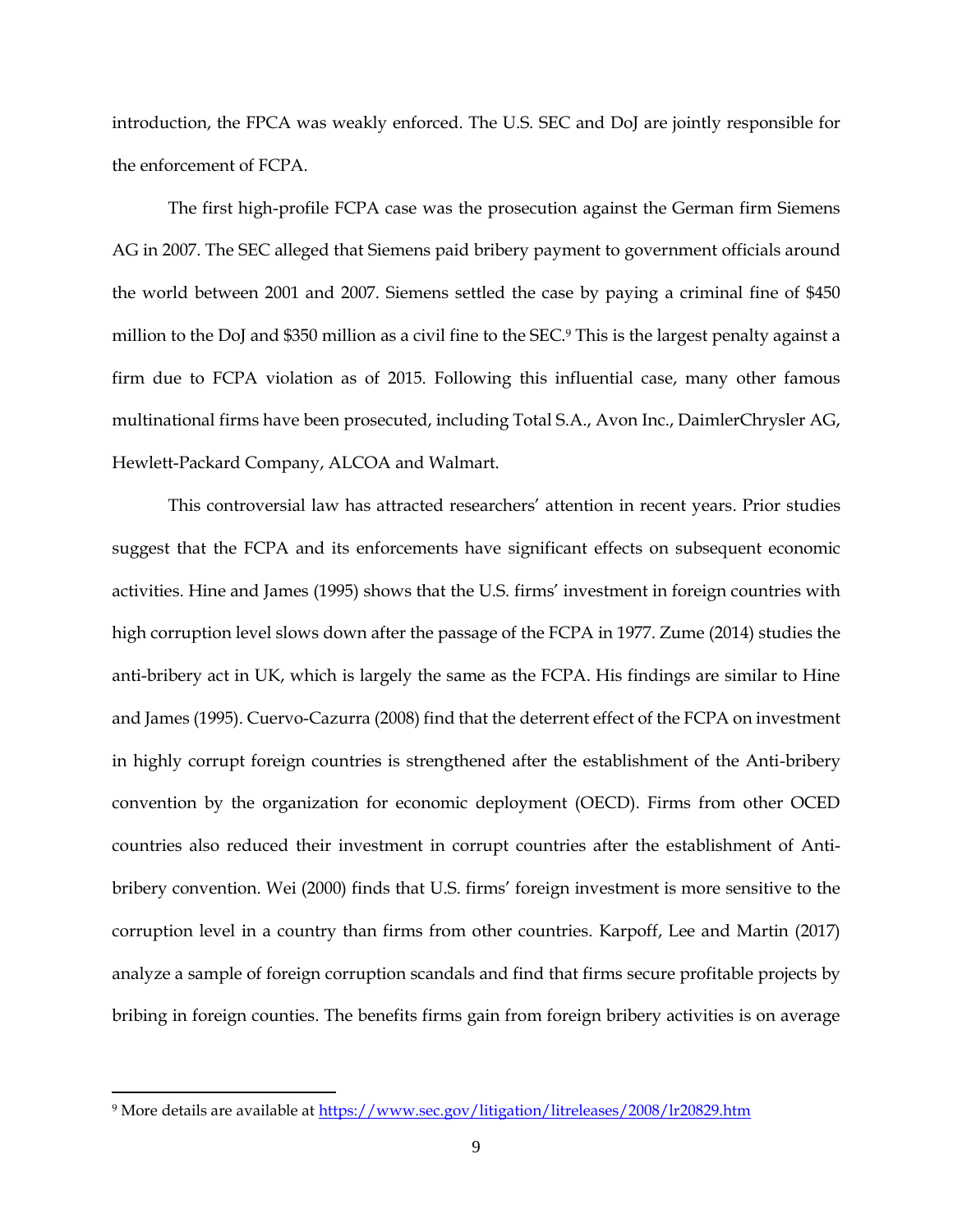introduction, the FPCA was weakly enforced. The U.S. SEC and DoJ are jointly responsible for the enforcement of FCPA.

The first high-profile FCPA case was the prosecution against the German firm Siemens AG in 2007. The SEC alleged that Siemens paid bribery payment to government officials around the world between 2001 and 2007. Siemens settled the case by paying a criminal fine of $450 million to the DoJ and $350 million as a civil fine to the SEC.[9] This is the largest penalty against a firm due to FCPA violation as of 2015. Following this influential case, many other famous multinational firms have been prosecuted, including Total S.A., Avon Inc., DaimlerChrysler AG, Hewlett-Packard Company, ALCOA and Walmart.

This controversial law has attracted researchers' attention in recent years. Prior studies suggest that the FCPA and its enforcements have significant effects on subsequent economic activities. Hine and James (1995) shows that the U.S. firms' investment in foreign countries with high corruption level slows down after the passage of the FCPA in 1977. Zume (2014) studies the anti-bribery act in UK, which is largely the same as the FCPA. His findings are similar to Hine and James (1995). Cuervo-Cazurra (2008) find that the deterrent effect of the FCPA on investment in highly corrupt foreign countries is strengthened after the establishment of the Anti-bribery convention by the organization for economic deployment (OECD). Firms from other OCED countries also reduced their investment in corrupt countries after the establishment of Anti-bribery convention. Wei (2000) finds that U.S. firms' foreign investment is more sensitive to the corruption level in a country than firms from other countries. Karpoff, Lee and Martin (2017) analyze a sample of foreign corruption scandals and find that firms secure profitable projects by bribing in foreign counties. The benefits firms gain from foreign bribery activities is on average

[9] More details are available at https://www.sec.gov/litigation/litreleases/2008/lr20829.htm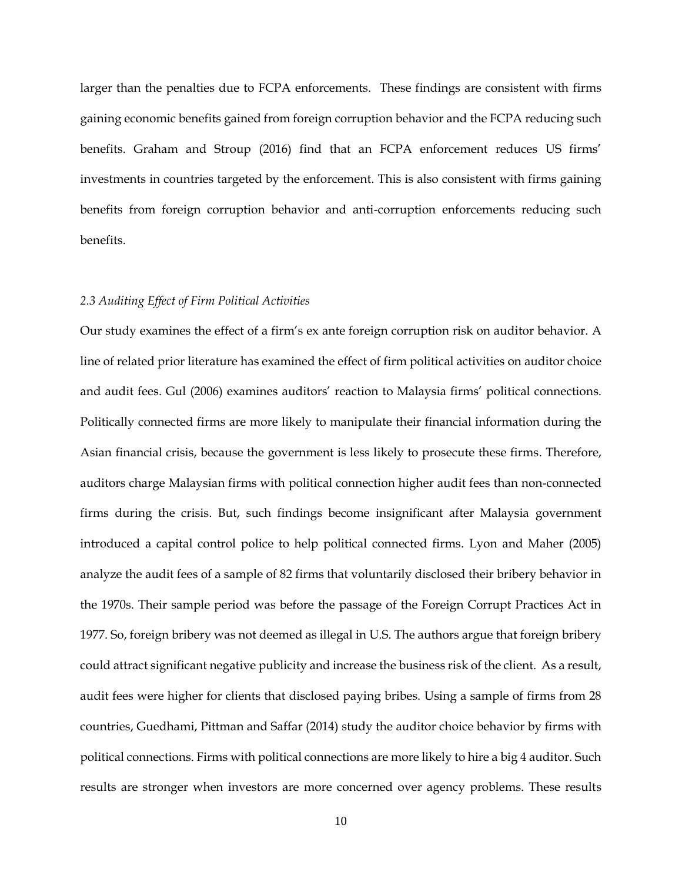larger than the penalties due to FCPA enforcements. These findings are consistent with firms gaining economic benefits gained from foreign corruption behavior and the FCPA reducing such benefits. Graham and Stroup (2016) find that an FCPA enforcement reduces US firms' investments in countries targeted by the enforcement. This is also consistent with firms gaining benefits from foreign corruption behavior and anti-corruption enforcements reducing such benefits.

### *2.3 Auditing Effect of Firm Political Activities*

Our study examines the effect of a firm's ex ante foreign corruption risk on auditor behavior. A line of related prior literature has examined the effect of firm political activities on auditor choice and audit fees. Gul (2006) examines auditors' reaction to Malaysia firms' political connections. Politically connected firms are more likely to manipulate their financial information during the Asian financial crisis, because the government is less likely to prosecute these firms. Therefore, auditors charge Malaysian firms with political connection higher audit fees than non-connected firms during the crisis. But, such findings become insignificant after Malaysia government introduced a capital control police to help political connected firms. Lyon and Maher (2005) analyze the audit fees of a sample of 82 firms that voluntarily disclosed their bribery behavior in the 1970s. Their sample period was before the passage of the Foreign Corrupt Practices Act in 1977. So, foreign bribery was not deemed as illegal in U.S. The authors argue that foreign bribery could attract significant negative publicity and increase the business risk of the client. As a result, audit fees were higher for clients that disclosed paying bribes. Using a sample of firms from 28 countries, Guedhami, Pittman and Saffar (2014) study the auditor choice behavior by firms with political connections. Firms with political connections are more likely to hire a big 4 auditor. Such results are stronger when investors are more concerned over agency problems. These results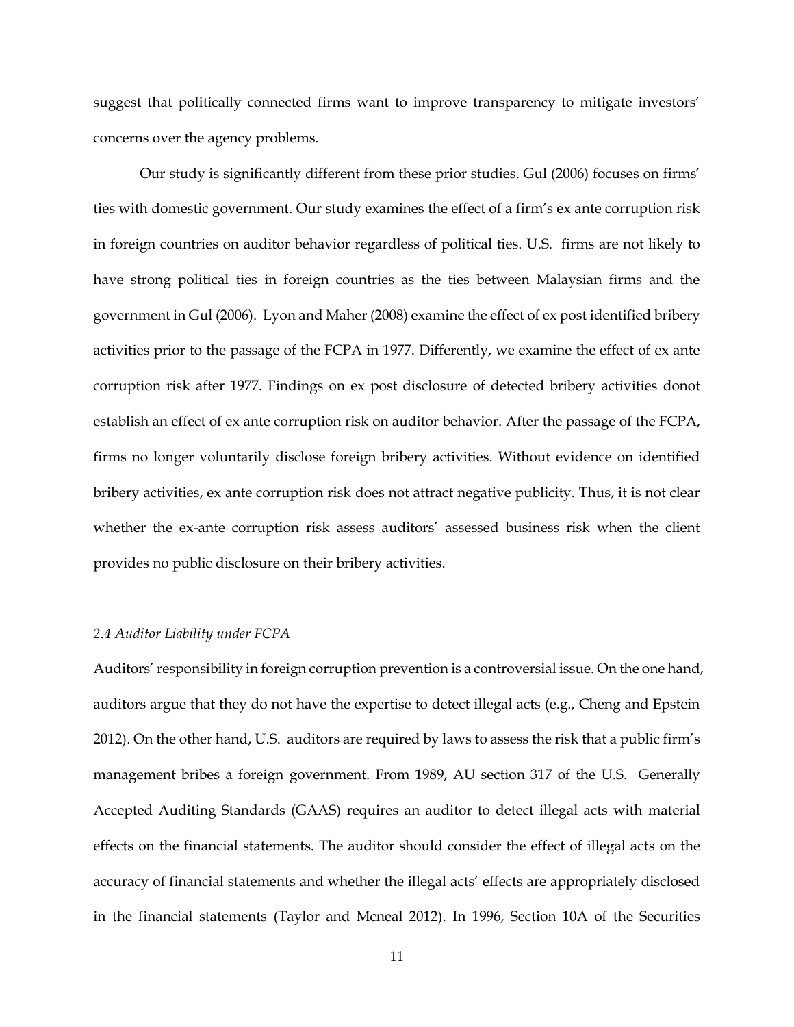suggest that politically connected firms want to improve transparency to mitigate investors' concerns over the agency problems.

Our study is significantly different from these prior studies. Gul (2006) focuses on firms' ties with domestic government. Our study examines the effect of a firm's ex ante corruption risk in foreign countries on auditor behavior regardless of political ties. U.S. firms are not likely to have strong political ties in foreign countries as the ties between Malaysian firms and the government in Gul (2006). Lyon and Maher (2008) examine the effect of ex post identified bribery activities prior to the passage of the FCPA in 1977. Differently, we examine the effect of ex ante corruption risk after 1977. Findings on ex post disclosure of detected bribery activities donot establish an effect of ex ante corruption risk on auditor behavior. After the passage of the FCPA, firms no longer voluntarily disclose foreign bribery activities. Without evidence on identified bribery activities, ex ante corruption risk does not attract negative publicity. Thus, it is not clear whether the ex-ante corruption risk assess auditors' assessed business risk when the client provides no public disclosure on their bribery activities.

*2.4 Auditor Liability under FCPA*

Auditors' responsibility in foreign corruption prevention is a controversial issue. On the one hand, auditors argue that they do not have the expertise to detect illegal acts (e.g., Cheng and Epstein 2012). On the other hand, U.S. auditors are required by laws to assess the risk that a public firm's management bribes a foreign government. From 1989, AU section 317 of the U.S. Generally Accepted Auditing Standards (GAAS) requires an auditor to detect illegal acts with material effects on the financial statements. The auditor should consider the effect of illegal acts on the accuracy of financial statements and whether the illegal acts' effects are appropriately disclosed in the financial statements (Taylor and Mcneal 2012). In 1996, Section 10A of the Securities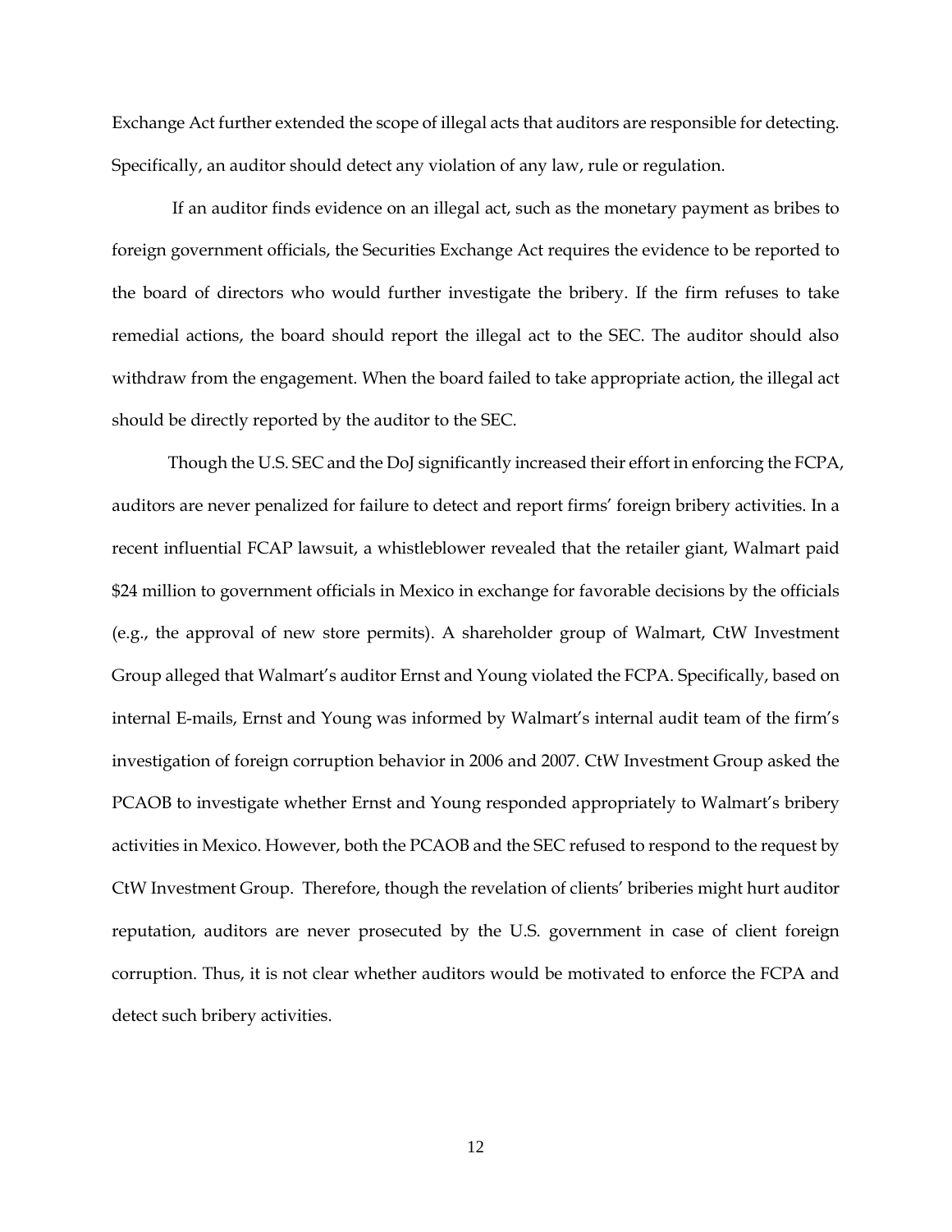Exchange Act further extended the scope of illegal acts that auditors are responsible for detecting. Specifically, an auditor should detect any violation of any law, rule or regulation.

If an auditor finds evidence on an illegal act, such as the monetary payment as bribes to foreign government officials, the Securities Exchange Act requires the evidence to be reported to the board of directors who would further investigate the bribery. If the firm refuses to take remedial actions, the board should report the illegal act to the SEC. The auditor should also withdraw from the engagement. When the board failed to take appropriate action, the illegal act should be directly reported by the auditor to the SEC.

Though the U.S. SEC and the DoJ significantly increased their effort in enforcing the FCPA, auditors are never penalized for failure to detect and report firms' foreign bribery activities. In a recent influential FCAP lawsuit, a whistleblower revealed that the retailer giant, Walmart paid $24 million to government officials in Mexico in exchange for favorable decisions by the officials (e.g., the approval of new store permits). A shareholder group of Walmart, CtW Investment Group alleged that Walmart's auditor Ernst and Young violated the FCPA. Specifically, based on internal E-mails, Ernst and Young was informed by Walmart's internal audit team of the firm's investigation of foreign corruption behavior in 2006 and 2007. CtW Investment Group asked the PCAOB to investigate whether Ernst and Young responded appropriately to Walmart's bribery activities in Mexico. However, both the PCAOB and the SEC refused to respond to the request by CtW Investment Group. Therefore, though the revelation of clients' briberies might hurt auditor reputation, auditors are never prosecuted by the U.S. government in case of client foreign corruption. Thus, it is not clear whether auditors would be motivated to enforce the FCPA and detect such bribery activities.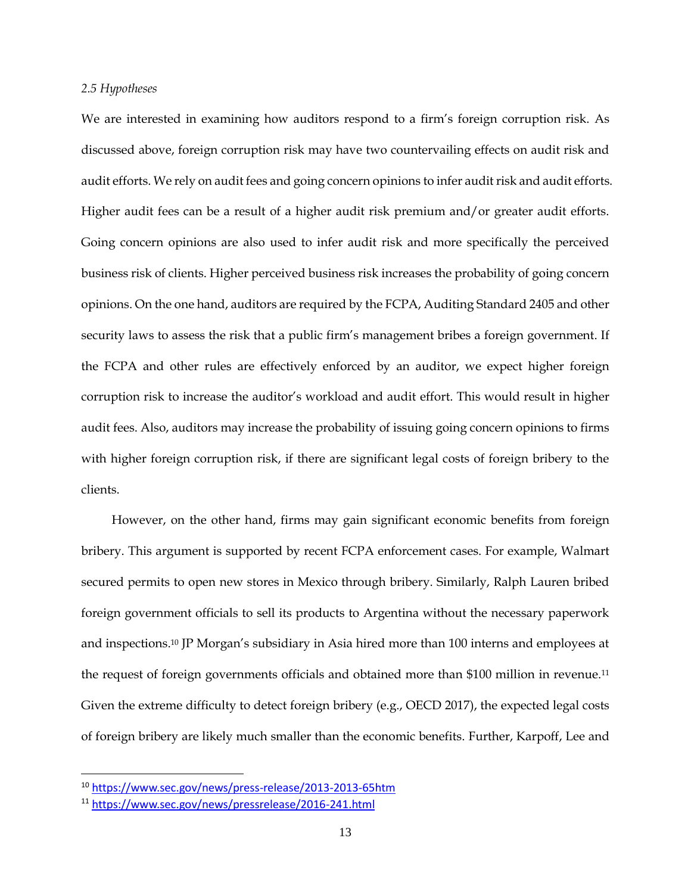### *2.5 Hypotheses*

We are interested in examining how auditors respond to a firm's foreign corruption risk. As discussed above, foreign corruption risk may have two countervailing effects on audit risk and audit efforts. We rely on audit fees and going concern opinions to infer audit risk and audit efforts. Higher audit fees can be a result of a higher audit risk premium and/or greater audit efforts. Going concern opinions are also used to infer audit risk and more specifically the perceived business risk of clients. Higher perceived business risk increases the probability of going concern opinions. On the one hand, auditors are required by the FCPA, Auditing Standard 2405 and other security laws to assess the risk that a public firm's management bribes a foreign government. If the FCPA and other rules are effectively enforced by an auditor, we expect higher foreign corruption risk to increase the auditor's workload and audit effort. This would result in higher audit fees. Also, auditors may increase the probability of issuing going concern opinions to firms with higher foreign corruption risk, if there are significant legal costs of foreign bribery to the clients.

However, on the other hand, firms may gain significant economic benefits from foreign bribery. This argument is supported by recent FCPA enforcement cases. For example, Walmart secured permits to open new stores in Mexico through bribery. Similarly, Ralph Lauren bribed foreign government officials to sell its products to Argentina without the necessary paperwork and inspections.[10] JP Morgan's subsidiary in Asia hired more than 100 interns and employees at the request of foreign governments officials and obtained more than $100 million in revenue.[11] Given the extreme difficulty to detect foreign bribery (e.g., OECD 2017), the expected legal costs of foreign bribery are likely much smaller than the economic benefits. Further, Karpoff, Lee and

---

[10] https://www.sec.gov/news/press-release/2013-2013-65htm

[11] https://www.sec.gov/news/pressrelease/2016-241.html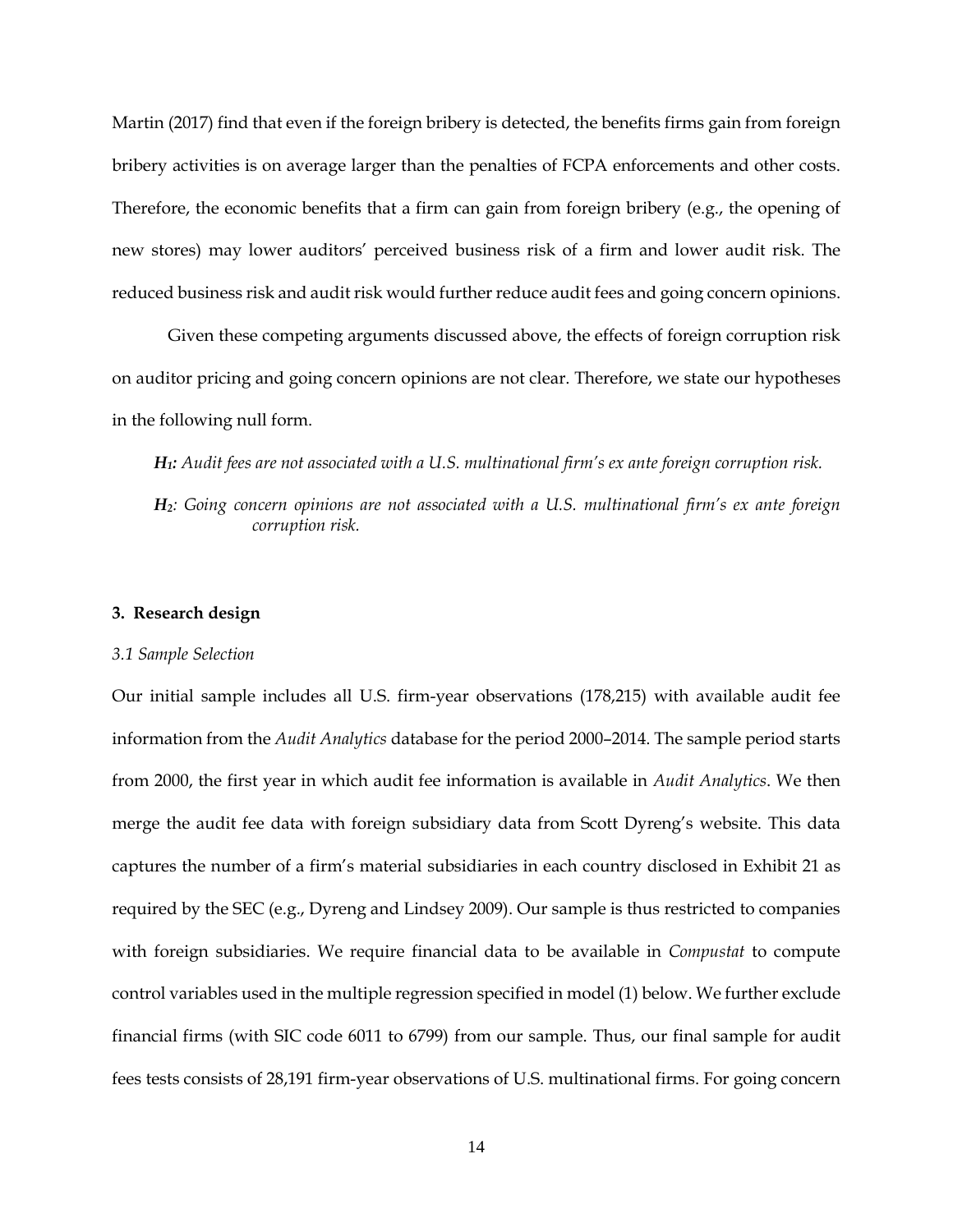Martin (2017) find that even if the foreign bribery is detected, the benefits firms gain from foreign bribery activities is on average larger than the penalties of FCPA enforcements and other costs. Therefore, the economic benefits that a firm can gain from foreign bribery (e.g., the opening of new stores) may lower auditors' perceived business risk of a firm and lower audit risk. The reduced business risk and audit risk would further reduce audit fees and going concern opinions.

Given these competing arguments discussed above, the effects of foreign corruption risk on auditor pricing and going concern opinions are not clear. Therefore, we state our hypotheses in the following null form.

***H*₁:** *Audit fees are not associated with a U.S. multinational firm's ex ante foreign corruption risk.*

***H*₂**: *Going concern opinions are not associated with a U.S. multinational firm's ex ante foreign corruption risk.*

## 3. Research design

### *3.1 Sample Selection*

Our initial sample includes all U.S. firm-year observations (178,215) with available audit fee information from the *Audit Analytics* database for the period 2000–2014. The sample period starts from 2000, the first year in which audit fee information is available in *Audit Analytics*. We then merge the audit fee data with foreign subsidiary data from Scott Dyreng's website. This data captures the number of a firm's material subsidiaries in each country disclosed in Exhibit 21 as required by the SEC (e.g., Dyreng and Lindsey 2009). Our sample is thus restricted to companies with foreign subsidiaries. We require financial data to be available in *Compustat* to compute control variables used in the multiple regression specified in model (1) below. We further exclude financial firms (with SIC code 6011 to 6799) from our sample. Thus, our final sample for audit fees tests consists of 28,191 firm-year observations of U.S. multinational firms. For going concern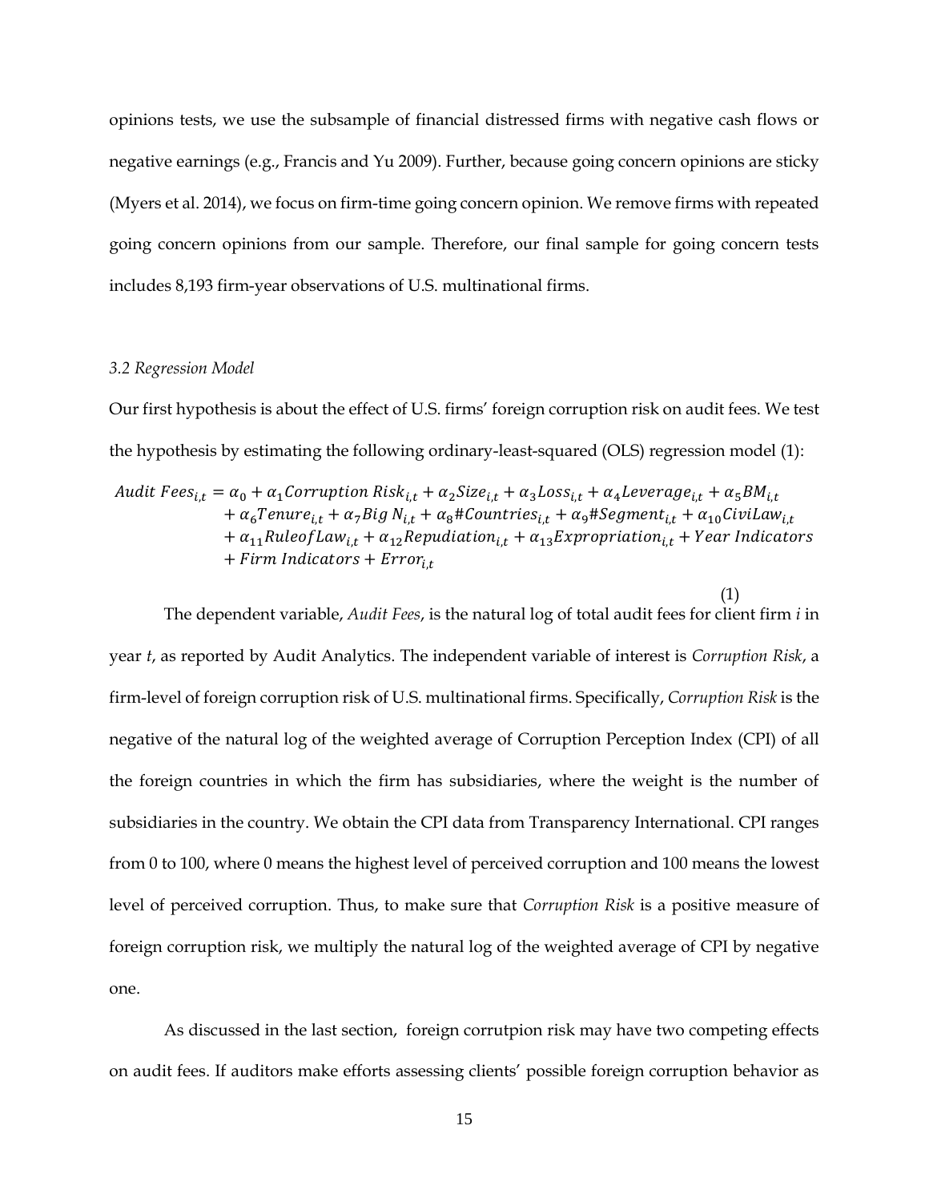opinions tests, we use the subsample of financial distressed firms with negative cash flows or negative earnings (e.g., Francis and Yu 2009). Further, because going concern opinions are sticky (Myers et al. 2014), we focus on firm-time going concern opinion. We remove firms with repeated going concern opinions from our sample. Therefore, our final sample for going concern tests includes 8,193 firm-year observations of U.S. multinational firms.

### *3.2 Regression Model*

Our first hypothesis is about the effect of U.S. firms' foreign corruption risk on audit fees. We test the hypothesis by estimating the following ordinary-least-squared (OLS) regression model (1):

$$
\begin{aligned}
Audit\ Fees_{i,t} = {} & \alpha_0 + \alpha_1 Corruption\ Risk_{i,t} + \alpha_2 Size_{i,t} + \alpha_3 Loss_{i,t} + \alpha_4 Leverage_{i,t} + \alpha_5 BM_{i,t} \\
& + \alpha_6 Tenure_{i,t} + \alpha_7 Big\ N_{i,t} + \alpha_8 \#Countries_{i,t} + \alpha_9 \#Segment_{i,t} + \alpha_{10} CiviLaw_{i,t} \\
& + \alpha_{11} RuleofLaw_{i,t} + \alpha_{12} Repudiation_{i,t} + \alpha_{13} Expropriation_{i,t} + Year\ Indicators \\
& + Firm\ Indicators + Error_{i,t}
\end{aligned}
\tag{1}
$$

The dependent variable, *Audit Fees*, is the natural log of total audit fees for client firm *i* in year *t*, as reported by Audit Analytics. The independent variable of interest is *Corruption Risk*, a firm-level of foreign corruption risk of U.S. multinational firms. Specifically, *Corruption Risk* is the negative of the natural log of the weighted average of Corruption Perception Index (CPI) of all the foreign countries in which the firm has subsidiaries, where the weight is the number of subsidiaries in the country. We obtain the CPI data from Transparency International. CPI ranges from 0 to 100, where 0 means the highest level of perceived corruption and 100 means the lowest level of perceived corruption. Thus, to make sure that *Corruption Risk* is a positive measure of foreign corruption risk, we multiply the natural log of the weighted average of CPI by negative one.

As discussed in the last section, foreign corrutpion risk may have two competing effects on audit fees. If auditors make efforts assessing clients' possible foreign corruption behavior as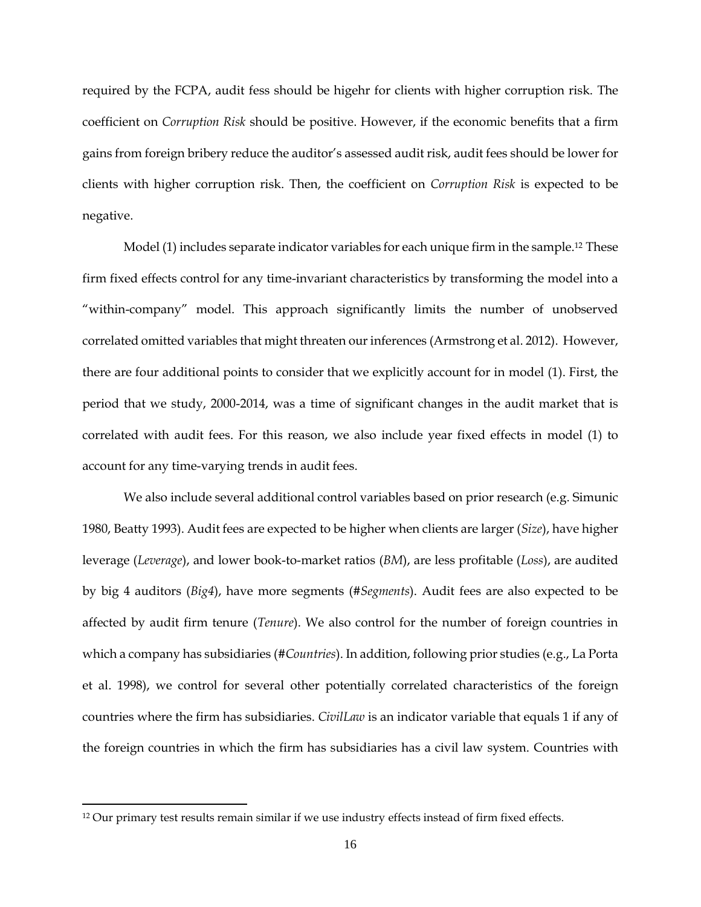required by the FCPA, audit fess should be higehr for clients with higher corruption risk. The coefficient on *Corruption Risk* should be positive. However, if the economic benefits that a firm gains from foreign bribery reduce the auditor's assessed audit risk, audit fees should be lower for clients with higher corruption risk. Then, the coefficient on *Corruption Risk* is expected to be negative.

Model (1) includes separate indicator variables for each unique firm in the sample.[12] These firm fixed effects control for any time-invariant characteristics by transforming the model into a "within-company" model. This approach significantly limits the number of unobserved correlated omitted variables that might threaten our inferences (Armstrong et al. 2012). However, there are four additional points to consider that we explicitly account for in model (1). First, the period that we study, 2000-2014, was a time of significant changes in the audit market that is correlated with audit fees. For this reason, we also include year fixed effects in model (1) to account for any time-varying trends in audit fees.

We also include several additional control variables based on prior research (e.g. Simunic 1980, Beatty 1993). Audit fees are expected to be higher when clients are larger (*Size*), have higher leverage (*Leverage*), and lower book-to-market ratios (*BM*), are less profitable (*Loss*), are audited by big 4 auditors (*Big4*), have more segments (#*Segments*). Audit fees are also expected to be affected by audit firm tenure (*Tenure*). We also control for the number of foreign countries in which a company has subsidiaries (#*Countries*). In addition, following prior studies (e.g., La Porta et al. 1998), we control for several other potentially correlated characteristics of the foreign countries where the firm has subsidiaries. *CivilLaw* is an indicator variable that equals 1 if any of the foreign countries in which the firm has subsidiaries has a civil law system. Countries with

---

[12] Our primary test results remain similar if we use industry effects instead of firm fixed effects.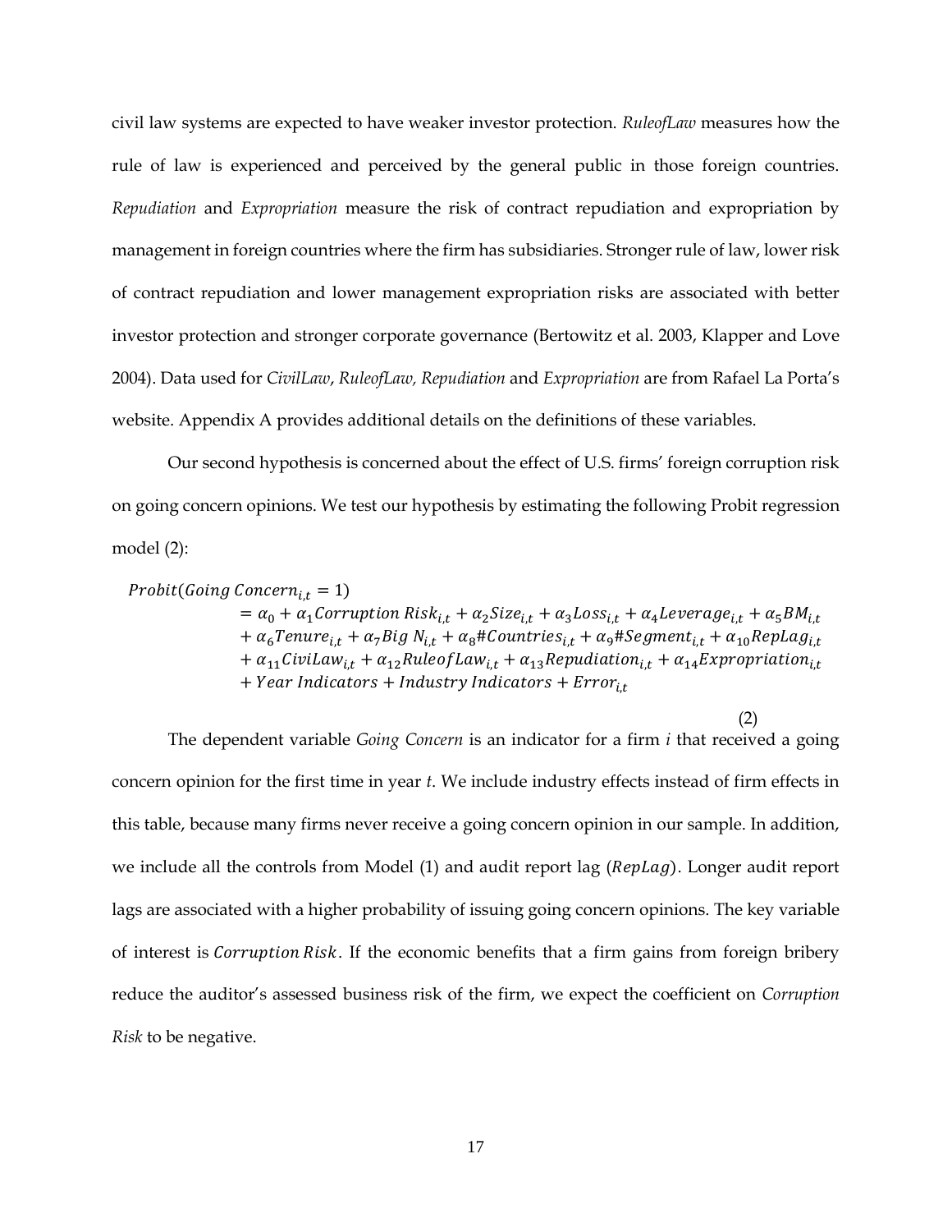civil law systems are expected to have weaker investor protection. *RuleofLaw* measures how the rule of law is experienced and perceived by the general public in those foreign countries. *Repudiation* and *Expropriation* measure the risk of contract repudiation and expropriation by management in foreign countries where the firm has subsidiaries. Stronger rule of law, lower risk of contract repudiation and lower management expropriation risks are associated with better investor protection and stronger corporate governance (Bertowitz et al. 2003, Klapper and Love 2004). Data used for *CivilLaw*, *RuleofLaw, Repudiation* and *Expropriation* are from Rafael La Porta's website. Appendix A provides additional details on the definitions of these variables.

Our second hypothesis is concerned about the effect of U.S. firms' foreign corruption risk on going concern opinions. We test our hypothesis by estimating the following Probit regression model (2):

$$
\begin{aligned}
Probit(Going\ Concern_{i,t} = 1) &= \alpha_0 + \alpha_1 Corruption\ Risk_{i,t} + \alpha_2 Size_{i,t} + \alpha_3 Loss_{i,t} + \alpha_4 Leverage_{i,t} + \alpha_5 BM_{i,t} \\
&+ \alpha_6 Tenure_{i,t} + \alpha_7 Big\ N_{i,t} + \alpha_8 \#Countries_{i,t} + \alpha_9 \#Segment_{i,t} + \alpha_{10} RepLag_{i,t} \\
&+ \alpha_{11} CiviLaw_{i,t} + \alpha_{12} RuleofLaw_{i,t} + \alpha_{13} Repudiation_{i,t} + \alpha_{14} Expropriation_{i,t} \\
&+ Year\ Indicators + Industry\ Indicators + Error_{i,t}
\end{aligned}
\tag{2}
$$

The dependent variable *Going Concern* is an indicator for a firm *i* that received a going concern opinion for the first time in year *t*. We include industry effects instead of firm effects in this table, because many firms never receive a going concern opinion in our sample. In addition, we include all the controls from Model (1) and audit report lag ($RepLag$). Longer audit report lags are associated with a higher probability of issuing going concern opinions. The key variable of interest is $Corruption\ Risk$. If the economic benefits that a firm gains from foreign bribery reduce the auditor's assessed business risk of the firm, we expect the coefficient on *Corruption Risk* to be negative.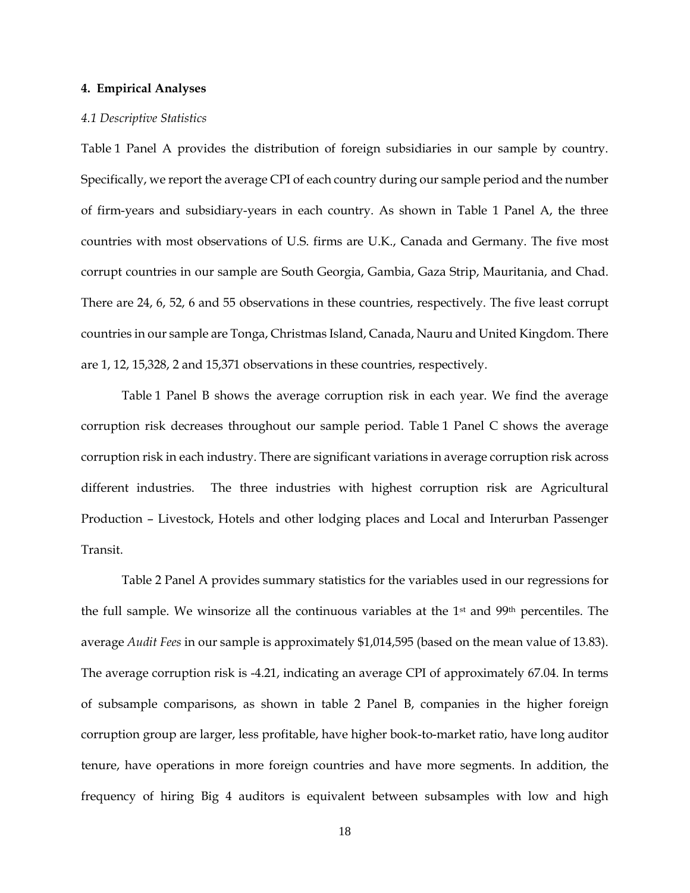## 4. Empirical Analyses

### *4.1 Descriptive Statistics*

Table 1 Panel A provides the distribution of foreign subsidiaries in our sample by country. Specifically, we report the average CPI of each country during our sample period and the number of firm-years and subsidiary-years in each country. As shown in Table 1 Panel A, the three countries with most observations of U.S. firms are U.K., Canada and Germany. The five most corrupt countries in our sample are South Georgia, Gambia, Gaza Strip, Mauritania, and Chad. There are 24, 6, 52, 6 and 55 observations in these countries, respectively. The five least corrupt countries in our sample are Tonga, Christmas Island, Canada, Nauru and United Kingdom. There are 1, 12, 15,328, 2 and 15,371 observations in these countries, respectively.

Table 1 Panel B shows the average corruption risk in each year. We find the average corruption risk decreases throughout our sample period. Table 1 Panel C shows the average corruption risk in each industry. There are significant variations in average corruption risk across different industries. The three industries with highest corruption risk are Agricultural Production – Livestock, Hotels and other lodging places and Local and Interurban Passenger Transit.

Table 2 Panel A provides summary statistics for the variables used in our regressions for the full sample. We winsorize all the continuous variables at the 1st and 99th percentiles. The average *Audit Fees* in our sample is approximately $1,014,595 (based on the mean value of 13.83). The average corruption risk is -4.21, indicating an average CPI of approximately 67.04. In terms of subsample comparisons, as shown in table 2 Panel B, companies in the higher foreign corruption group are larger, less profitable, have higher book-to-market ratio, have long auditor tenure, have operations in more foreign countries and have more segments. In addition, the frequency of hiring Big 4 auditors is equivalent between subsamples with low and high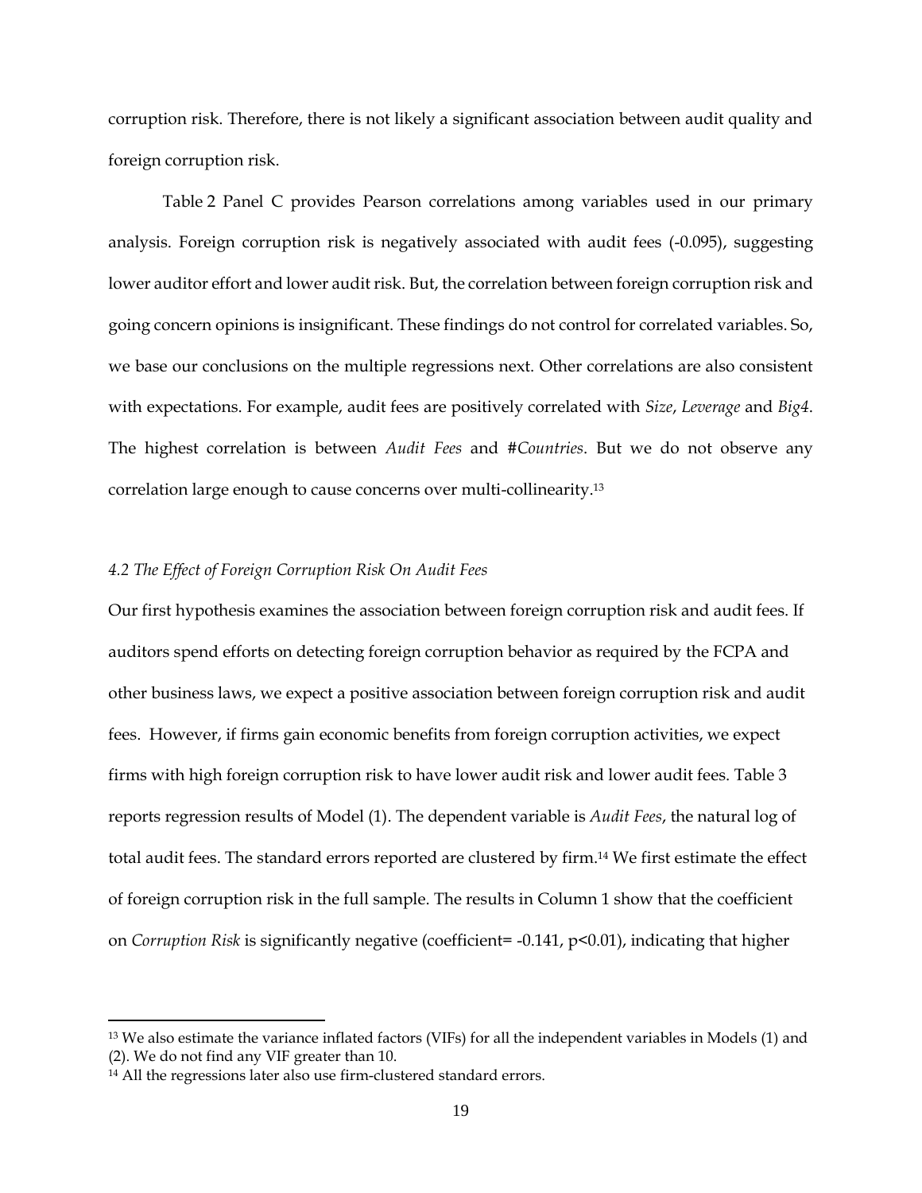corruption risk. Therefore, there is not likely a significant association between audit quality and foreign corruption risk.

Table 2 Panel C provides Pearson correlations among variables used in our primary analysis. Foreign corruption risk is negatively associated with audit fees (-0.095), suggesting lower auditor effort and lower audit risk. But, the correlation between foreign corruption risk and going concern opinions is insignificant. These findings do not control for correlated variables. So, we base our conclusions on the multiple regressions next. Other correlations are also consistent with expectations. For example, audit fees are positively correlated with *Size*, *Leverage* and *Big4*. The highest correlation is between *Audit Fees* and #*Countries*. But we do not observe any correlation large enough to cause concerns over multi-collinearity.[13]

### *4.2 The Effect of Foreign Corruption Risk On Audit Fees*

Our first hypothesis examines the association between foreign corruption risk and audit fees. If auditors spend efforts on detecting foreign corruption behavior as required by the FCPA and other business laws, we expect a positive association between foreign corruption risk and audit fees. However, if firms gain economic benefits from foreign corruption activities, we expect firms with high foreign corruption risk to have lower audit risk and lower audit fees. Table 3 reports regression results of Model (1). The dependent variable is *Audit Fees*, the natural log of total audit fees. The standard errors reported are clustered by firm.[14] We first estimate the effect of foreign corruption risk in the full sample. The results in Column 1 show that the coefficient on *Corruption Risk* is significantly negative (coefficient= -0.141, $p<0.01$), indicating that higher

---

[13] We also estimate the variance inflated factors (VIFs) for all the independent variables in Models (1) and (2). We do not find any VIF greater than 10.

[14] All the regressions later also use firm-clustered standard errors.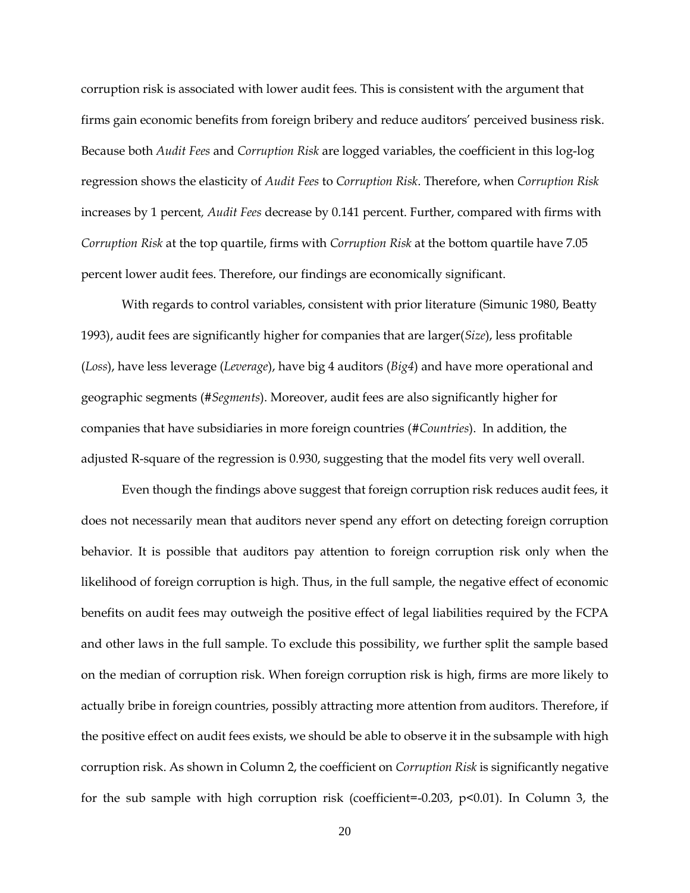corruption risk is associated with lower audit fees. This is consistent with the argument that firms gain economic benefits from foreign bribery and reduce auditors' perceived business risk. Because both *Audit Fees* and *Corruption Risk* are logged variables, the coefficient in this log-log regression shows the elasticity of *Audit Fees* to *Corruption Risk*. Therefore, when *Corruption Risk* increases by 1 percent, *Audit Fees* decrease by 0.141 percent. Further, compared with firms with *Corruption Risk* at the top quartile, firms with *Corruption Risk* at the bottom quartile have 7.05 percent lower audit fees. Therefore, our findings are economically significant.

With regards to control variables, consistent with prior literature (Simunic 1980, Beatty 1993), audit fees are significantly higher for companies that are larger(*Size*), less profitable (*Loss*), have less leverage (*Leverage*), have big 4 auditors (*Big4*) and have more operational and geographic segments (#*Segments*). Moreover, audit fees are also significantly higher for companies that have subsidiaries in more foreign countries (#*Countries*). In addition, the adjusted R-square of the regression is 0.930, suggesting that the model fits very well overall.

Even though the findings above suggest that foreign corruption risk reduces audit fees, it does not necessarily mean that auditors never spend any effort on detecting foreign corruption behavior. It is possible that auditors pay attention to foreign corruption risk only when the likelihood of foreign corruption is high. Thus, in the full sample, the negative effect of economic benefits on audit fees may outweigh the positive effect of legal liabilities required by the FCPA and other laws in the full sample. To exclude this possibility, we further split the sample based on the median of corruption risk. When foreign corruption risk is high, firms are more likely to actually bribe in foreign countries, possibly attracting more attention from auditors. Therefore, if the positive effect on audit fees exists, we should be able to observe it in the subsample with high corruption risk. As shown in Column 2, the coefficient on *Corruption Risk* is significantly negative for the sub sample with high corruption risk (coefficient=-0.203, $p<0.01$). In Column 3, the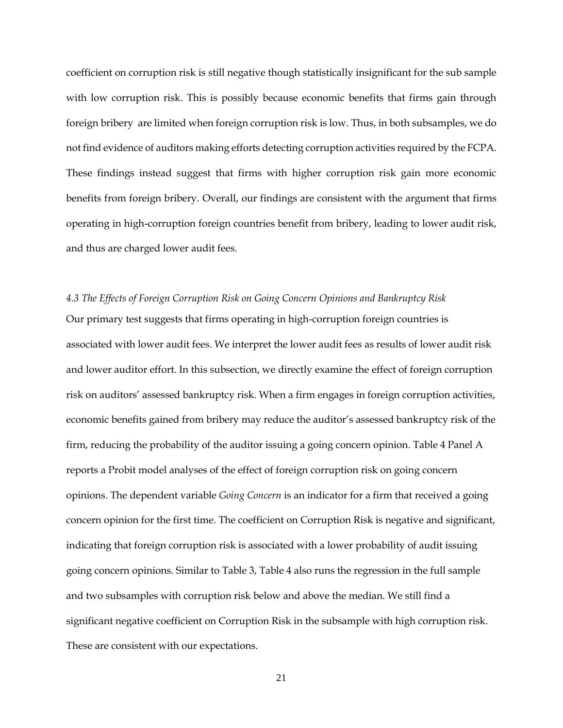coefficient on corruption risk is still negative though statistically insignificant for the sub sample with low corruption risk. This is possibly because economic benefits that firms gain through foreign bribery are limited when foreign corruption risk is low. Thus, in both subsamples, we do not find evidence of auditors making efforts detecting corruption activities required by the FCPA. These findings instead suggest that firms with higher corruption risk gain more economic benefits from foreign bribery. Overall, our findings are consistent with the argument that firms operating in high-corruption foreign countries benefit from bribery, leading to lower audit risk, and thus are charged lower audit fees.

### *4.3 The Effects of Foreign Corruption Risk on Going Concern Opinions and Bankruptcy Risk*

Our primary test suggests that firms operating in high-corruption foreign countries is associated with lower audit fees. We interpret the lower audit fees as results of lower audit risk and lower auditor effort. In this subsection, we directly examine the effect of foreign corruption risk on auditors' assessed bankruptcy risk. When a firm engages in foreign corruption activities, economic benefits gained from bribery may reduce the auditor's assessed bankruptcy risk of the firm, reducing the probability of the auditor issuing a going concern opinion. Table 4 Panel A reports a Probit model analyses of the effect of foreign corruption risk on going concern opinions. The dependent variable *Going Concern* is an indicator for a firm that received a going concern opinion for the first time. The coefficient on Corruption Risk is negative and significant, indicating that foreign corruption risk is associated with a lower probability of audit issuing going concern opinions. Similar to Table 3, Table 4 also runs the regression in the full sample and two subsamples with corruption risk below and above the median. We still find a significant negative coefficient on Corruption Risk in the subsample with high corruption risk. These are consistent with our expectations.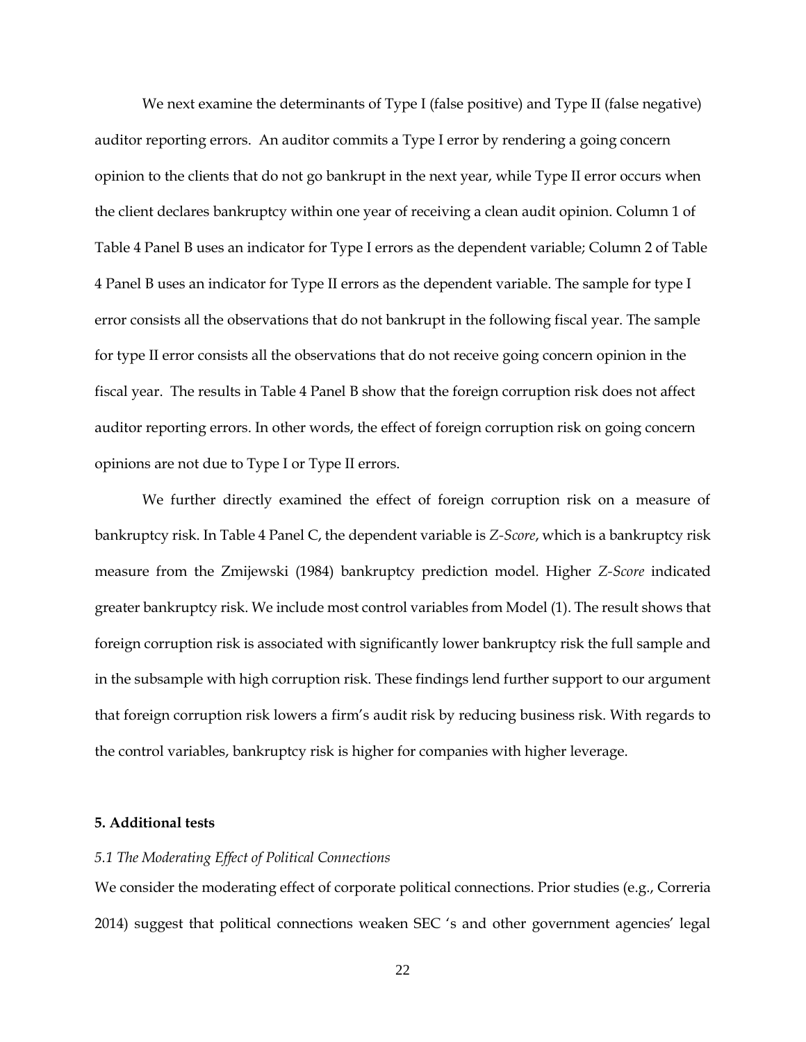We next examine the determinants of Type I (false positive) and Type II (false negative) auditor reporting errors. An auditor commits a Type I error by rendering a going concern opinion to the clients that do not go bankrupt in the next year, while Type II error occurs when the client declares bankruptcy within one year of receiving a clean audit opinion. Column 1 of Table 4 Panel B uses an indicator for Type I errors as the dependent variable; Column 2 of Table 4 Panel B uses an indicator for Type II errors as the dependent variable. The sample for type I error consists all the observations that do not bankrupt in the following fiscal year. The sample for type II error consists all the observations that do not receive going concern opinion in the fiscal year. The results in Table 4 Panel B show that the foreign corruption risk does not affect auditor reporting errors. In other words, the effect of foreign corruption risk on going concern opinions are not due to Type I or Type II errors.

We further directly examined the effect of foreign corruption risk on a measure of bankruptcy risk. In Table 4 Panel C, the dependent variable is *Z-Score*, which is a bankruptcy risk measure from the Zmijewski (1984) bankruptcy prediction model. Higher *Z-Score* indicated greater bankruptcy risk. We include most control variables from Model (1). The result shows that foreign corruption risk is associated with significantly lower bankruptcy risk the full sample and in the subsample with high corruption risk. These findings lend further support to our argument that foreign corruption risk lowers a firm's audit risk by reducing business risk. With regards to the control variables, bankruptcy risk is higher for companies with higher leverage.

## 5. Additional tests

### *5.1 The Moderating Effect of Political Connections*

We consider the moderating effect of corporate political connections. Prior studies (e.g., Correria 2014) suggest that political connections weaken SEC 's and other government agencies' legal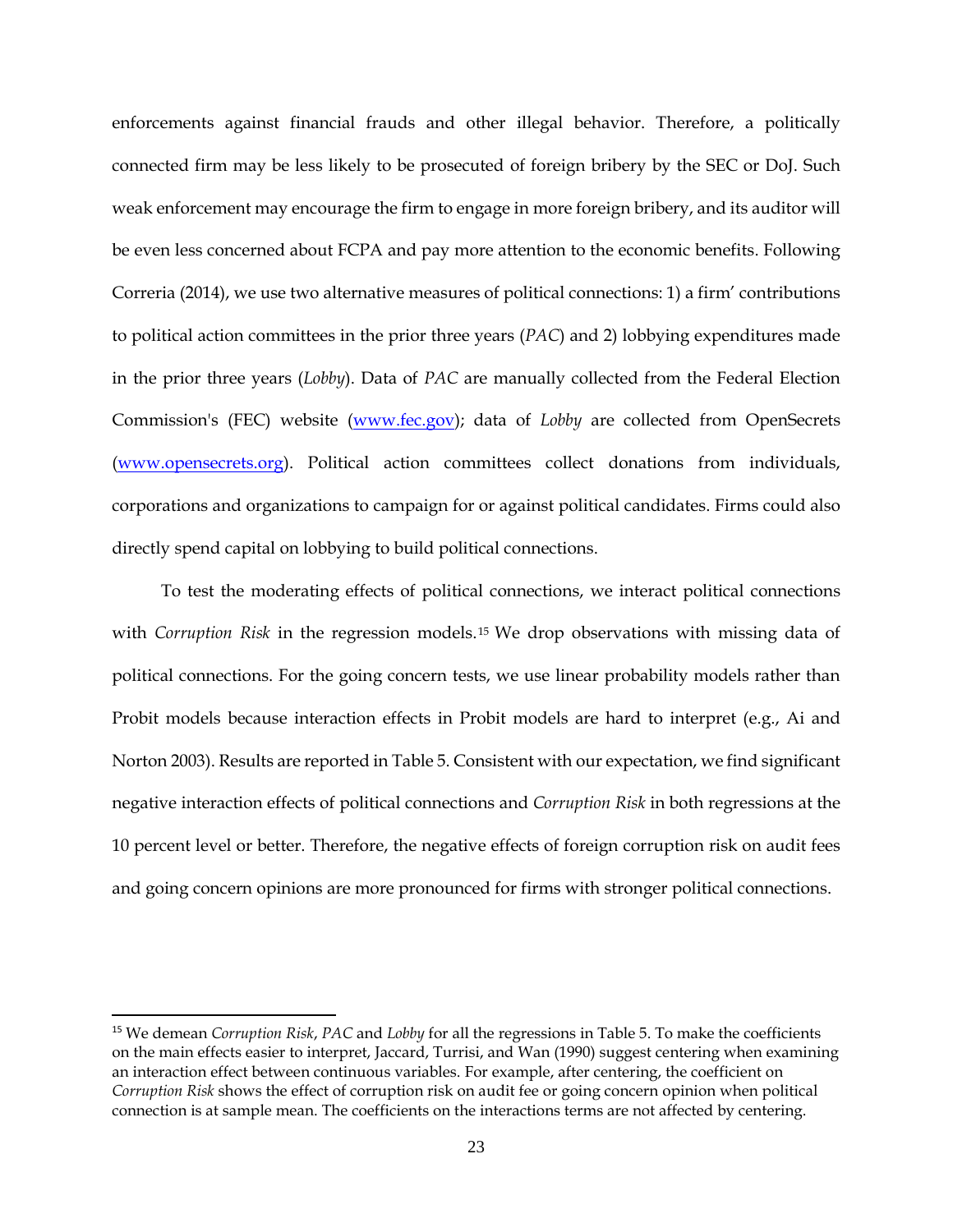enforcements against financial frauds and other illegal behavior. Therefore, a politically connected firm may be less likely to be prosecuted of foreign bribery by the SEC or DoJ. Such weak enforcement may encourage the firm to engage in more foreign bribery, and its auditor will be even less concerned about FCPA and pay more attention to the economic benefits. Following Correria (2014), we use two alternative measures of political connections: 1) a firm' contributions to political action committees in the prior three years (*PAC*) and 2) lobbying expenditures made in the prior three years (*Lobby*). Data of *PAC* are manually collected from the Federal Election Commission's (FEC) website (www.fec.gov); data of *Lobby* are collected from OpenSecrets (www.opensecrets.org). Political action committees collect donations from individuals, corporations and organizations to campaign for or against political candidates. Firms could also directly spend capital on lobbying to build political connections.

To test the moderating effects of political connections, we interact political connections with *Corruption Risk* in the regression models.[15] We drop observations with missing data of political connections. For the going concern tests, we use linear probability models rather than Probit models because interaction effects in Probit models are hard to interpret (e.g., Ai and Norton 2003). Results are reported in Table 5. Consistent with our expectation, we find significant negative interaction effects of political connections and *Corruption Risk* in both regressions at the 10 percent level or better. Therefore, the negative effects of foreign corruption risk on audit fees and going concern opinions are more pronounced for firms with stronger political connections.

[15] We demean *Corruption Risk*, *PAC* and *Lobby* for all the regressions in Table 5. To make the coefficients on the main effects easier to interpret, Jaccard, Turrisi, and Wan (1990) suggest centering when examining an interaction effect between continuous variables. For example, after centering, the coefficient on *Corruption Risk* shows the effect of corruption risk on audit fee or going concern opinion when political connection is at sample mean. The coefficients on the interactions terms are not affected by centering.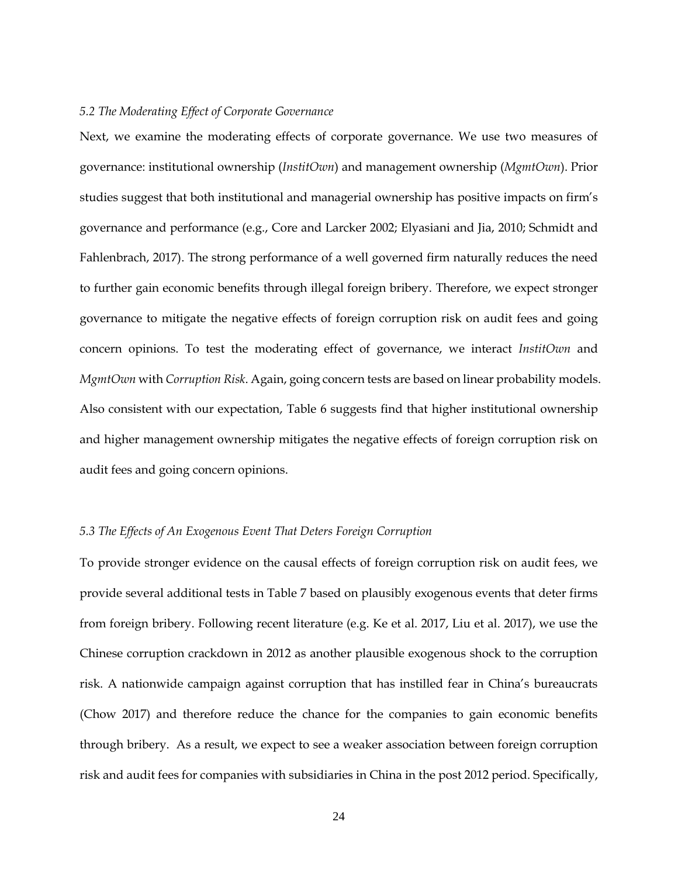### *5.2 The Moderating Effect of Corporate Governance*

Next, we examine the moderating effects of corporate governance. We use two measures of governance: institutional ownership (*InstitOwn*) and management ownership (*MgmtOwn*). Prior studies suggest that both institutional and managerial ownership has positive impacts on firm's governance and performance (e.g., Core and Larcker 2002; Elyasiani and Jia, 2010; Schmidt and Fahlenbrach, 2017). The strong performance of a well governed firm naturally reduces the need to further gain economic benefits through illegal foreign bribery. Therefore, we expect stronger governance to mitigate the negative effects of foreign corruption risk on audit fees and going concern opinions. To test the moderating effect of governance, we interact *InstitOwn* and *MgmtOwn* with *Corruption Risk*. Again, going concern tests are based on linear probability models. Also consistent with our expectation, Table 6 suggests find that higher institutional ownership and higher management ownership mitigates the negative effects of foreign corruption risk on audit fees and going concern opinions.

### *5.3 The Effects of An Exogenous Event That Deters Foreign Corruption*

To provide stronger evidence on the causal effects of foreign corruption risk on audit fees, we provide several additional tests in Table 7 based on plausibly exogenous events that deter firms from foreign bribery. Following recent literature (e.g. Ke et al. 2017, Liu et al. 2017), we use the Chinese corruption crackdown in 2012 as another plausible exogenous shock to the corruption risk. A nationwide campaign against corruption that has instilled fear in China's bureaucrats (Chow 2017) and therefore reduce the chance for the companies to gain economic benefits through bribery. As a result, we expect to see a weaker association between foreign corruption risk and audit fees for companies with subsidiaries in China in the post 2012 period. Specifically,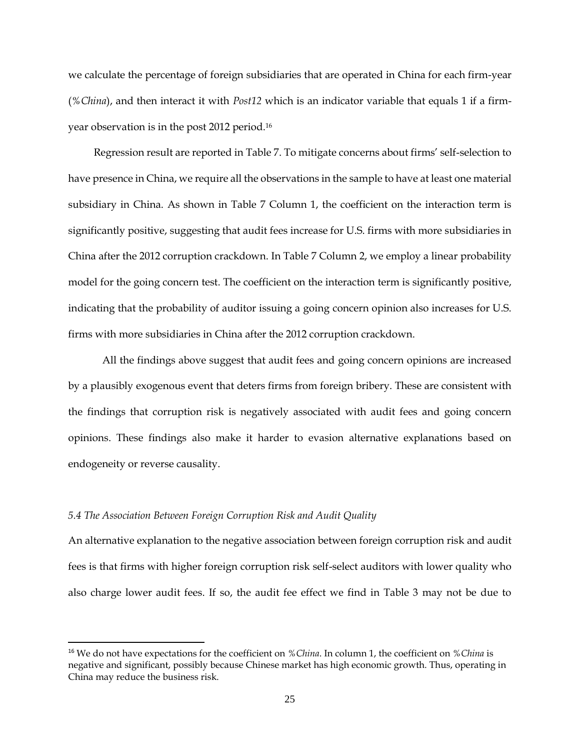we calculate the percentage of foreign subsidiaries that are operated in China for each firm-year (*%China*), and then interact it with *Post12* which is an indicator variable that equals 1 if a firm-year observation is in the post 2012 period.[16]

Regression result are reported in Table 7. To mitigate concerns about firms' self-selection to have presence in China, we require all the observations in the sample to have at least one material subsidiary in China. As shown in Table 7 Column 1, the coefficient on the interaction term is significantly positive, suggesting that audit fees increase for U.S. firms with more subsidiaries in China after the 2012 corruption crackdown. In Table 7 Column 2, we employ a linear probability model for the going concern test. The coefficient on the interaction term is significantly positive, indicating that the probability of auditor issuing a going concern opinion also increases for U.S. firms with more subsidiaries in China after the 2012 corruption crackdown.

All the findings above suggest that audit fees and going concern opinions are increased by a plausibly exogenous event that deters firms from foreign bribery. These are consistent with the findings that corruption risk is negatively associated with audit fees and going concern opinions. These findings also make it harder to evasion alternative explanations based on endogeneity or reverse causality.

*5.4 The Association Between Foreign Corruption Risk and Audit Quality*

An alternative explanation to the negative association between foreign corruption risk and audit fees is that firms with higher foreign corruption risk self-select auditors with lower quality who also charge lower audit fees. If so, the audit fee effect we find in Table 3 may not be due to

[16] We do not have expectations for the coefficient on *%China*. In column 1, the coefficient on *%China* is negative and significant, possibly because Chinese market has high economic growth. Thus, operating in China may reduce the business risk.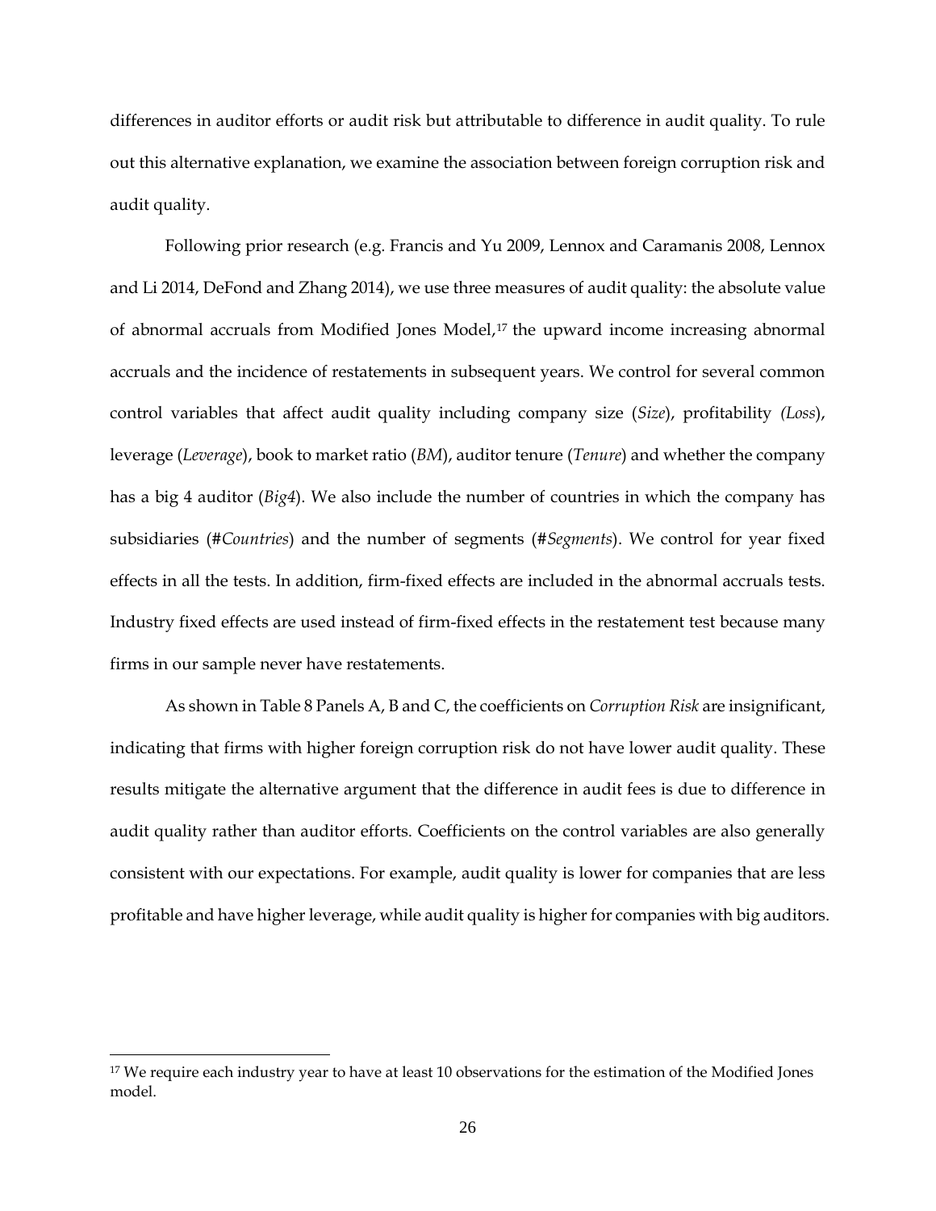differences in auditor efforts or audit risk but attributable to difference in audit quality. To rule out this alternative explanation, we examine the association between foreign corruption risk and audit quality.

Following prior research (e.g. Francis and Yu 2009, Lennox and Caramanis 2008, Lennox and Li 2014, DeFond and Zhang 2014), we use three measures of audit quality: the absolute value of abnormal accruals from Modified Jones Model,[17] the upward income increasing abnormal accruals and the incidence of restatements in subsequent years. We control for several common control variables that affect audit quality including company size (*Size*), profitability *(Loss*), leverage (*Leverage*), book to market ratio (*BM*), auditor tenure (*Tenure*) and whether the company has a big 4 auditor (*Big4*). We also include the number of countries in which the company has subsidiaries (#*Countries*) and the number of segments (#*Segments*). We control for year fixed effects in all the tests. In addition, firm-fixed effects are included in the abnormal accruals tests. Industry fixed effects are used instead of firm-fixed effects in the restatement test because many firms in our sample never have restatements.

As shown in Table 8 Panels A, B and C, the coefficients on *Corruption Risk* are insignificant, indicating that firms with higher foreign corruption risk do not have lower audit quality. These results mitigate the alternative argument that the difference in audit fees is due to difference in audit quality rather than auditor efforts. Coefficients on the control variables are also generally consistent with our expectations. For example, audit quality is lower for companies that are less profitable and have higher leverage, while audit quality is higher for companies with big auditors.

---

[17] We require each industry year to have at least 10 observations for the estimation of the Modified Jones model.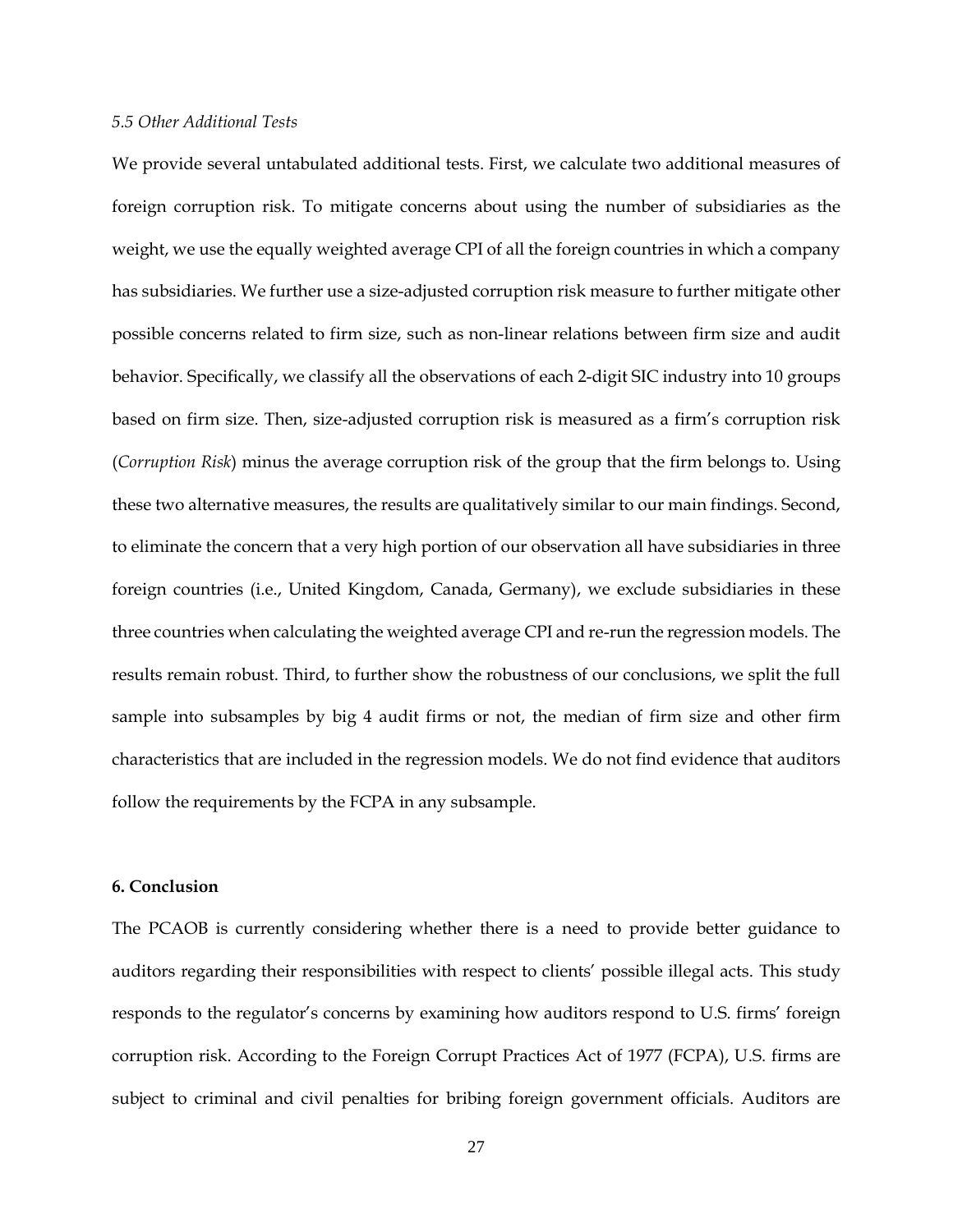### *5.5 Other Additional Tests*

We provide several untabulated additional tests. First, we calculate two additional measures of foreign corruption risk. To mitigate concerns about using the number of subsidiaries as the weight, we use the equally weighted average CPI of all the foreign countries in which a company has subsidiaries. We further use a size-adjusted corruption risk measure to further mitigate other possible concerns related to firm size, such as non-linear relations between firm size and audit behavior. Specifically, we classify all the observations of each 2-digit SIC industry into 10 groups based on firm size. Then, size-adjusted corruption risk is measured as a firm's corruption risk (*Corruption Risk*) minus the average corruption risk of the group that the firm belongs to. Using these two alternative measures, the results are qualitatively similar to our main findings. Second, to eliminate the concern that a very high portion of our observation all have subsidiaries in three foreign countries (i.e., United Kingdom, Canada, Germany), we exclude subsidiaries in these three countries when calculating the weighted average CPI and re-run the regression models. The results remain robust. Third, to further show the robustness of our conclusions, we split the full sample into subsamples by big 4 audit firms or not, the median of firm size and other firm characteristics that are included in the regression models. We do not find evidence that auditors follow the requirements by the FCPA in any subsample.

## 6. Conclusion

The PCAOB is currently considering whether there is a need to provide better guidance to auditors regarding their responsibilities with respect to clients' possible illegal acts. This study responds to the regulator's concerns by examining how auditors respond to U.S. firms' foreign corruption risk. According to the Foreign Corrupt Practices Act of 1977 (FCPA), U.S. firms are subject to criminal and civil penalties for bribing foreign government officials. Auditors are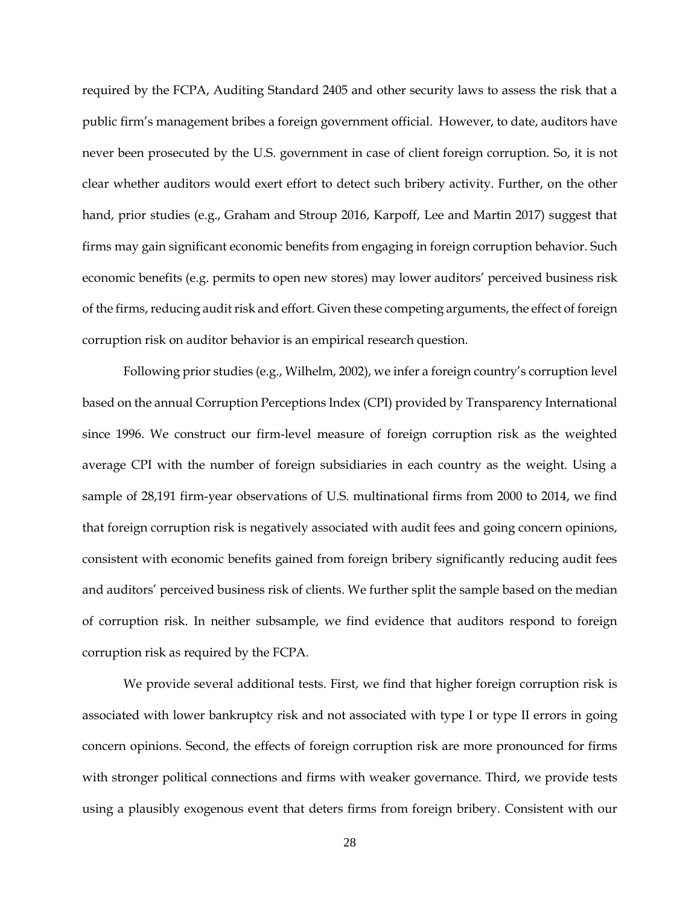required by the FCPA, Auditing Standard 2405 and other security laws to assess the risk that a public firm's management bribes a foreign government official. However, to date, auditors have never been prosecuted by the U.S. government in case of client foreign corruption. So, it is not clear whether auditors would exert effort to detect such bribery activity. Further, on the other hand, prior studies (e.g., Graham and Stroup 2016, Karpoff, Lee and Martin 2017) suggest that firms may gain significant economic benefits from engaging in foreign corruption behavior. Such economic benefits (e.g. permits to open new stores) may lower auditors' perceived business risk of the firms, reducing audit risk and effort. Given these competing arguments, the effect of foreign corruption risk on auditor behavior is an empirical research question.

Following prior studies (e.g., Wilhelm, 2002), we infer a foreign country's corruption level based on the annual Corruption Perceptions Index (CPI) provided by Transparency International since 1996. We construct our firm-level measure of foreign corruption risk as the weighted average CPI with the number of foreign subsidiaries in each country as the weight. Using a sample of 28,191 firm-year observations of U.S. multinational firms from 2000 to 2014, we find that foreign corruption risk is negatively associated with audit fees and going concern opinions, consistent with economic benefits gained from foreign bribery significantly reducing audit fees and auditors' perceived business risk of clients. We further split the sample based on the median of corruption risk. In neither subsample, we find evidence that auditors respond to foreign corruption risk as required by the FCPA.

We provide several additional tests. First, we find that higher foreign corruption risk is associated with lower bankruptcy risk and not associated with type I or type II errors in going concern opinions. Second, the effects of foreign corruption risk are more pronounced for firms with stronger political connections and firms with weaker governance. Third, we provide tests using a plausibly exogenous event that deters firms from foreign bribery. Consistent with our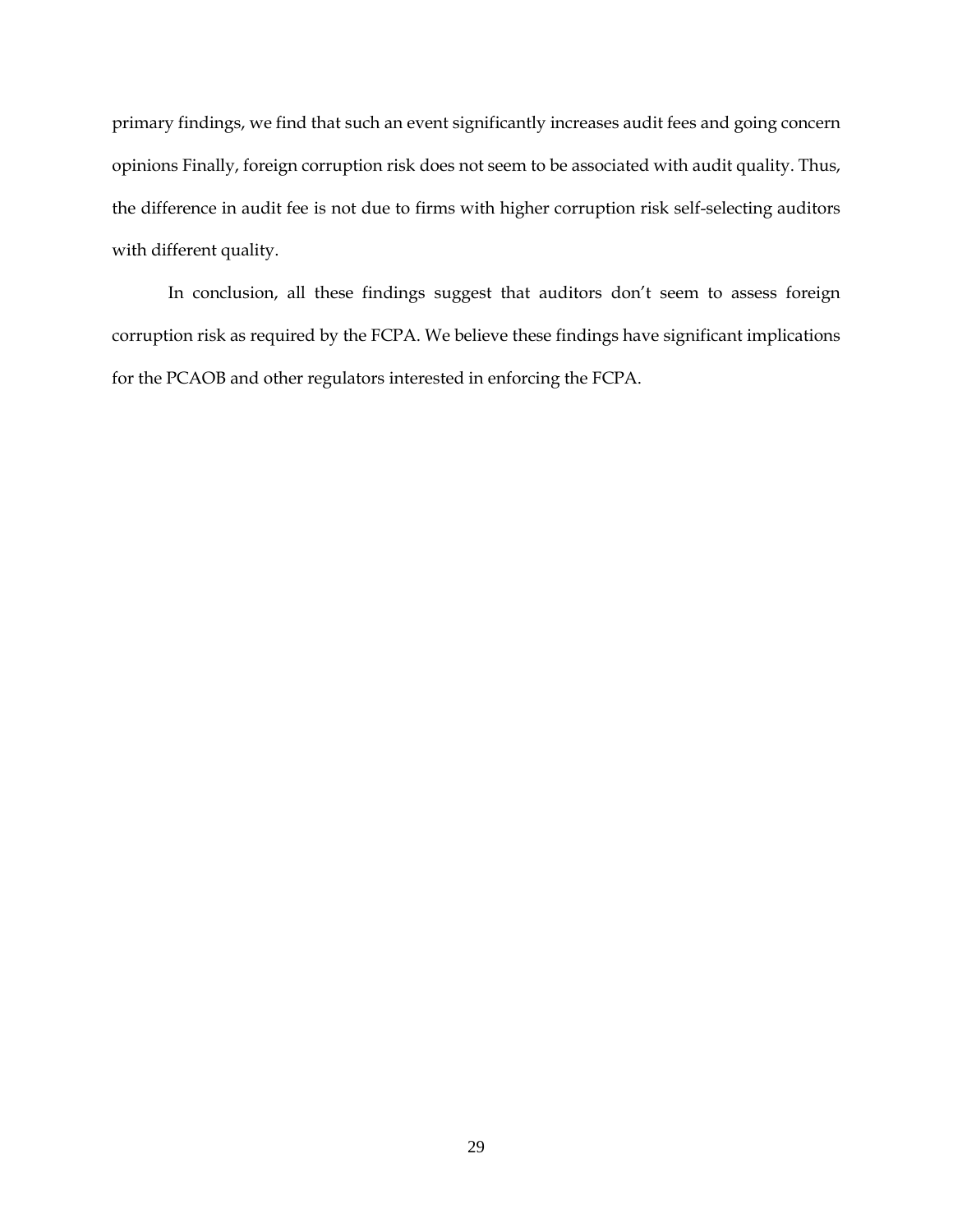primary findings, we find that such an event significantly increases audit fees and going concern opinions Finally, foreign corruption risk does not seem to be associated with audit quality. Thus, the difference in audit fee is not due to firms with higher corruption risk self-selecting auditors with different quality.

In conclusion, all these findings suggest that auditors don't seem to assess foreign corruption risk as required by the FCPA. We believe these findings have significant implications for the PCAOB and other regulators interested in enforcing the FCPA.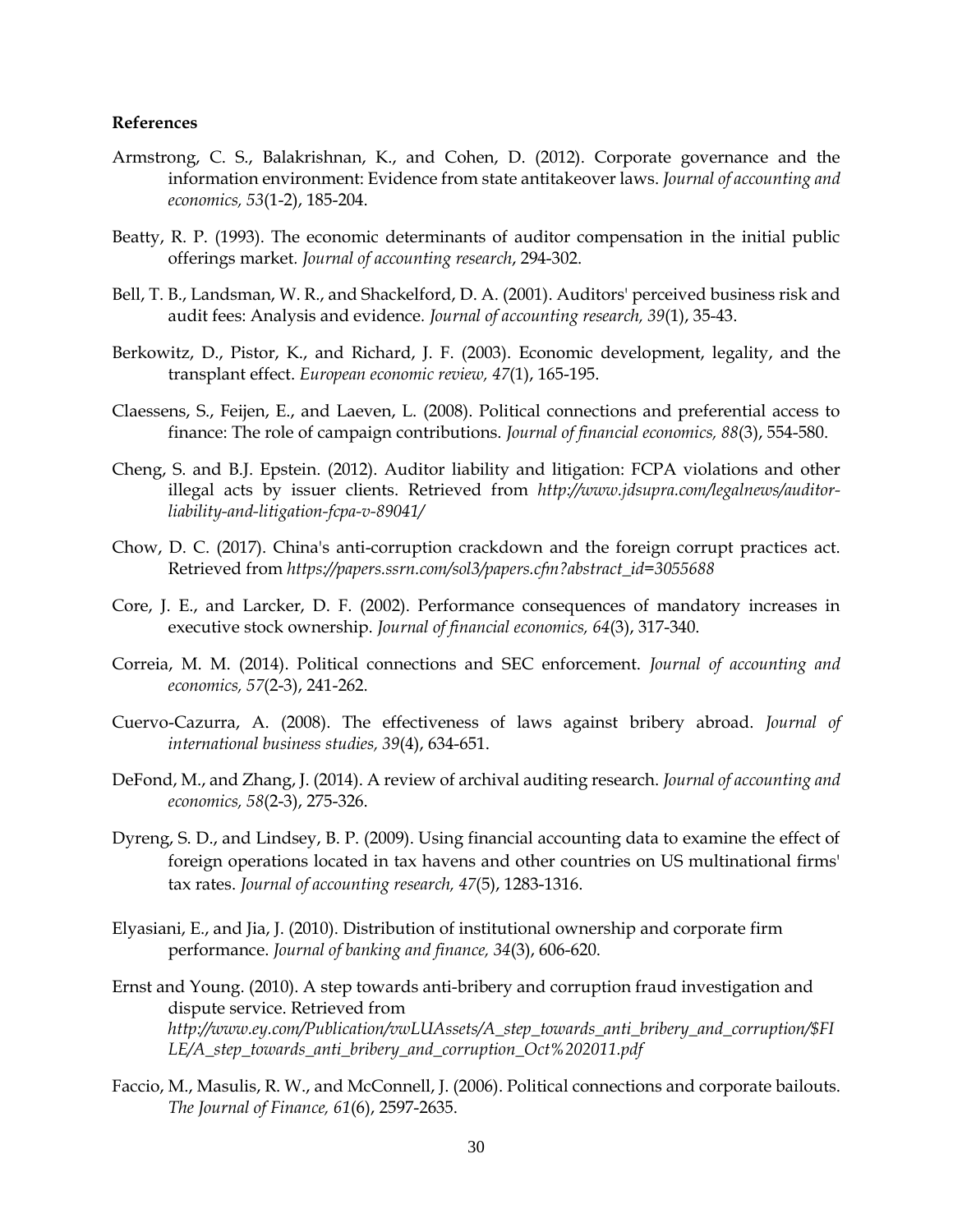**References**

Armstrong, C. S., Balakrishnan, K., and Cohen, D. (2012). Corporate governance and the information environment: Evidence from state antitakeover laws. *Journal of accounting and economics, 53*(1-2), 185-204.

Beatty, R. P. (1993). The economic determinants of auditor compensation in the initial public offerings market. *Journal of accounting research*, 294-302.

Bell, T. B., Landsman, W. R., and Shackelford, D. A. (2001). Auditors' perceived business risk and audit fees: Analysis and evidence. *Journal of accounting research, 39*(1), 35-43.

Berkowitz, D., Pistor, K., and Richard, J. F. (2003). Economic development, legality, and the transplant effect. *European economic review, 47*(1), 165-195.

Claessens, S., Feijen, E., and Laeven, L. (2008). Political connections and preferential access to finance: The role of campaign contributions. *Journal of financial economics, 88*(3), 554-580.

Cheng, S. and B.J. Epstein. (2012). Auditor liability and litigation: FCPA violations and other illegal acts by issuer clients. Retrieved from *http://www.jdsupra.com/legalnews/auditor-liability-and-litigation-fcpa-v-89041/*

Chow, D. C. (2017). China's anti-corruption crackdown and the foreign corrupt practices act. Retrieved from *https://papers.ssrn.com/sol3/papers.cfm?abstract_id=3055688*

Core, J. E., and Larcker, D. F. (2002). Performance consequences of mandatory increases in executive stock ownership. *Journal of financial economics, 64*(3), 317-340.

Correia, M. M. (2014). Political connections and SEC enforcement. *Journal of accounting and economics, 57*(2-3), 241-262.

Cuervo-Cazurra, A. (2008). The effectiveness of laws against bribery abroad. *Journal of international business studies, 39*(4), 634-651.

DeFond, M., and Zhang, J. (2014). A review of archival auditing research. *Journal of accounting and economics, 58*(2-3), 275-326.

Dyreng, S. D., and Lindsey, B. P. (2009). Using financial accounting data to examine the effect of foreign operations located in tax havens and other countries on US multinational firms' tax rates. *Journal of accounting research, 47*(5), 1283-1316.

Elyasiani, E., and Jia, J. (2010). Distribution of institutional ownership and corporate firm performance. *Journal of banking and finance, 34*(3), 606-620.

Ernst and Young. (2010). A step towards anti-bribery and corruption fraud investigation and dispute service. Retrieved from *http://www.ey.com/Publication/vwLUAssets/A_step_towards_anti_bribery_and_corruption/$FILE/A_step_towards_anti_bribery_and_corruption_Oct%202011.pdf*

Faccio, M., Masulis, R. W., and McConnell, J. (2006). Political connections and corporate bailouts. *The Journal of Finance, 61*(6), 2597-2635.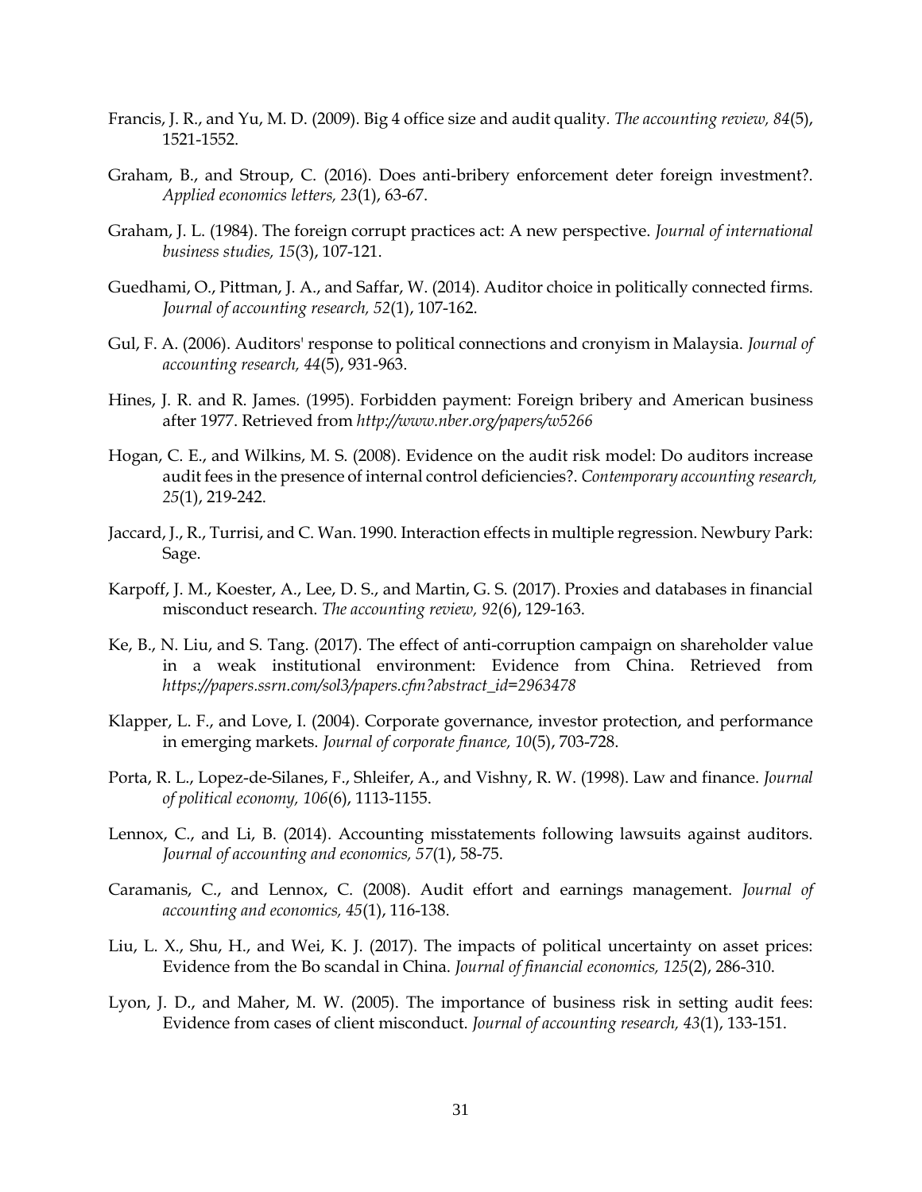Francis, J. R., and Yu, M. D. (2009). Big 4 office size and audit quality. *The accounting review, 84*(5), 1521-1552.

Graham, B., and Stroup, C. (2016). Does anti-bribery enforcement deter foreign investment?. *Applied economics letters, 23*(1), 63-67.

Graham, J. L. (1984). The foreign corrupt practices act: A new perspective. *Journal of international business studies, 15*(3), 107-121.

Guedhami, O., Pittman, J. A., and Saffar, W. (2014). Auditor choice in politically connected firms. *Journal of accounting research, 52*(1), 107-162.

Gul, F. A. (2006). Auditors' response to political connections and cronyism in Malaysia. *Journal of accounting research, 44*(5), 931-963.

Hines, J. R. and R. James. (1995). Forbidden payment: Foreign bribery and American business after 1977. Retrieved from *http://www.nber.org/papers/w5266*

Hogan, C. E., and Wilkins, M. S. (2008). Evidence on the audit risk model: Do auditors increase audit fees in the presence of internal control deficiencies?. *Contemporary accounting research, 25*(1), 219-242.

Jaccard, J., R., Turrisi, and C. Wan. 1990. Interaction effects in multiple regression. Newbury Park: Sage.

Karpoff, J. M., Koester, A., Lee, D. S., and Martin, G. S. (2017). Proxies and databases in financial misconduct research. *The accounting review, 92*(6), 129-163.

Ke, B., N. Liu, and S. Tang. (2017). The effect of anti-corruption campaign on shareholder value in a weak institutional environment: Evidence from China. Retrieved from *https://papers.ssrn.com/sol3/papers.cfm?abstract_id=2963478*

Klapper, L. F., and Love, I. (2004). Corporate governance, investor protection, and performance in emerging markets. *Journal of corporate finance, 10*(5), 703-728.

Porta, R. L., Lopez-de-Silanes, F., Shleifer, A., and Vishny, R. W. (1998). Law and finance. *Journal of political economy, 106*(6), 1113-1155.

Lennox, C., and Li, B. (2014). Accounting misstatements following lawsuits against auditors. *Journal of accounting and economics, 57*(1), 58-75.

Caramanis, C., and Lennox, C. (2008). Audit effort and earnings management. *Journal of accounting and economics, 45*(1), 116-138.

Liu, L. X., Shu, H., and Wei, K. J. (2017). The impacts of political uncertainty on asset prices: Evidence from the Bo scandal in China. *Journal of financial economics, 125*(2), 286-310.

Lyon, J. D., and Maher, M. W. (2005). The importance of business risk in setting audit fees: Evidence from cases of client misconduct. *Journal of accounting research, 43*(1), 133-151.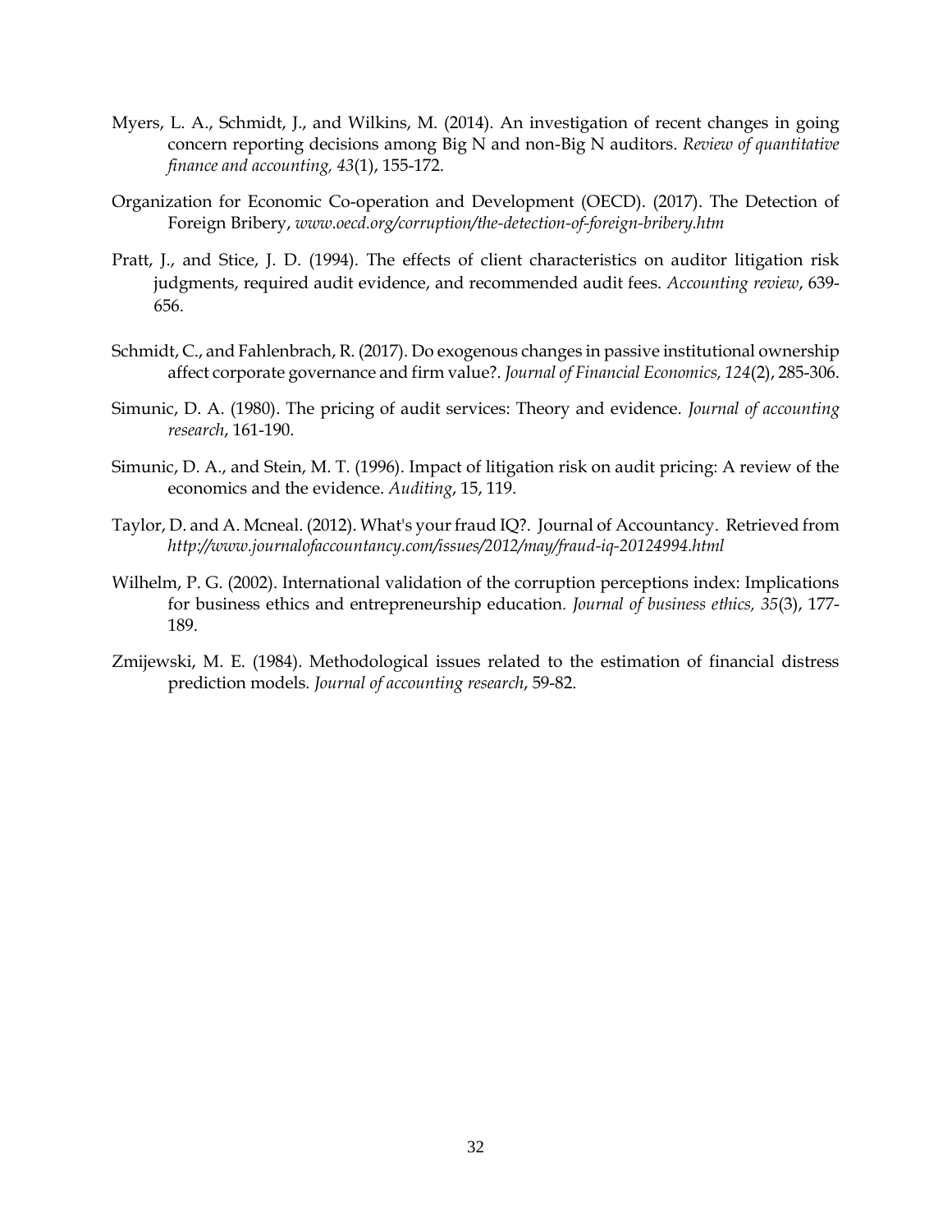Myers, L. A., Schmidt, J., and Wilkins, M. (2014). An investigation of recent changes in going concern reporting decisions among Big N and non-Big N auditors. *Review of quantitative finance and accounting, 43*(1), 155-172.

Organization for Economic Co-operation and Development (OECD). (2017). The Detection of Foreign Bribery, *www.oecd.org/corruption/the-detection-of-foreign-bribery.htm*

Pratt, J., and Stice, J. D. (1994). The effects of client characteristics on auditor litigation risk judgments, required audit evidence, and recommended audit fees. *Accounting review*, 639-656.

Schmidt, C., and Fahlenbrach, R. (2017). Do exogenous changes in passive institutional ownership affect corporate governance and firm value?. *Journal of Financial Economics, 124*(2), 285-306.

Simunic, D. A. (1980). The pricing of audit services: Theory and evidence. *Journal of accounting research*, 161-190.

Simunic, D. A., and Stein, M. T. (1996). Impact of litigation risk on audit pricing: A review of the economics and the evidence. *Auditing*, 15, 119.

Taylor, D. and A. Mcneal. (2012). What's your fraud IQ?. Journal of Accountancy. Retrieved from *http://www.journalofaccountancy.com/issues/2012/may/fraud-iq-20124994.html*

Wilhelm, P. G. (2002). International validation of the corruption perceptions index: Implications for business ethics and entrepreneurship education. *Journal of business ethics, 35*(3), 177-189.

Zmijewski, M. E. (1984). Methodological issues related to the estimation of financial distress prediction models. *Journal of accounting research*, 59-82.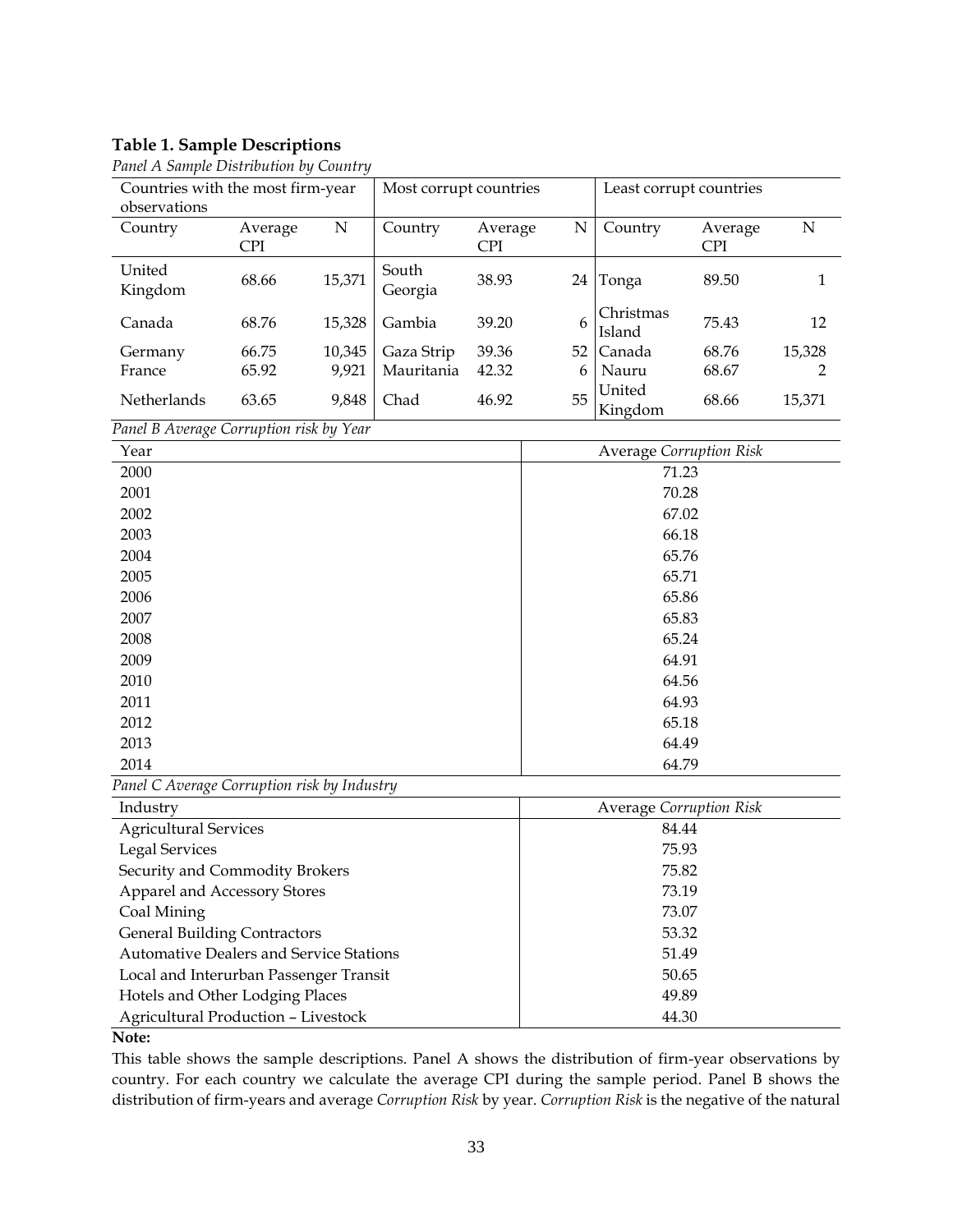**Table 1. Sample Descriptions**

*Panel A Sample Distribution by Country*

| Countries with the most firm-year observations | | | Most corrupt countries | | | Least corrupt countries | | |
|---|---|---|---|---|---|---|---|---|
| Country | Average CPI | N | Country | Average CPI | N | Country | Average CPI | N |
| United Kingdom | 68.66 | 15,371 | South Georgia | 38.93 | 24 | Tonga | 89.50 | 1 |
| Canada | 68.76 | 15,328 | Gambia | 39.20 | 6 | Christmas Island | 75.43 | 12 |
| Germany | 66.75 | 10,345 | Gaza Strip | 39.36 | 52 | Canada | 68.76 | 15,328 |
| France | 65.92 | 9,921 | Mauritania | 42.32 | 6 | Nauru | 68.67 | 2 |
| Netherlands | 63.65 | 9,848 | Chad | 46.92 | 55 | United Kingdom | 68.66 | 15,371 |

*Panel B Average Corruption risk by Year*

| Year | Average *Corruption Risk* |
|---|---|
| 2000 | 71.23 |
| 2001 | 70.28 |
| 2002 | 67.02 |
| 2003 | 66.18 |
| 2004 | 65.76 |
| 2005 | 65.71 |
| 2006 | 65.86 |
| 2007 | 65.83 |
| 2008 | 65.24 |
| 2009 | 64.91 |
| 2010 | 64.56 |
| 2011 | 64.93 |
| 2012 | 65.18 |
| 2013 | 64.49 |
| 2014 | 64.79 |

*Panel C Average Corruption risk by Industry*

| Industry | Average *Corruption Risk* |
|---|---|
| Agricultural Services | 84.44 |
| Legal Services | 75.93 |
| Security and Commodity Brokers | 75.82 |
| Apparel and Accessory Stores | 73.19 |
| Coal Mining | 73.07 |
| General Building Contractors | 53.32 |
| Automative Dealers and Service Stations | 51.49 |
| Local and Interurban Passenger Transit | 50.65 |
| Hotels and Other Lodging Places | 49.89 |
| Agricultural Production – Livestock | 44.30 |

**Note:**

This table shows the sample descriptions. Panel A shows the distribution of firm-year observations by country. For each country we calculate the average CPI during the sample period. Panel B shows the distribution of firm-years and average *Corruption Risk* by year. *Corruption Risk* is the negative of the natural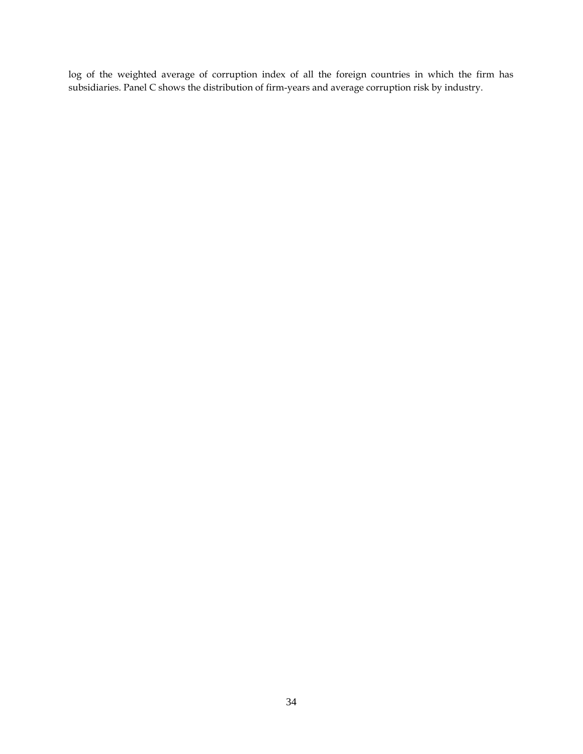log of the weighted average of corruption index of all the foreign countries in which the firm has subsidiaries. Panel C shows the distribution of firm-years and average corruption risk by industry.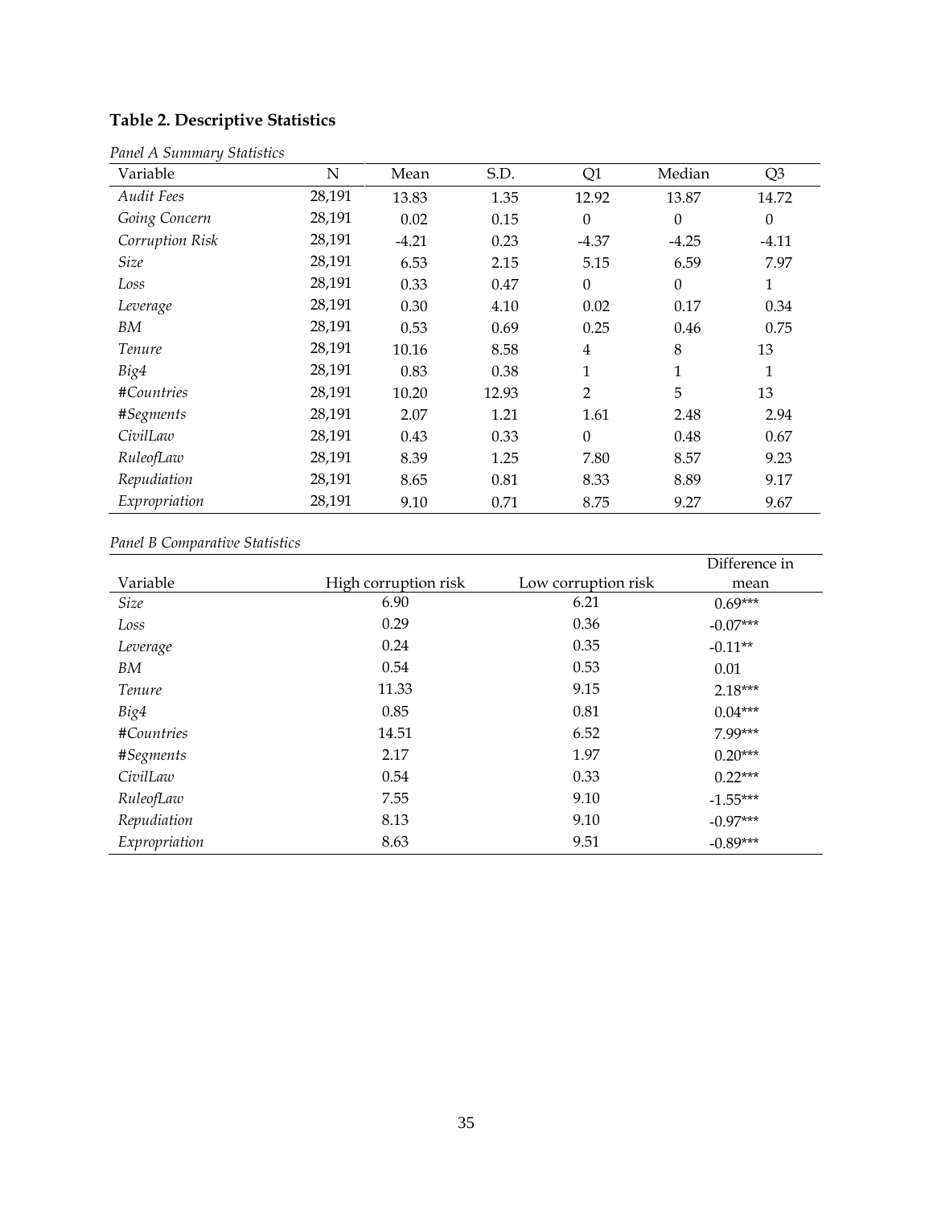**Table 2. Descriptive Statistics**

*Panel A Summary Statistics*

| Variable | N | Mean | S.D. | Q1 | Median | Q3 |
|---|---|---|---|---|---|---|
| *Audit Fees* | 28,191 | 13.83 | 1.35 | 12.92 | 13.87 | 14.72 |
| *Going Concern* | 28,191 | 0.02 | 0.15 | 0 | 0 | 0 |
| *Corruption Risk* | 28,191 | -4.21 | 0.23 | -4.37 | -4.25 | -4.11 |
| *Size* | 28,191 | 6.53 | 2.15 | 5.15 | 6.59 | 7.97 |
| *Loss* | 28,191 | 0.33 | 0.47 | 0 | 0 | 1 |
| *Leverage* | 28,191 | 0.30 | 4.10 | 0.02 | 0.17 | 0.34 |
| *BM* | 28,191 | 0.53 | 0.69 | 0.25 | 0.46 | 0.75 |
| *Tenure* | 28,191 | 10.16 | 8.58 | 4 | 8 | 13 |
| *Big4* | 28,191 | 0.83 | 0.38 | 1 | 1 | 1 |
| *#Countries* | 28,191 | 10.20 | 12.93 | 2 | 5 | 13 |
| *#Segments* | 28,191 | 2.07 | 1.21 | 1.61 | 2.48 | 2.94 |
| *CivilLaw* | 28,191 | 0.43 | 0.33 | 0 | 0.48 | 0.67 |
| *RuleofLaw* | 28,191 | 8.39 | 1.25 | 7.80 | 8.57 | 9.23 |
| *Repudiation* | 28,191 | 8.65 | 0.81 | 8.33 | 8.89 | 9.17 |
| *Expropriation* | 28,191 | 9.10 | 0.71 | 8.75 | 9.27 | 9.67 |

*Panel B Comparative Statistics*

| Variable | High corruption risk | Low corruption risk | Difference in mean |
|---|---|---|---|
| *Size* | 6.90 | 6.21 | 0.69*** |
| *Loss* | 0.29 | 0.36 | -0.07*** |
| *Leverage* | 0.24 | 0.35 | -0.11** |
| *BM* | 0.54 | 0.53 | 0.01 |
| *Tenure* | 11.33 | 9.15 | 2.18*** |
| *Big4* | 0.85 | 0.81 | 0.04*** |
| *#Countries* | 14.51 | 6.52 | 7.99*** |
| *#Segments* | 2.17 | 1.97 | 0.20*** |
| *CivilLaw* | 0.54 | 0.33 | 0.22*** |
| *RuleofLaw* | 7.55 | 9.10 | -1.55*** |
| *Repudiation* | 8.13 | 9.10 | -0.97*** |
| *Expropriation* | 8.63 | 9.51 | -0.89*** |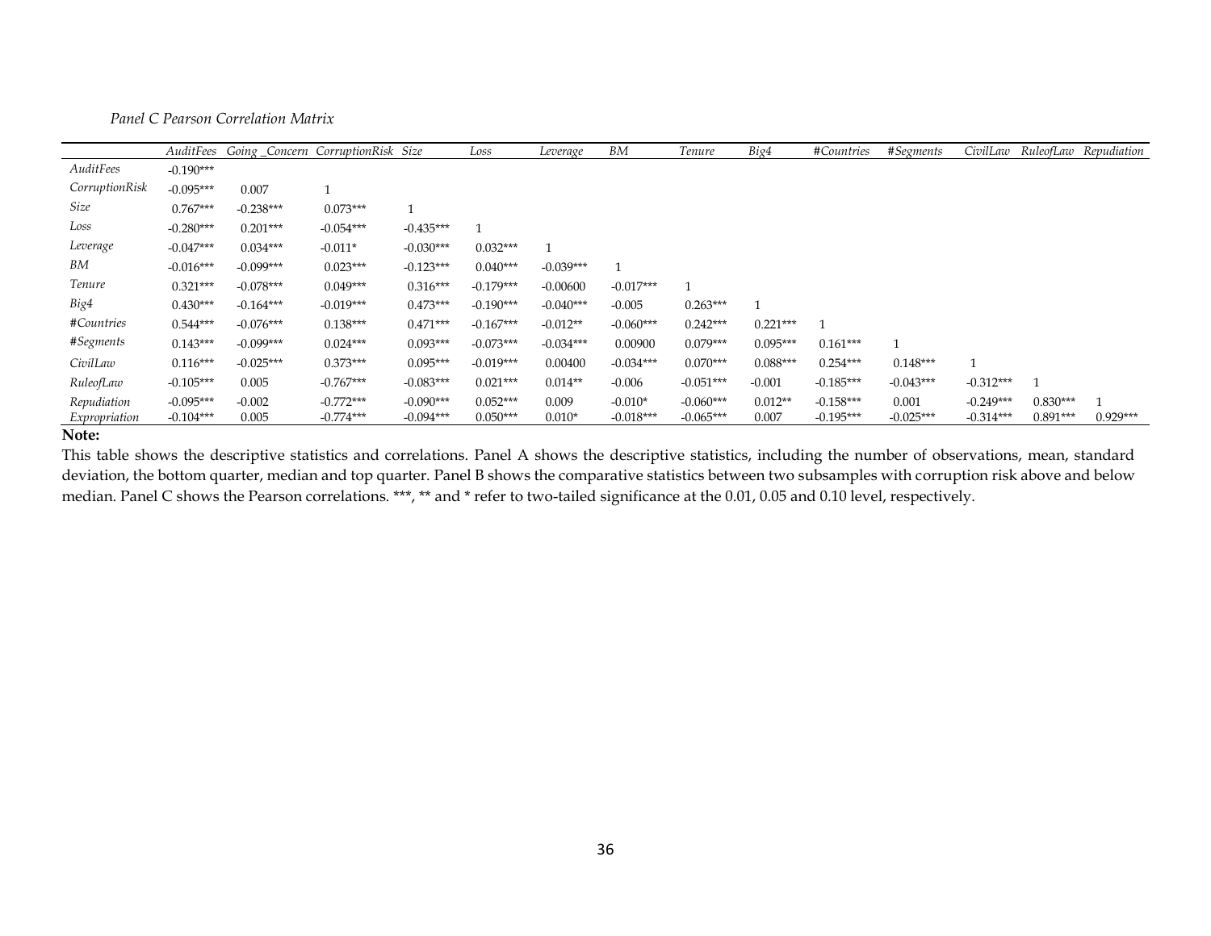*Panel C Pearson Correlation Matrix*

| | *AuditFees* | *Going _Concern* | *CorruptionRisk* | *Size* | *Loss* | *Leverage* | *BM* | *Tenure* | *Big4* | *#Countries* | *#Segments* | *CivilLaw* | *RuleofLaw* | *Repudiation* |
|---|---|---|---|---|---|---|---|---|---|---|---|---|---|---|
| *AuditFees* | -0.190*** | | | | | | | | | | | | | |
| *CorruptionRisk* | -0.095*** | 0.007 | 1 | | | | | | | | | | | |
| *Size* | 0.767*** | -0.238*** | 0.073*** | 1 | | | | | | | | | | |
| *Loss* | -0.280*** | 0.201*** | -0.054*** | -0.435*** | 1 | | | | | | | | | |
| *Leverage* | -0.047*** | 0.034*** | -0.011* | -0.030*** | 0.032*** | 1 | | | | | | | | |
| *BM* | -0.016*** | -0.099*** | 0.023*** | -0.123*** | 0.040*** | -0.039*** | 1 | | | | | | | |
| *Tenure* | 0.321*** | -0.078*** | 0.049*** | 0.316*** | -0.179*** | -0.00600 | -0.017*** | 1 | | | | | | |
| *Big4* | 0.430*** | -0.164*** | -0.019*** | 0.473*** | -0.190*** | -0.040*** | -0.005 | 0.263*** | 1 | | | | | |
| *#Countries* | 0.544*** | -0.076*** | 0.138*** | 0.471*** | -0.167*** | -0.012** | -0.060*** | 0.242*** | 0.221*** | 1 | | | | |
| *#Segments* | 0.143*** | -0.099*** | 0.024*** | 0.093*** | -0.073*** | -0.034*** | 0.00900 | 0.079*** | 0.095*** | 0.161*** | 1 | | | |
| *CivilLaw* | 0.116*** | -0.025*** | 0.373*** | 0.095*** | -0.019*** | 0.00400 | -0.034*** | 0.070*** | 0.088*** | 0.254*** | 0.148*** | 1 | | |
| *RuleofLaw* | -0.105*** | 0.005 | -0.767*** | -0.083*** | 0.021*** | 0.014** | -0.006 | -0.051*** | -0.001 | -0.185*** | -0.043*** | -0.312*** | 1 | |
| *Repudiation* | -0.095*** | -0.002 | -0.772*** | -0.090*** | 0.052*** | 0.009 | -0.010* | -0.060*** | 0.012** | -0.158*** | 0.001 | -0.249*** | 0.830*** | 1 |
| *Expropriation* | -0.104*** | 0.005 | -0.774*** | -0.094*** | 0.050*** | 0.010* | -0.018*** | -0.065*** | 0.007 | -0.195*** | -0.025*** | -0.314*** | 0.891*** | 0.929*** |

**Note:**

This table shows the descriptive statistics and correlations. Panel A shows the descriptive statistics, including the number of observations, mean, standard deviation, the bottom quarter, median and top quarter. Panel B shows the comparative statistics between two subsamples with corruption risk above and below median. Panel C shows the Pearson correlations. ***, ** and * refer to two-tailed significance at the 0.01, 0.05 and 0.10 level, respectively.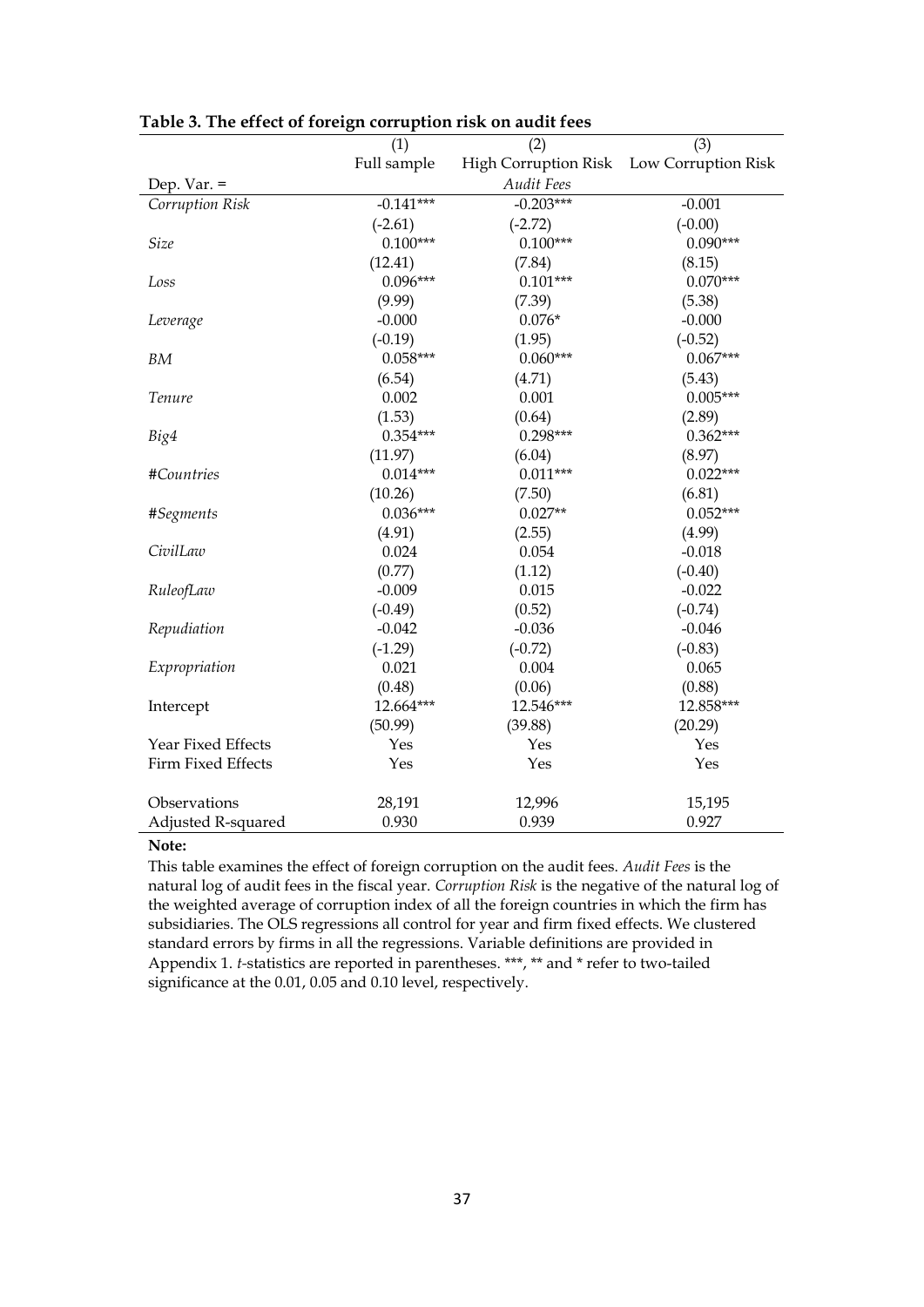**Table 3. The effect of foreign corruption risk on audit fees**

| | (1) | (2) | (3) |
|---|---|---|---|
| | Full sample | High Corruption Risk | Low Corruption Risk |
| Dep. Var. = | | *Audit Fees* | |
| *Corruption Risk* | -0.141*** | -0.203*** | -0.001 |
| | (-2.61) | (-2.72) | (-0.00) |
| *Size* | 0.100*** | 0.100*** | 0.090*** |
| | (12.41) | (7.84) | (8.15) |
| *Loss* | 0.096*** | 0.101*** | 0.070*** |
| | (9.99) | (7.39) | (5.38) |
| *Leverage* | -0.000 | 0.076* | -0.000 |
| | (-0.19) | (1.95) | (-0.52) |
| *BM* | 0.058*** | 0.060*** | 0.067*** |
| | (6.54) | (4.71) | (5.43) |
| *Tenure* | 0.002 | 0.001 | 0.005*** |
| | (1.53) | (0.64) | (2.89) |
| *Big4* | 0.354*** | 0.298*** | 0.362*** |
| | (11.97) | (6.04) | (8.97) |
| *#Countries* | 0.014*** | 0.011*** | 0.022*** |
| | (10.26) | (7.50) | (6.81) |
| *#Segments* | 0.036*** | 0.027** | 0.052*** |
| | (4.91) | (2.55) | (4.99) |
| *CivilLaw* | 0.024 | 0.054 | -0.018 |
| | (0.77) | (1.12) | (-0.40) |
| *RuleofLaw* | -0.009 | 0.015 | -0.022 |
| | (-0.49) | (0.52) | (-0.74) |
| *Repudiation* | -0.042 | -0.036 | -0.046 |
| | (-1.29) | (-0.72) | (-0.83) |
| *Expropriation* | 0.021 | 0.004 | 0.065 |
| | (0.48) | (0.06) | (0.88) |
| Intercept | 12.664*** | 12.546*** | 12.858*** |
| | (50.99) | (39.88) | (20.29) |
| Year Fixed Effects | Yes | Yes | Yes |
| Firm Fixed Effects | Yes | Yes | Yes |
| Observations | 28,191 | 12,996 | 15,195 |
| Adjusted R-squared | 0.930 | 0.939 | 0.927 |

**Note:**

This table examines the effect of foreign corruption on the audit fees. *Audit Fees* is the natural log of audit fees in the fiscal year. *Corruption Risk* is the negative of the natural log of the weighted average of corruption index of all the foreign countries in which the firm has subsidiaries. The OLS regressions all control for year and firm fixed effects. We clustered standard errors by firms in all the regressions. Variable definitions are provided in Appendix 1. *t*-statistics are reported in parentheses. ***, ** and * refer to two-tailed significance at the 0.01, 0.05 and 0.10 level, respectively.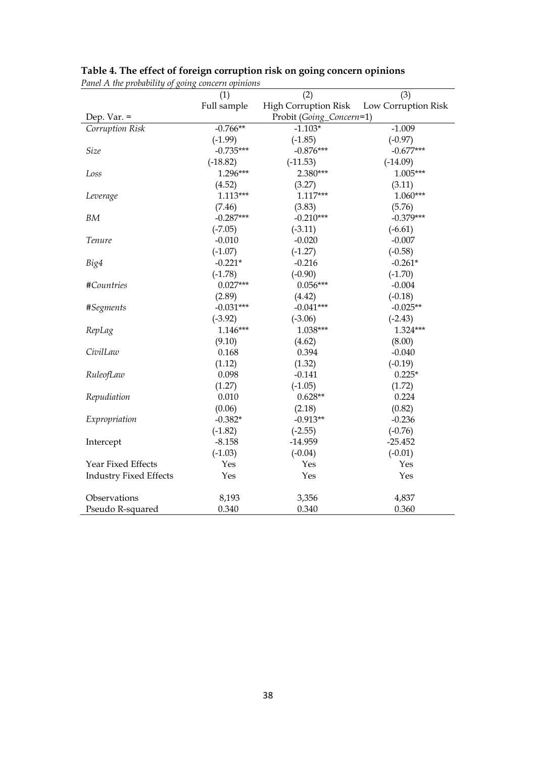**Table 4. The effect of foreign corruption risk on going concern opinions**

*Panel A the probability of going concern opinions*

| | (1) | (2) | (3) |
|---|---|---|---|
| | Full sample | High Corruption Risk | Low Corruption Risk |
| Dep. Var. = | | Probit (*Going_Concern*=1) | |
| *Corruption Risk* | -0.766** | -1.103* | -1.009 |
| | (-1.99) | (-1.85) | (-0.97) |
| *Size* | -0.735*** | -0.876*** | -0.677*** |
| | (-18.82) | (-11.53) | (-14.09) |
| *Loss* | 1.296*** | 2.380*** | 1.005*** |
| | (4.52) | (3.27) | (3.11) |
| *Leverage* | 1.113*** | 1.117*** | 1.060*** |
| | (7.46) | (3.83) | (5.76) |
| *BM* | -0.287*** | -0.210*** | -0.379*** |
| | (-7.05) | (-3.11) | (-6.61) |
| *Tenure* | -0.010 | -0.020 | -0.007 |
| | (-1.07) | (-1.27) | (-0.58) |
| *Big4* | -0.221* | -0.216 | -0.261* |
| | (-1.78) | (-0.90) | (-1.70) |
| *#Countries* | 0.027*** | 0.056*** | -0.004 |
| | (2.89) | (4.42) | (-0.18) |
| *#Segments* | -0.031*** | -0.041*** | -0.025** |
| | (-3.92) | (-3.06) | (-2.43) |
| *RepLag* | 1.146*** | 1.038*** | 1.324*** |
| | (9.10) | (4.62) | (8.00) |
| *CivilLaw* | 0.168 | 0.394 | -0.040 |
| | (1.12) | (1.32) | (-0.19) |
| *RuleofLaw* | 0.098 | -0.141 | 0.225* |
| | (1.27) | (-1.05) | (1.72) |
| *Repudiation* | 0.010 | 0.628** | 0.224 |
| | (0.06) | (2.18) | (0.82) |
| *Expropriation* | -0.382* | -0.913** | -0.236 |
| | (-1.82) | (-2.55) | (-0.76) |
| Intercept | -8.158 | -14.959 | -25.452 |
| | (-1.03) | (-0.04) | (-0.01) |
| Year Fixed Effects | Yes | Yes | Yes |
| Industry Fixed Effects | Yes | Yes | Yes |
| Observations | 8,193 | 3,356 | 4,837 |
| Pseudo R-squared | 0.340 | 0.340 | 0.360 |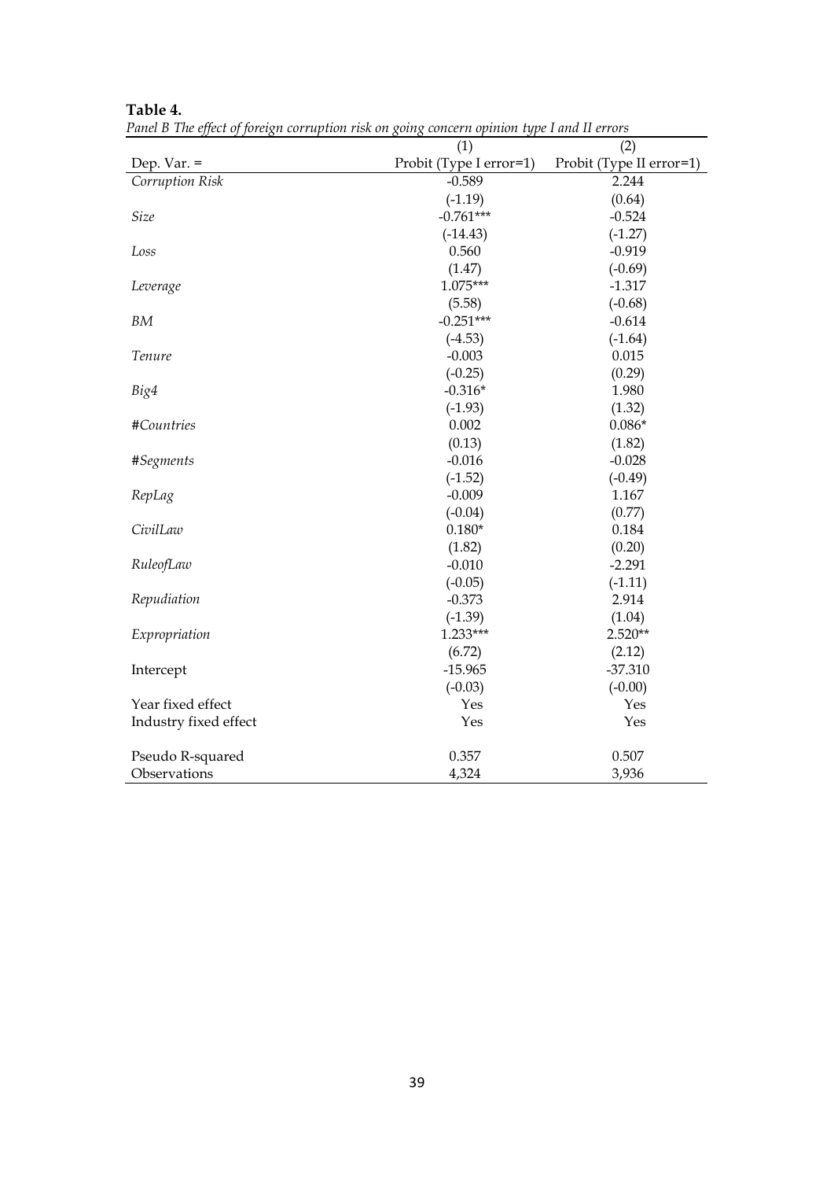**Table 4.**

*Panel B The effect of foreign corruption risk on going concern opinion type I and II errors*

| | (1) | (2) |
|---|---|---|
| Dep. Var. = | Probit (Type I error=1) | Probit (Type II error=1) |
| *Corruption Risk* | -0.589 | 2.244 |
| | (-1.19) | (0.64) |
| *Size* | -0.761*** | -0.524 |
| | (-14.43) | (-1.27) |
| *Loss* | 0.560 | -0.919 |
| | (1.47) | (-0.69) |
| *Leverage* | 1.075*** | -1.317 |
| | (5.58) | (-0.68) |
| *BM* | -0.251*** | -0.614 |
| | (-4.53) | (-1.64) |
| *Tenure* | -0.003 | 0.015 |
| | (-0.25) | (0.29) |
| *Big4* | -0.316* | 1.980 |
| | (-1.93) | (1.32) |
| *#Countries* | 0.002 | 0.086* |
| | (0.13) | (1.82) |
| *#Segments* | -0.016 | -0.028 |
| | (-1.52) | (-0.49) |
| *RepLag* | -0.009 | 1.167 |
| | (-0.04) | (0.77) |
| *CivilLaw* | 0.180* | 0.184 |
| | (1.82) | (0.20) |
| *RuleofLaw* | -0.010 | -2.291 |
| | (-0.05) | (-1.11) |
| *Repudiation* | -0.373 | 2.914 |
| | (-1.39) | (1.04) |
| *Expropriation* | 1.233*** | 2.520** |
| | (6.72) | (2.12) |
| Intercept | -15.965 | -37.310 |
| | (-0.03) | (-0.00) |
| Year fixed effect | Yes | Yes |
| Industry fixed effect | Yes | Yes |
| | | |
| Pseudo R-squared | 0.357 | 0.507 |
| Observations | 4,324 | 3,936 |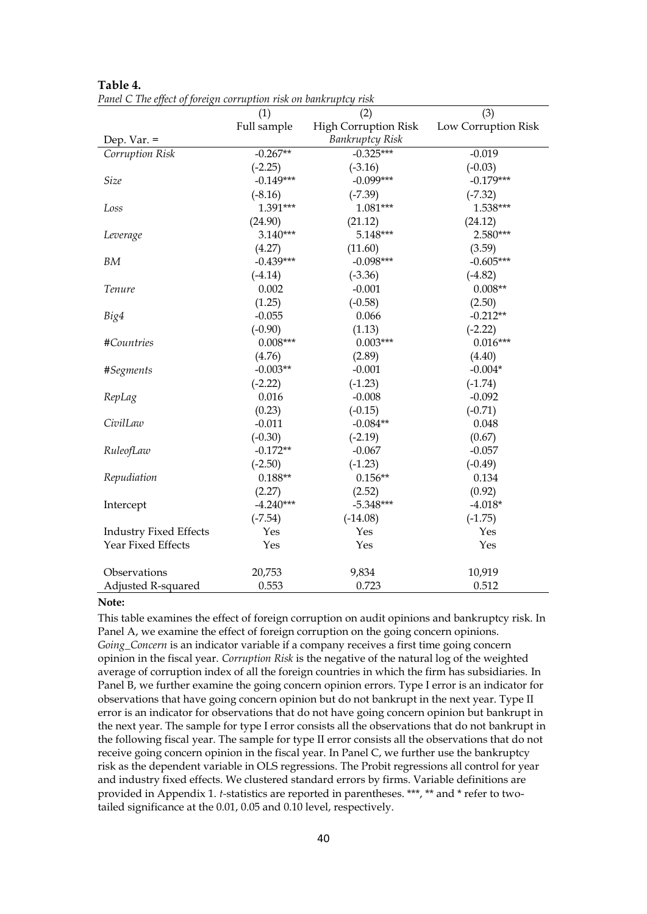**Table 4.**

*Panel C The effect of foreign corruption risk on bankruptcy risk*

| | (1) | (2) | (3) |
|---|---|---|---|
| | Full sample | High Corruption Risk | Low Corruption Risk |
| Dep. Var. = | | *Bankruptcy Risk* | |
| *Corruption Risk* | -0.267** | -0.325*** | -0.019 |
| | (-2.25) | (-3.16) | (-0.03) |
| *Size* | -0.149*** | -0.099*** | -0.179*** |
| | (-8.16) | (-7.39) | (-7.32) |
| *Loss* | 1.391*** | 1.081*** | 1.538*** |
| | (24.90) | (21.12) | (24.12) |
| *Leverage* | 3.140*** | 5.148*** | 2.580*** |
| | (4.27) | (11.60) | (3.59) |
| *BM* | -0.439*** | -0.098*** | -0.605*** |
| | (-4.14) | (-3.36) | (-4.82) |
| *Tenure* | 0.002 | -0.001 | 0.008** |
| | (1.25) | (-0.58) | (2.50) |
| *Big4* | -0.055 | 0.066 | -0.212** |
| | (-0.90) | (1.13) | (-2.22) |
| *#Countries* | 0.008*** | 0.003*** | 0.016*** |
| | (4.76) | (2.89) | (4.40) |
| *#Segments* | -0.003** | -0.001 | -0.004* |
| | (-2.22) | (-1.23) | (-1.74) |
| *RepLag* | 0.016 | -0.008 | -0.092 |
| | (0.23) | (-0.15) | (-0.71) |
| *CivilLaw* | -0.011 | -0.084** | 0.048 |
| | (-0.30) | (-2.19) | (0.67) |
| *RuleofLaw* | -0.172** | -0.067 | -0.057 |
| | (-2.50) | (-1.23) | (-0.49) |
| *Repudiation* | 0.188** | 0.156** | 0.134 |
| | (2.27) | (2.52) | (0.92) |
| Intercept | -4.240*** | -5.348*** | -4.018* |
| | (-7.54) | (-14.08) | (-1.75) |
| Industry Fixed Effects | Yes | Yes | Yes |
| Year Fixed Effects | Yes | Yes | Yes |
| Observations | 20,753 | 9,834 | 10,919 |
| Adjusted R-squared | 0.553 | 0.723 | 0.512 |

**Note:**

This table examines the effect of foreign corruption on audit opinions and bankruptcy risk. In Panel A, we examine the effect of foreign corruption on the going concern opinions. *Going_Concern* is an indicator variable if a company receives a first time going concern opinion in the fiscal year. *Corruption Risk* is the negative of the natural log of the weighted average of corruption index of all the foreign countries in which the firm has subsidiaries. In Panel B, we further examine the going concern opinion errors. Type I error is an indicator for observations that have going concern opinion but do not bankrupt in the next year. Type II error is an indicator for observations that do not have going concern opinion but bankrupt in the next year. The sample for type I error consists all the observations that do not bankrupt in the following fiscal year. The sample for type II error consists all the observations that do not receive going concern opinion in the fiscal year. In Panel C, we further use the bankruptcy risk as the dependent variable in OLS regressions. The Probit regressions all control for year and industry fixed effects. We clustered standard errors by firms. Variable definitions are provided in Appendix 1. *t*-statistics are reported in parentheses. ***, ** and * refer to two-tailed significance at the 0.01, 0.05 and 0.10 level, respectively.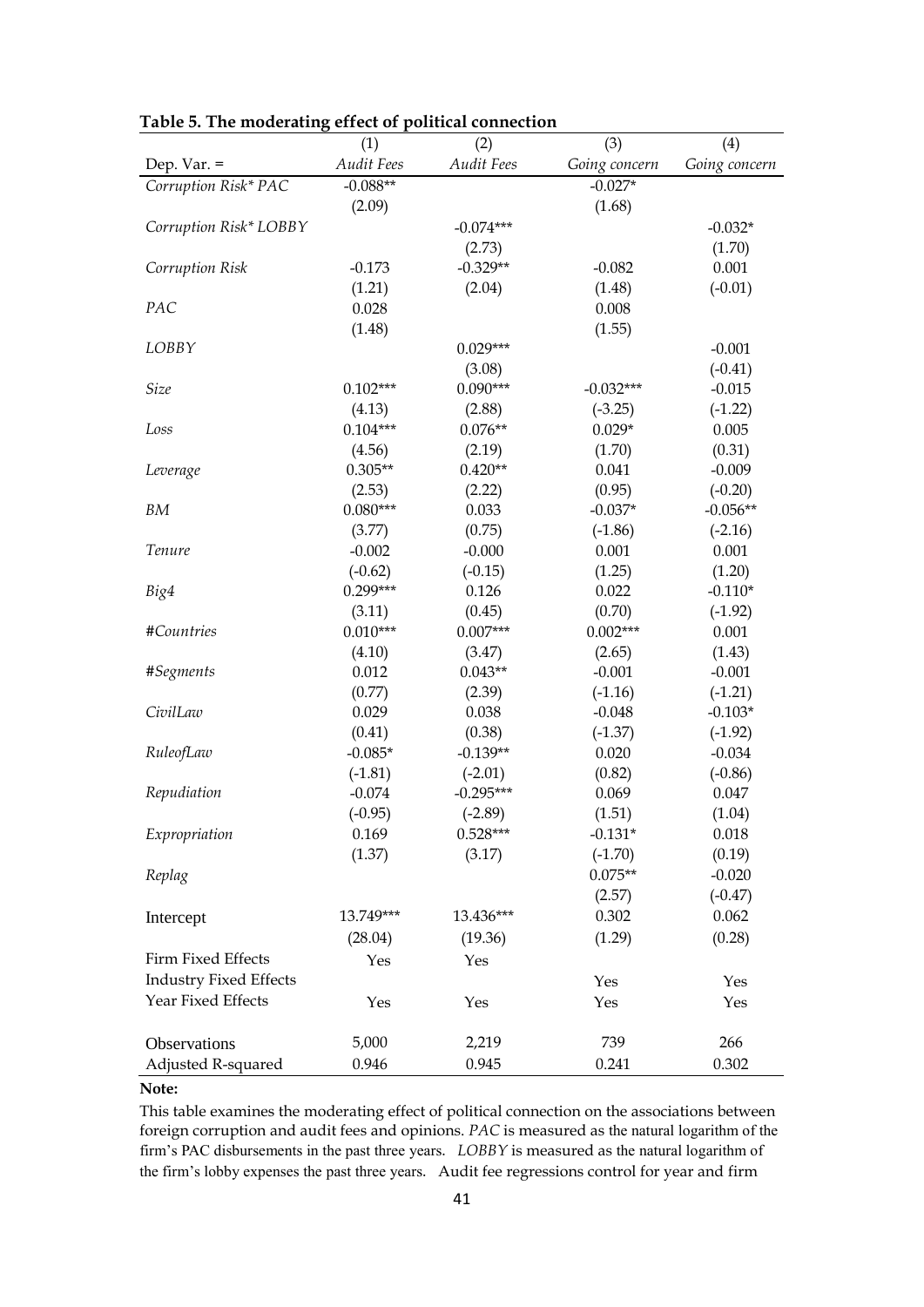**Table 5. The moderating effect of political connection**

| | (1) | (2) | (3) | (4) |
|---|---|---|---|---|
| Dep. Var. = | *Audit Fees* | *Audit Fees* | *Going concern* | *Going concern* |
| *Corruption Risk* PAC* | -0.088** | | -0.027* | |
| | (2.09) | | (1.68) | |
| *Corruption Risk* LOBBY* | | -0.074*** | | -0.032* |
| | | (2.73) | | (1.70) |
| *Corruption Risk* | -0.173 | -0.329** | -0.082 | 0.001 |
| | (1.21) | (2.04) | (1.48) | (-0.01) |
| *PAC* | 0.028 | | 0.008 | |
| | (1.48) | | (1.55) | |
| *LOBBY* | | 0.029*** | | -0.001 |
| | | (3.08) | | (-0.41) |
| *Size* | 0.102*** | 0.090*** | -0.032*** | -0.015 |
| | (4.13) | (2.88) | (-3.25) | (-1.22) |
| *Loss* | 0.104*** | 0.076** | 0.029* | 0.005 |
| | (4.56) | (2.19) | (1.70) | (0.31) |
| *Leverage* | 0.305** | 0.420** | 0.041 | -0.009 |
| | (2.53) | (2.22) | (0.95) | (-0.20) |
| *BM* | 0.080*** | 0.033 | -0.037* | -0.056** |
| | (3.77) | (0.75) | (-1.86) | (-2.16) |
| *Tenure* | -0.002 | -0.000 | 0.001 | 0.001 |
| | (-0.62) | (-0.15) | (1.25) | (1.20) |
| *Big4* | 0.299*** | 0.126 | 0.022 | -0.110* |
| | (3.11) | (0.45) | (0.70) | (-1.92) |
| *#Countries* | 0.010*** | 0.007*** | 0.002*** | 0.001 |
| | (4.10) | (3.47) | (2.65) | (1.43) |
| *#Segments* | 0.012 | 0.043** | -0.001 | -0.001 |
| | (0.77) | (2.39) | (-1.16) | (-1.21) |
| *CivilLaw* | 0.029 | 0.038 | -0.048 | -0.103* |
| | (0.41) | (0.38) | (-1.37) | (-1.92) |
| *RuleofLaw* | -0.085* | -0.139** | 0.020 | -0.034 |
| | (-1.81) | (-2.01) | (0.82) | (-0.86) |
| *Repudiation* | -0.074 | -0.295*** | 0.069 | 0.047 |
| | (-0.95) | (-2.89) | (1.51) | (1.04) |
| *Expropriation* | 0.169 | 0.528*** | -0.131* | 0.018 |
| | (1.37) | (3.17) | (-1.70) | (0.19) |
| *Replag* | | | 0.075** | -0.020 |
| | | | (2.57) | (-0.47) |
| Intercept | 13.749*** | 13.436*** | 0.302 | 0.062 |
| | (28.04) | (19.36) | (1.29) | (0.28) |
| Firm Fixed Effects | Yes | Yes | | |
| Industry Fixed Effects | | | Yes | Yes |
| Year Fixed Effects | Yes | Yes | Yes | Yes |
| Observations | 5,000 | 2,219 | 739 | 266 |
| Adjusted R-squared | 0.946 | 0.945 | 0.241 | 0.302 |

**Note:**

This table examines the moderating effect of political connection on the associations between foreign corruption and audit fees and opinions. *PAC* is measured as the natural logarithm of the firm's PAC disbursements in the past three years. *LOBBY* is measured as the natural logarithm of the firm's lobby expenses the past three years. Audit fee regressions control for year and firm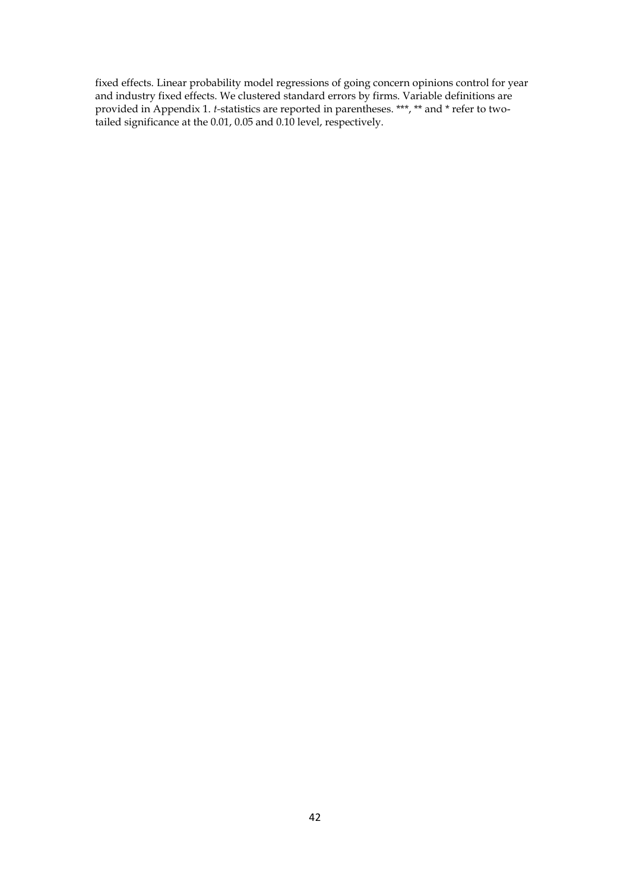fixed effects. Linear probability model regressions of going concern opinions control for year and industry fixed effects. We clustered standard errors by firms. Variable definitions are provided in Appendix 1. *t*-statistics are reported in parentheses. ***, ** and * refer to two-tailed significance at the 0.01, 0.05 and 0.10 level, respectively.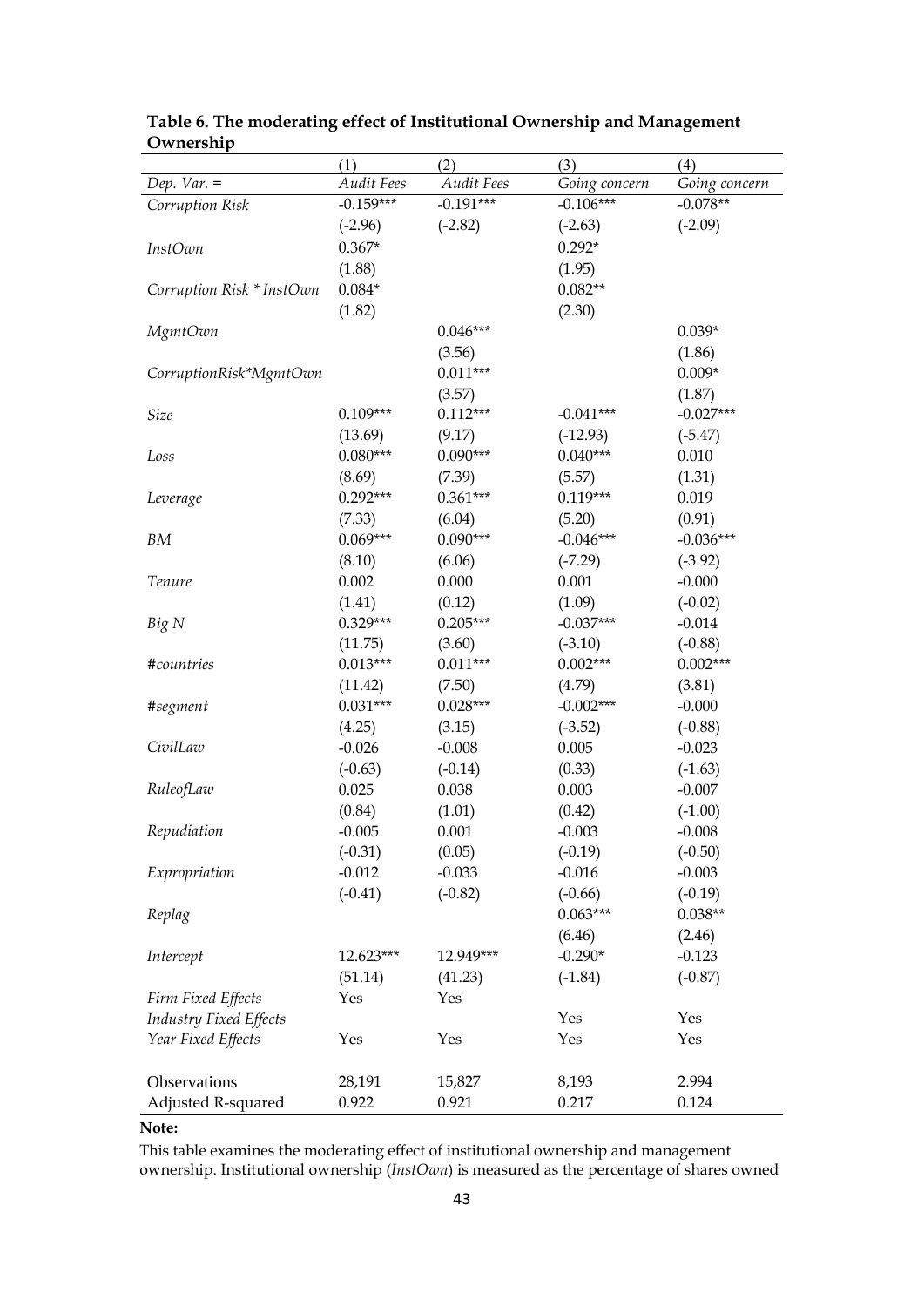**Table 6. The moderating effect of Institutional Ownership and Management Ownership**

| | (1) | (2) | (3) | (4) |
|---|---|---|---|---|
| *Dep. Var.* = | *Audit Fees* | *Audit Fees* | *Going concern* | *Going concern* |
| *Corruption Risk* | -0.159*** | -0.191*** | -0.106*** | -0.078** |
| | (-2.96) | (-2.82) | (-2.63) | (-2.09) |
| *InstOwn* | 0.367* | | 0.292* | |
| | (1.88) | | (1.95) | |
| *Corruption Risk * InstOwn* | 0.084* | | 0.082** | |
| | (1.82) | | (2.30) | |
| *MgmtOwn* | | 0.046*** | | 0.039* |
| | | (3.56) | | (1.86) |
| *CorruptionRisk*MgmtOwn* | | 0.011*** | | 0.009* |
| | | (3.57) | | (1.87) |
| *Size* | 0.109*** | 0.112*** | -0.041*** | -0.027*** |
| | (13.69) | (9.17) | (-12.93) | (-5.47) |
| *Loss* | 0.080*** | 0.090*** | 0.040*** | 0.010 |
| | (8.69) | (7.39) | (5.57) | (1.31) |
| *Leverage* | 0.292*** | 0.361*** | 0.119*** | 0.019 |
| | (7.33) | (6.04) | (5.20) | (0.91) |
| *BM* | 0.069*** | 0.090*** | -0.046*** | -0.036*** |
| | (8.10) | (6.06) | (-7.29) | (-3.92) |
| *Tenure* | 0.002 | 0.000 | 0.001 | -0.000 |
| | (1.41) | (0.12) | (1.09) | (-0.02) |
| *Big N* | 0.329*** | 0.205*** | -0.037*** | -0.014 |
| | (11.75) | (3.60) | (-3.10) | (-0.88) |
| *#countries* | 0.013*** | 0.011*** | 0.002*** | 0.002*** |
| | (11.42) | (7.50) | (4.79) | (3.81) |
| *#segment* | 0.031*** | 0.028*** | -0.002*** | -0.000 |
| | (4.25) | (3.15) | (-3.52) | (-0.88) |
| *CivilLaw* | -0.026 | -0.008 | 0.005 | -0.023 |
| | (-0.63) | (-0.14) | (0.33) | (-1.63) |
| *RuleofLaw* | 0.025 | 0.038 | 0.003 | -0.007 |
| | (0.84) | (1.01) | (0.42) | (-1.00) |
| *Repudiation* | -0.005 | 0.001 | -0.003 | -0.008 |
| | (-0.31) | (0.05) | (-0.19) | (-0.50) |
| *Expropriation* | -0.012 | -0.033 | -0.016 | -0.003 |
| | (-0.41) | (-0.82) | (-0.66) | (-0.19) |
| *Replag* | | | 0.063*** | 0.038** |
| | | | (6.46) | (2.46) |
| *Intercept* | 12.623*** | 12.949*** | -0.290* | -0.123 |
| | (51.14) | (41.23) | (-1.84) | (-0.87) |
| *Firm Fixed Effects* | Yes | Yes | | |
| *Industry Fixed Effects* | | | Yes | Yes |
| *Year Fixed Effects* | Yes | Yes | Yes | Yes |
| Observations | 28,191 | 15,827 | 8,193 | 2.994 |
| Adjusted R-squared | 0.922 | 0.921 | 0.217 | 0.124 |

**Note:**

This table examines the moderating effect of institutional ownership and management ownership. Institutional ownership (*InstOwn*) is measured as the percentage of shares owned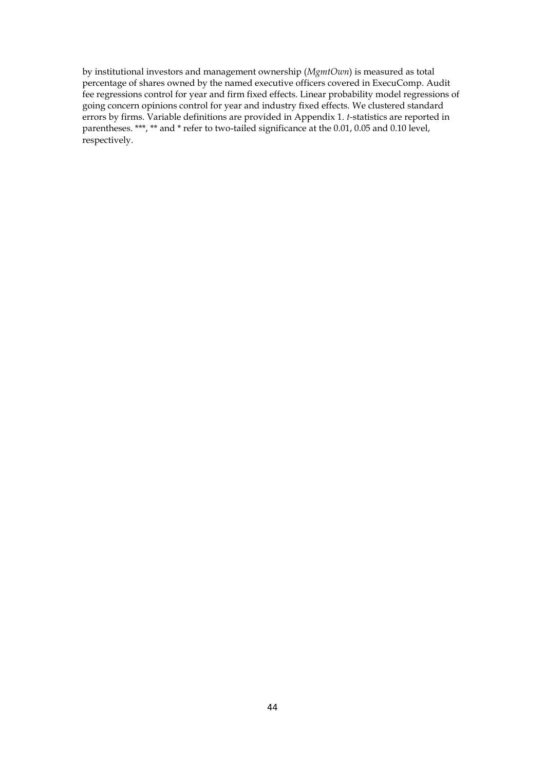by institutional investors and management ownership (*MgmtOwn*) is measured as total percentage of shares owned by the named executive officers covered in ExecuComp. Audit fee regressions control for year and firm fixed effects. Linear probability model regressions of going concern opinions control for year and industry fixed effects. We clustered standard errors by firms. Variable definitions are provided in Appendix 1. *t*-statistics are reported in parentheses. ***, ** and * refer to two-tailed significance at the 0.01, 0.05 and 0.10 level, respectively.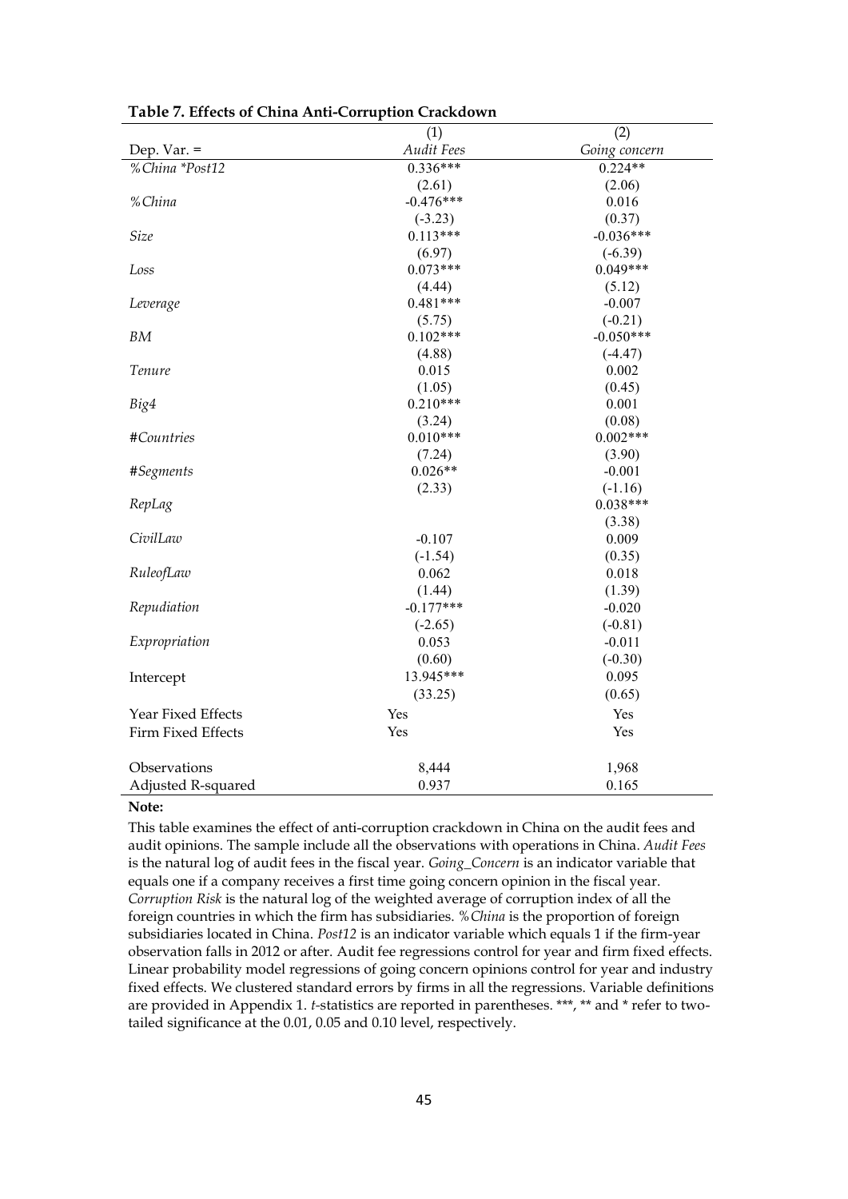**Table 7. Effects of China Anti-Corruption Crackdown**

| | (1) | (2) |
|---|---|---|
| Dep. Var. = | *Audit Fees* | *Going concern* |
| *%China \*Post12* | 0.336*** | 0.224** |
| | (2.61) | (2.06) |
| *%China* | -0.476*** | 0.016 |
| | (-3.23) | (0.37) |
| *Size* | 0.113*** | -0.036*** |
| | (6.97) | (-6.39) |
| *Loss* | 0.073*** | 0.049*** |
| | (4.44) | (5.12) |
| *Leverage* | 0.481*** | -0.007 |
| | (5.75) | (-0.21) |
| *BM* | 0.102*** | -0.050*** |
| | (4.88) | (-4.47) |
| *Tenure* | 0.015 | 0.002 |
| | (1.05) | (0.45) |
| *Big4* | 0.210*** | 0.001 |
| | (3.24) | (0.08) |
| *#Countries* | 0.010*** | 0.002*** |
| | (7.24) | (3.90) |
| *#Segments* | 0.026** | -0.001 |
| | (2.33) | (-1.16) |
| *RepLag* | | 0.038*** |
| | | (3.38) |
| *CivilLaw* | -0.107 | 0.009 |
| | (-1.54) | (0.35) |
| *RuleofLaw* | 0.062 | 0.018 |
| | (1.44) | (1.39) |
| *Repudiation* | -0.177*** | -0.020 |
| | (-2.65) | (-0.81) |
| *Expropriation* | 0.053 | -0.011 |
| | (0.60) | (-0.30) |
| Intercept | 13.945*** | 0.095 |
| | (33.25) | (0.65) |
| Year Fixed Effects | Yes | Yes |
| Firm Fixed Effects | Yes | Yes |
| Observations | 8,444 | 1,968 |
| Adjusted R-squared | 0.937 | 0.165 |

**Note:**

This table examines the effect of anti-corruption crackdown in China on the audit fees and audit opinions. The sample include all the observations with operations in China. *Audit Fees* is the natural log of audit fees in the fiscal year. *Going_Concern* is an indicator variable that equals one if a company receives a first time going concern opinion in the fiscal year. *Corruption Risk* is the natural log of the weighted average of corruption index of all the foreign countries in which the firm has subsidiaries. *%China* is the proportion of foreign subsidiaries located in China. *Post12* is an indicator variable which equals 1 if the firm-year observation falls in 2012 or after. Audit fee regressions control for year and firm fixed effects. Linear probability model regressions of going concern opinions control for year and industry fixed effects. We clustered standard errors by firms in all the regressions. Variable definitions are provided in Appendix 1. *t*-statistics are reported in parentheses. \*\*\*, \*\* and \* refer to two-tailed significance at the 0.01, 0.05 and 0.10 level, respectively.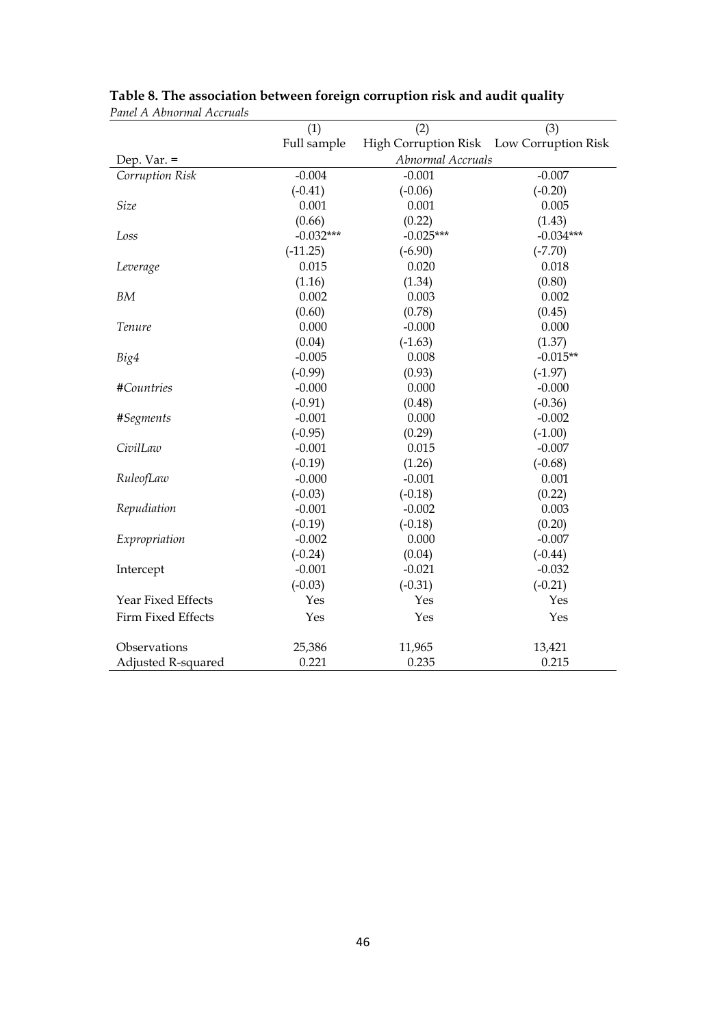**Table 8. The association between foreign corruption risk and audit quality**

*Panel A Abnormal Accruals*

| | (1) | (2) | (3) |
|---|---|---|---|
| | Full sample | High Corruption Risk | Low Corruption Risk |
| Dep. Var. = | | *Abnormal Accruals* | |
| *Corruption Risk* | -0.004 | -0.001 | -0.007 |
| | (-0.41) | (-0.06) | (-0.20) |
| *Size* | 0.001 | 0.001 | 0.005 |
| | (0.66) | (0.22) | (1.43) |
| *Loss* | -0.032*** | -0.025*** | -0.034*** |
| | (-11.25) | (-6.90) | (-7.70) |
| *Leverage* | 0.015 | 0.020 | 0.018 |
| | (1.16) | (1.34) | (0.80) |
| *BM* | 0.002 | 0.003 | 0.002 |
| | (0.60) | (0.78) | (0.45) |
| *Tenure* | 0.000 | -0.000 | 0.000 |
| | (0.04) | (-1.63) | (1.37) |
| *Big4* | -0.005 | 0.008 | -0.015** |
| | (-0.99) | (0.93) | (-1.97) |
| *#Countries* | -0.000 | 0.000 | -0.000 |
| | (-0.91) | (0.48) | (-0.36) |
| *#Segments* | -0.001 | 0.000 | -0.002 |
| | (-0.95) | (0.29) | (-1.00) |
| *CivilLaw* | -0.001 | 0.015 | -0.007 |
| | (-0.19) | (1.26) | (-0.68) |
| *RuleofLaw* | -0.000 | -0.001 | 0.001 |
| | (-0.03) | (-0.18) | (0.22) |
| *Repudiation* | -0.001 | -0.002 | 0.003 |
| | (-0.19) | (-0.18) | (0.20) |
| *Expropriation* | -0.002 | 0.000 | -0.007 |
| | (-0.24) | (0.04) | (-0.44) |
| Intercept | -0.001 | -0.021 | -0.032 |
| | (-0.03) | (-0.31) | (-0.21) |
| Year Fixed Effects | Yes | Yes | Yes |
| Firm Fixed Effects | Yes | Yes | Yes |
| Observations | 25,386 | 11,965 | 13,421 |
| Adjusted R-squared | 0.221 | 0.235 | 0.215 |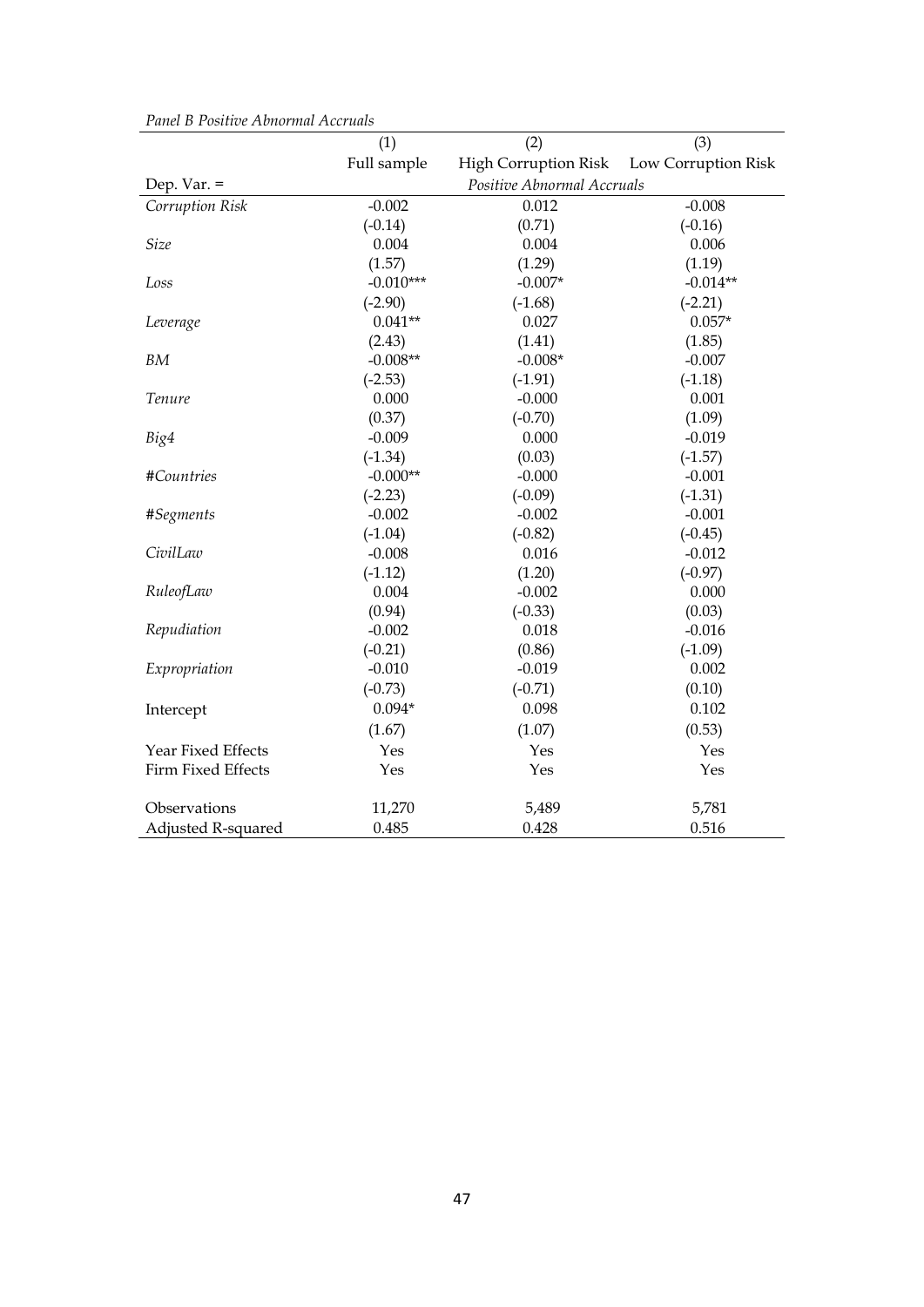*Panel B Positive Abnormal Accruals*

| | (1) | (2) | (3) |
|---|---|---|---|
| | Full sample | High Corruption Risk | Low Corruption Risk |
| Dep. Var. = | | *Positive Abnormal Accruals* | |
| *Corruption Risk* | -0.002 | 0.012 | -0.008 |
| | (-0.14) | (0.71) | (-0.16) |
| *Size* | 0.004 | 0.004 | 0.006 |
| | (1.57) | (1.29) | (1.19) |
| *Loss* | -0.010*** | -0.007* | -0.014** |
| | (-2.90) | (-1.68) | (-2.21) |
| *Leverage* | 0.041** | 0.027 | 0.057* |
| | (2.43) | (1.41) | (1.85) |
| *BM* | -0.008** | -0.008* | -0.007 |
| | (-2.53) | (-1.91) | (-1.18) |
| *Tenure* | 0.000 | -0.000 | 0.001 |
| | (0.37) | (-0.70) | (1.09) |
| *Big4* | -0.009 | 0.000 | -0.019 |
| | (-1.34) | (0.03) | (-1.57) |
| *#Countries* | -0.000** | -0.000 | -0.001 |
| | (-2.23) | (-0.09) | (-1.31) |
| *#Segments* | -0.002 | -0.002 | -0.001 |
| | (-1.04) | (-0.82) | (-0.45) |
| *CivilLaw* | -0.008 | 0.016 | -0.012 |
| | (-1.12) | (1.20) | (-0.97) |
| *RuleofLaw* | 0.004 | -0.002 | 0.000 |
| | (0.94) | (-0.33) | (0.03) |
| *Repudiation* | -0.002 | 0.018 | -0.016 |
| | (-0.21) | (0.86) | (-1.09) |
| *Expropriation* | -0.010 | -0.019 | 0.002 |
| | (-0.73) | (-0.71) | (0.10) |
| Intercept | 0.094* | 0.098 | 0.102 |
| | (1.67) | (1.07) | (0.53) |
| Year Fixed Effects | Yes | Yes | Yes |
| Firm Fixed Effects | Yes | Yes | Yes |
| Observations | 11,270 | 5,489 | 5,781 |
| Adjusted R-squared | 0.485 | 0.428 | 0.516 |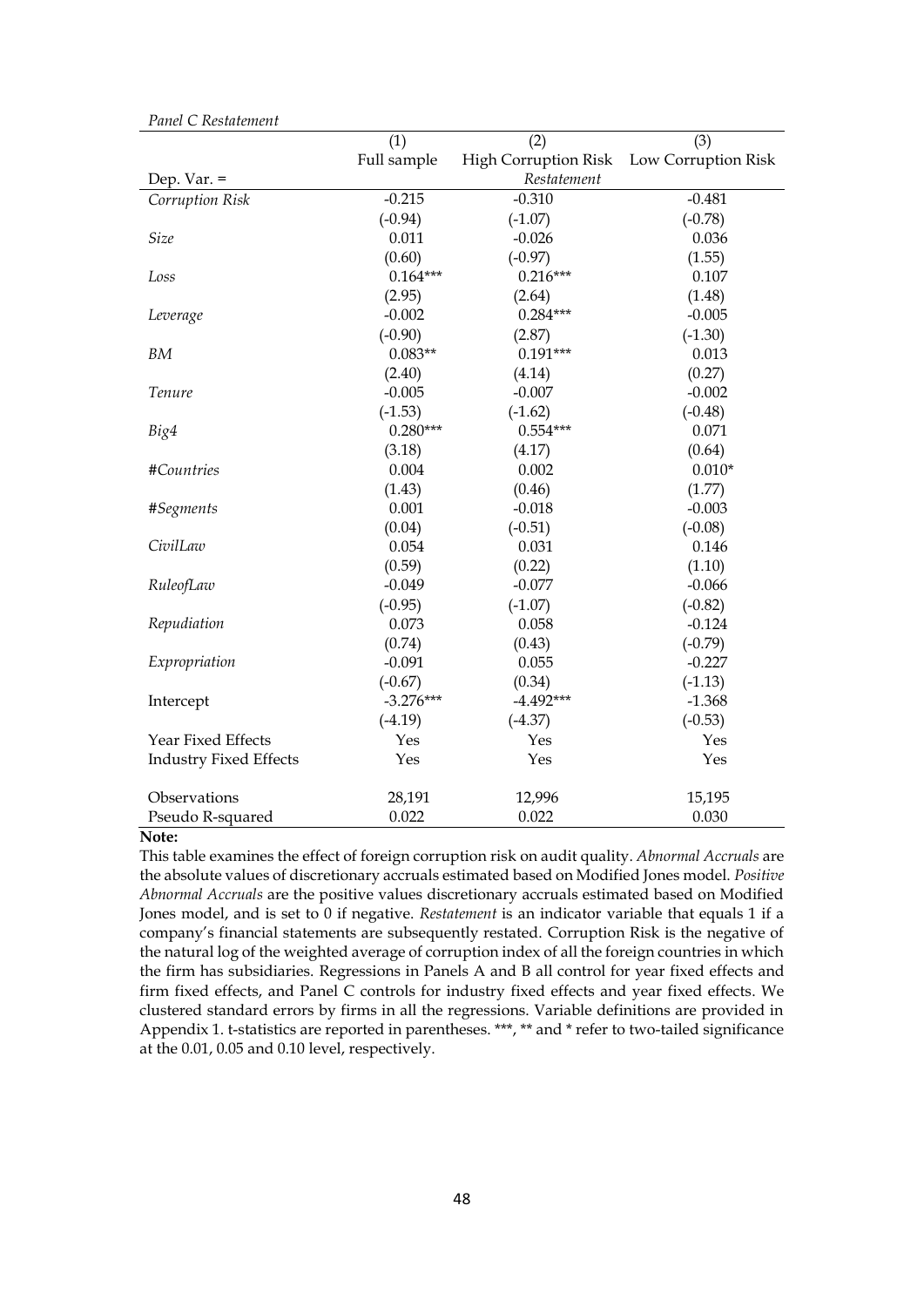*Panel C Restatement*

| | (1) | (2) | (3) |
|---|---|---|---|
| | Full sample | High Corruption Risk | Low Corruption Risk |
| Dep. Var. = | | *Restatement* | |
| *Corruption Risk* | -0.215 | -0.310 | -0.481 |
| | (-0.94) | (-1.07) | (-0.78) |
| *Size* | 0.011 | -0.026 | 0.036 |
| | (0.60) | (-0.97) | (1.55) |
| *Loss* | 0.164*** | 0.216*** | 0.107 |
| | (2.95) | (2.64) | (1.48) |
| *Leverage* | -0.002 | 0.284*** | -0.005 |
| | (-0.90) | (2.87) | (-1.30) |
| *BM* | 0.083** | 0.191*** | 0.013 |
| | (2.40) | (4.14) | (0.27) |
| *Tenure* | -0.005 | -0.007 | -0.002 |
| | (-1.53) | (-1.62) | (-0.48) |
| *Big4* | 0.280*** | 0.554*** | 0.071 |
| | (3.18) | (4.17) | (0.64) |
| *#Countries* | 0.004 | 0.002 | 0.010* |
| | (1.43) | (0.46) | (1.77) |
| *#Segments* | 0.001 | -0.018 | -0.003 |
| | (0.04) | (-0.51) | (-0.08) |
| *CivilLaw* | 0.054 | 0.031 | 0.146 |
| | (0.59) | (0.22) | (1.10) |
| *RuleofLaw* | -0.049 | -0.077 | -0.066 |
| | (-0.95) | (-1.07) | (-0.82) |
| *Repudiation* | 0.073 | 0.058 | -0.124 |
| | (0.74) | (0.43) | (-0.79) |
| *Expropriation* | -0.091 | 0.055 | -0.227 |
| | (-0.67) | (0.34) | (-1.13) |
| Intercept | -3.276*** | -4.492*** | -1.368 |
| | (-4.19) | (-4.37) | (-0.53) |
| Year Fixed Effects | Yes | Yes | Yes |
| Industry Fixed Effects | Yes | Yes | Yes |
| Observations | 28,191 | 12,996 | 15,195 |
| Pseudo R-squared | 0.022 | 0.022 | 0.030 |

**Note:**

This table examines the effect of foreign corruption risk on audit quality. *Abnormal Accruals* are the absolute values of discretionary accruals estimated based on Modified Jones model. *Positive Abnormal Accruals* are the positive values discretionary accruals estimated based on Modified Jones model, and is set to 0 if negative. *Restatement* is an indicator variable that equals 1 if a company's financial statements are subsequently restated. Corruption Risk is the negative of the natural log of the weighted average of corruption index of all the foreign countries in which the firm has subsidiaries. Regressions in Panels A and B all control for year fixed effects and firm fixed effects, and Panel C controls for industry fixed effects and year fixed effects. We clustered standard errors by firms in all the regressions. Variable definitions are provided in Appendix 1. t-statistics are reported in parentheses. ***, ** and * refer to two-tailed significance at the 0.01, 0.05 and 0.10 level, respectively.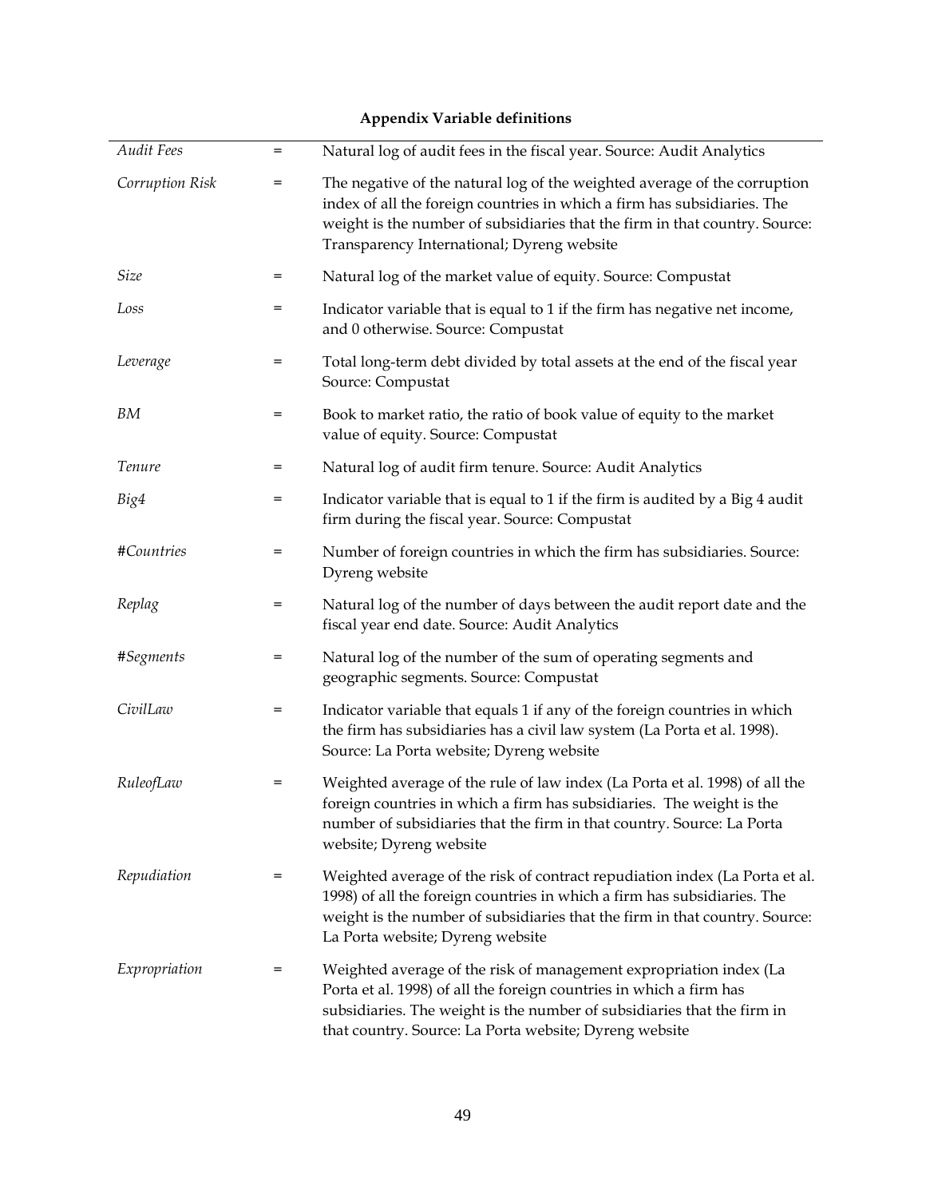**Appendix Variable definitions**

| | | |
|---|---|---|
| *Audit Fees* | = | Natural log of audit fees in the fiscal year. Source: Audit Analytics |
| *Corruption Risk* | = | The negative of the natural log of the weighted average of the corruption index of all the foreign countries in which a firm has subsidiaries. The weight is the number of subsidiaries that the firm in that country. Source: Transparency International; Dyreng website |
| *Size* | = | Natural log of the market value of equity. Source: Compustat |
| *Loss* | = | Indicator variable that is equal to 1 if the firm has negative net income, and 0 otherwise. Source: Compustat |
| *Leverage* | = | Total long-term debt divided by total assets at the end of the fiscal year Source: Compustat |
| *BM* | = | Book to market ratio, the ratio of book value of equity to the market value of equity. Source: Compustat |
| *Tenure* | = | Natural log of audit firm tenure. Source: Audit Analytics |
| *Big4* | = | Indicator variable that is equal to 1 if the firm is audited by a Big 4 audit firm during the fiscal year. Source: Compustat |
| *#Countries* | = | Number of foreign countries in which the firm has subsidiaries. Source: Dyreng website |
| *Replag* | = | Natural log of the number of days between the audit report date and the fiscal year end date. Source: Audit Analytics |
| *#Segments* | = | Natural log of the number of the sum of operating segments and geographic segments. Source: Compustat |
| *CivilLaw* | = | Indicator variable that equals 1 if any of the foreign countries in which the firm has subsidiaries has a civil law system (La Porta et al. 1998). Source: La Porta website; Dyreng website |
| *RuleofLaw* | = | Weighted average of the rule of law index (La Porta et al. 1998) of all the foreign countries in which a firm has subsidiaries. The weight is the number of subsidiaries that the firm in that country. Source: La Porta website; Dyreng website |
| *Repudiation* | = | Weighted average of the risk of contract repudiation index (La Porta et al. 1998) of all the foreign countries in which a firm has subsidiaries. The weight is the number of subsidiaries that the firm in that country. Source: La Porta website; Dyreng website |
| *Expropriation* | = | Weighted average of the risk of management expropriation index (La Porta et al. 1998) of all the foreign countries in which a firm has subsidiaries. The weight is the number of subsidiaries that the firm in that country. Source: La Porta website; Dyreng website |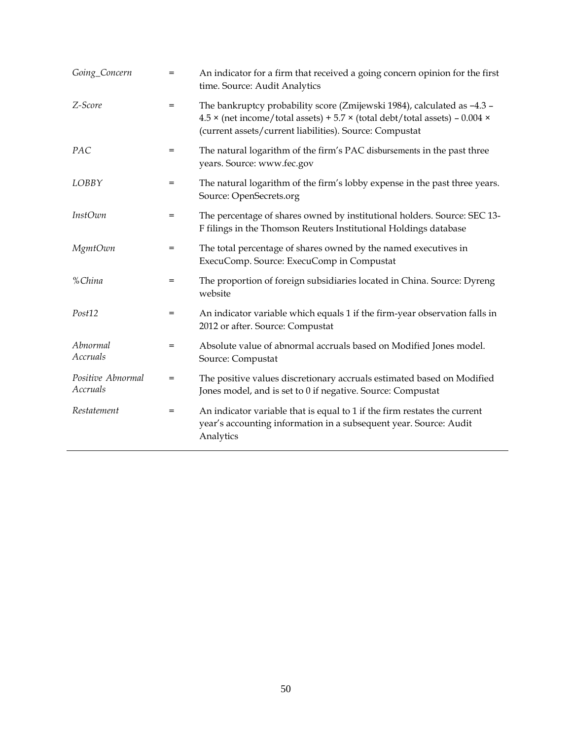| | | |
|---|---|---|
| *Going_Concern* | = | An indicator for a firm that received a going concern opinion for the first time. Source: Audit Analytics |
| *Z-Score* | = | The bankruptcy probability score (Zmijewski 1984), calculated as −4.3 – 4.5 × (net income/total assets) + 5.7 × (total debt/total assets) – 0.004 × (current assets/current liabilities). Source: Compustat |
| *PAC* | = | The natural logarithm of the firm's PAC disbursements in the past three years. Source: www.fec.gov |
| *LOBBY* | = | The natural logarithm of the firm's lobby expense in the past three years. Source: OpenSecrets.org |
| *InstOwn* | = | The percentage of shares owned by institutional holders. Source: SEC 13-F filings in the Thomson Reuters Institutional Holdings database |
| *MgmtOwn* | = | The total percentage of shares owned by the named executives in ExecuComp. Source: ExecuComp in Compustat |
| *%China* | = | The proportion of foreign subsidiaries located in China. Source: Dyreng website |
| *Post12* | = | An indicator variable which equals 1 if the firm-year observation falls in 2012 or after. Source: Compustat |
| *Abnormal Accruals* | = | Absolute value of abnormal accruals based on Modified Jones model. Source: Compustat |
| *Positive Abnormal Accruals* | = | The positive values discretionary accruals estimated based on Modified Jones model, and is set to 0 if negative. Source: Compustat |
| *Restatement* | = | An indicator variable that is equal to 1 if the firm restates the current year's accounting information in a subsequent year. Source: Audit Analytics |